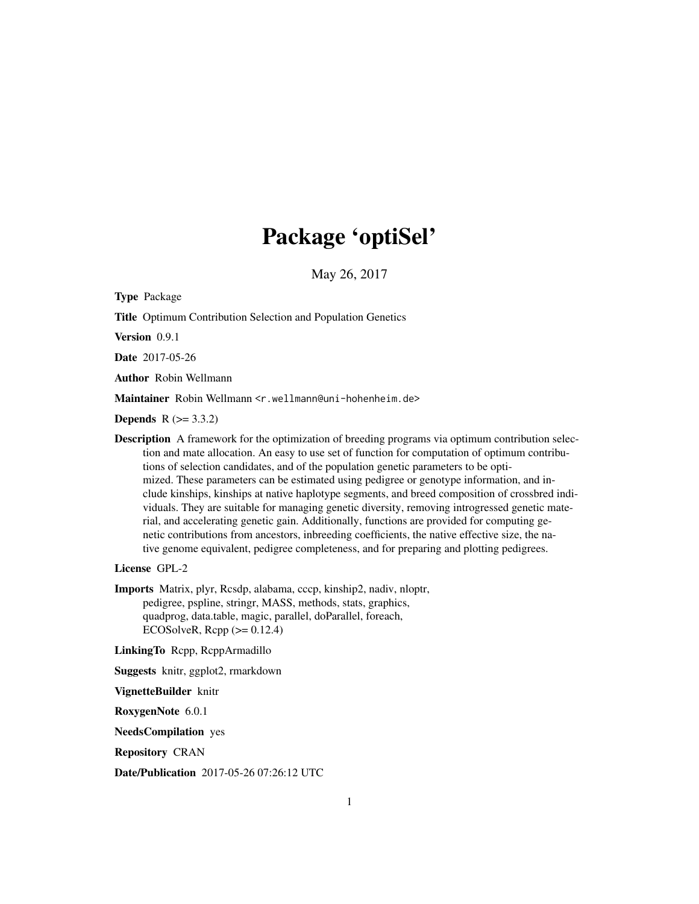# Package 'optiSel'

May 26, 2017

**Type** Package

**Title** Optimum Contribution Selection and Population Genetics

**Version** 0.9.1

**Date** 2017-05-26

**Author** Robin Wellmann

**Maintainer** Robin Wellmann <r.wellmann@uni-hohenheim.de>

**Depends** R (>= 3.3.2)

**Description** A framework for the optimization of breeding programs via optimum contribution selection and mate allocation. An easy to use set of function for computation of optimum contributions of selection candidates, and of the population genetic parameters to be optimized. These parameters can be estimated using pedigree or genotype information, and include kinships, kinships at native haplotype segments, and breed composition of crossbred individuals. They are suitable for managing genetic diversity, removing introgressed genetic material, and accelerating genetic gain. Additionally, functions are provided for computing genetic contributions from ancestors, inbreeding coefficients, the native effective size, the native genome equivalent, pedigree completeness, and for preparing and plotting pedigrees.

**License** GPL-2

**Imports** Matrix, plyr, Rcsdp, alabama, cccp, kinship2, nadiv, nloptr, pedigree, pspline, stringr, MASS, methods, stats, graphics, quadprog, data.table, magic, parallel, doParallel, foreach, ECOSolveR, Rcpp (>= 0.12.4)

**LinkingTo** Rcpp, RcppArmadillo

**Suggests** knitr, ggplot2, rmarkdown

**VignetteBuilder** knitr

**RoxygenNote** 6.0.1

**NeedsCompilation** yes

**Repository** CRAN

**Date/Publication** 2017-05-26 07:26:12 UTC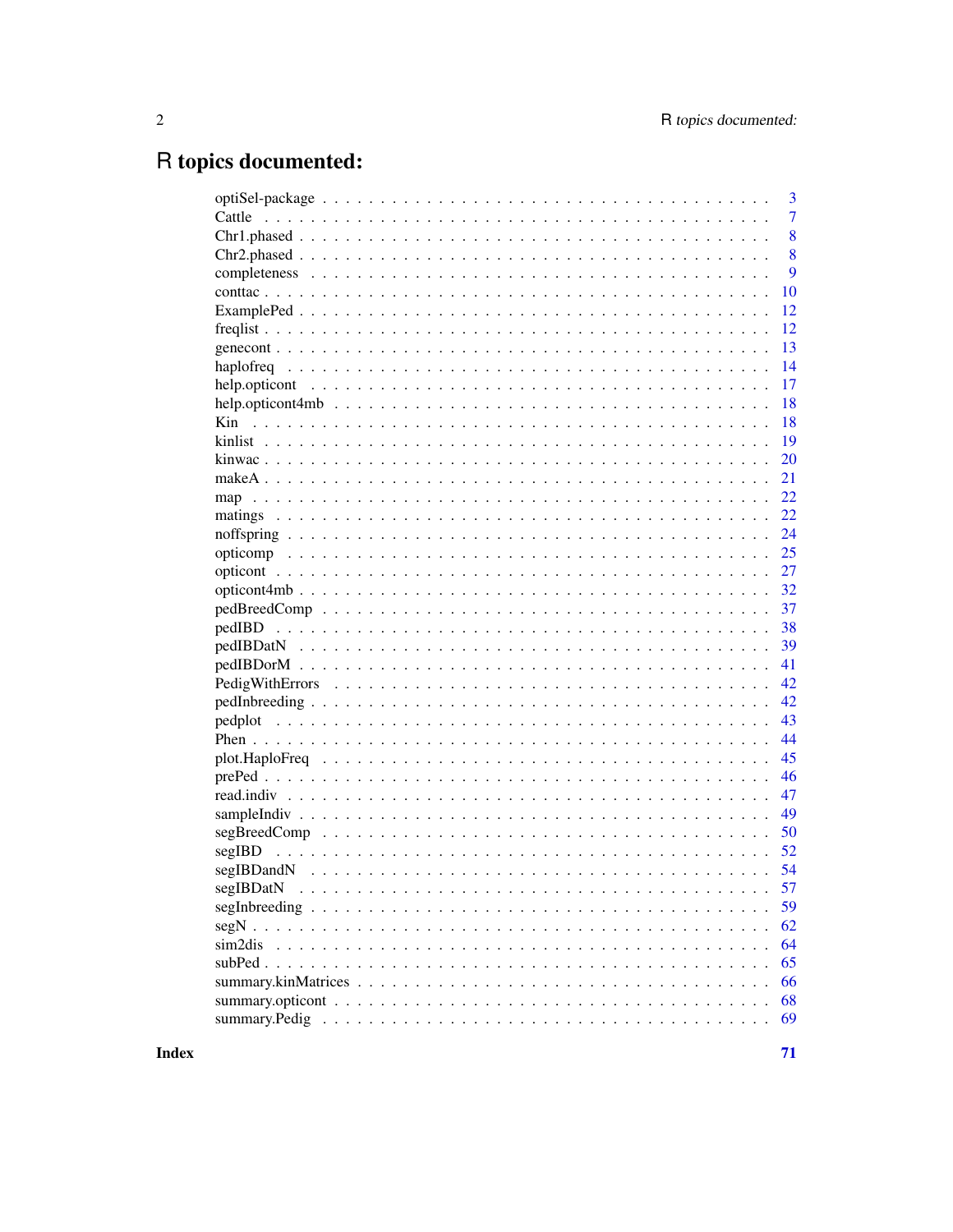# R topics documented:

| | |
|---|---|
| optiSel-package | 3 |
| Cattle | 7 |
| Chr1.phased | 8 |
| Chr2.phased | 8 |
| completeness | 9 |
| conttac | 10 |
| ExamplePed | 12 |
| freqlist | 12 |
| genecont | 13 |
| haplofreq | 14 |
| help.opticont | 17 |
| help.opticont4mb | 18 |
| Kin | 18 |
| kinlist | 19 |
| kinwac | 20 |
| makeA | 21 |
| map | 22 |
| matings | 22 |
| noffspring | 24 |
| opticomp | 25 |
| opticont | 27 |
| opticont4mb | 32 |
| pedBreedComp | 37 |
| pedIBD | 38 |
| pedIBDatN | 39 |
| pedIBDorM | 41 |
| PedigWithErrors | 42 |
| pedInbreeding | 42 |
| pedplot | 43 |
| Phen | 44 |
| plot.HaploFreq | 45 |
| prePed | 46 |
| read.indiv | 47 |
| sampleIndiv | 49 |
| segBreedComp | 50 |
| segIBD | 52 |
| segIBDandN | 54 |
| segIBDatN | 57 |
| segInbreeding | 59 |
| segN | 62 |
| sim2dis | 64 |
| subPed | 65 |
| summary.kinMatrices | 66 |
| summary.opticont | 68 |
| summary.Pedig | 69 |

**Index** **71**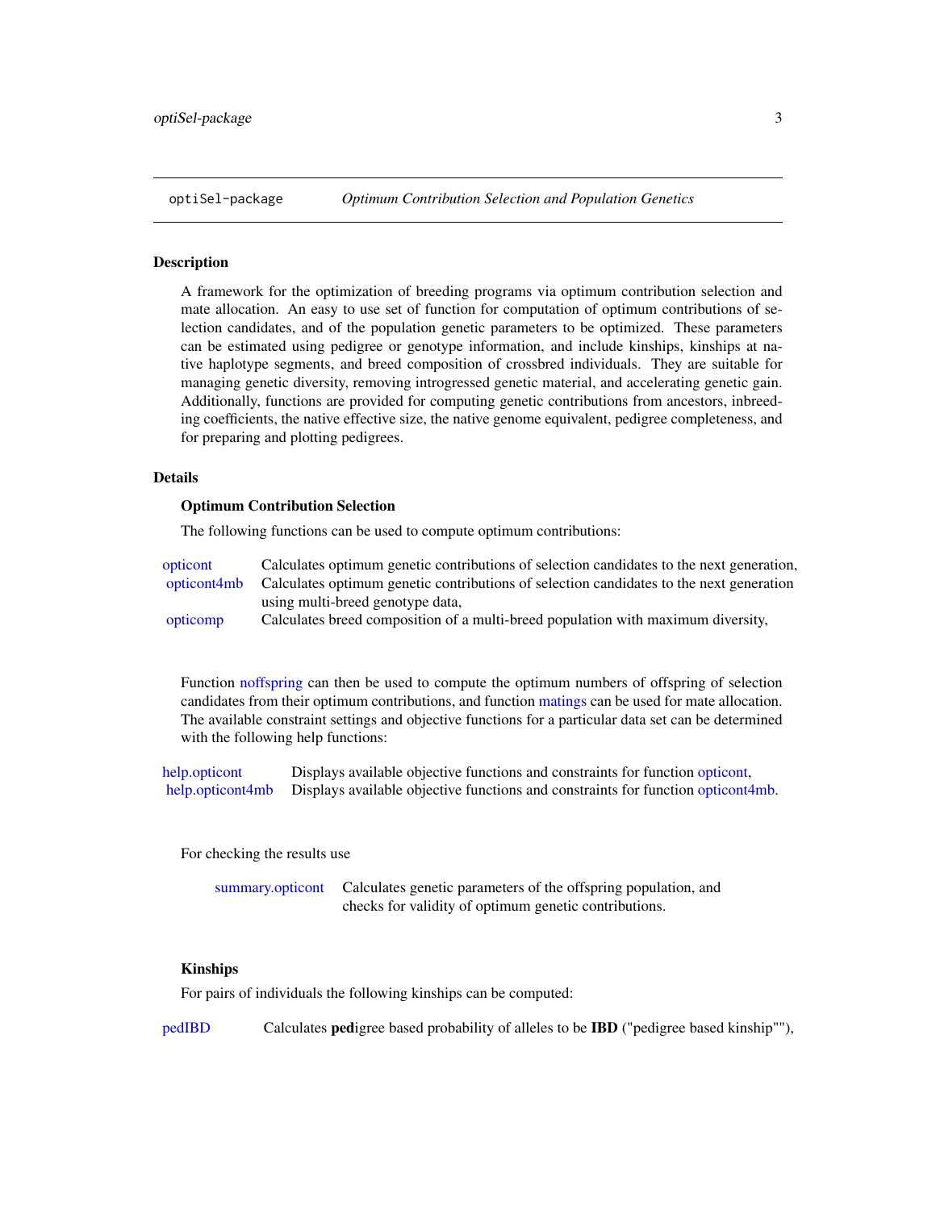optiSel-package *Optimum Contribution Selection and Population Genetics*

## Description

A framework for the optimization of breeding programs via optimum contribution selection and mate allocation. An easy to use set of function for computation of optimum contributions of selection candidates, and of the population genetic parameters to be optimized. These parameters can be estimated using pedigree or genotype information, and include kinships, kinships at native haplotype segments, and breed composition of crossbred individuals. They are suitable for managing genetic diversity, removing introgressed genetic material, and accelerating genetic gain. Additionally, functions are provided for computing genetic contributions from ancestors, inbreeding coefficients, the native effective size, the native genome equivalent, pedigree completeness, and for preparing and plotting pedigrees.

## Details

### Optimum Contribution Selection

The following functions can be used to compute optimum contributions:

| | |
|---|---|
| opticont | Calculates optimum genetic contributions of selection candidates to the next generation, |
| opticont4mb | Calculates optimum genetic contributions of selection candidates to the next generation using multi-breed genotype data, |
| opticomp | Calculates breed composition of a multi-breed population with maximum diversity, |

Function noffspring can then be used to compute the optimum numbers of offspring of selection candidates from their optimum contributions, and function matings can be used for mate allocation. The available constraint settings and objective functions for a particular data set can be determined with the following help functions:

| | |
|---|---|
| help.opticont | Displays available objective functions and constraints for function opticont, |
| help.opticont4mb | Displays available objective functions and constraints for function opticont4mb. |

For checking the results use

| | |
|---|---|
| summary.opticont | Calculates genetic parameters of the offspring population, and checks for validity of optimum genetic contributions. |

### Kinships

For pairs of individuals the following kinships can be computed:

| | |
|---|---|
| pedIBD | Calculates **ped**igree based probability of alleles to be **IBD** ("pedigree based kinship""), |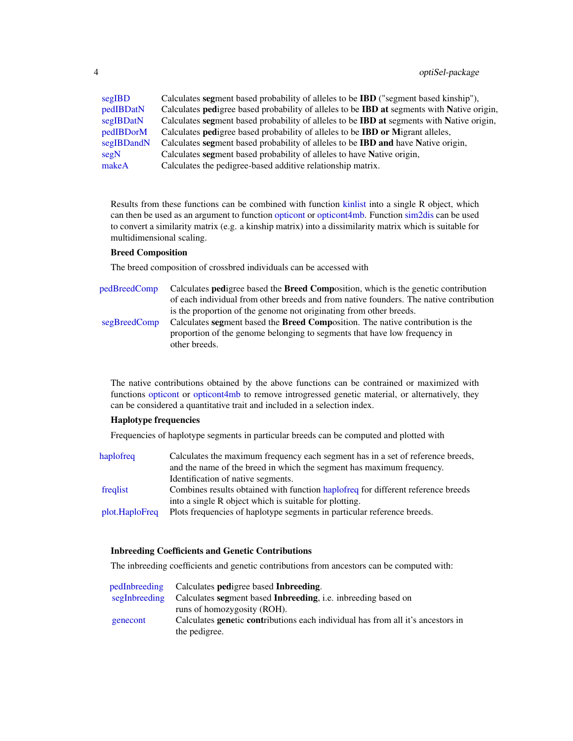| | |
|---|---|
| segIBD | Calculates **seg**ment based probability of alleles to be **IBD** ("segment based kinship"), |
| pedIBDatN | Calculates **ped**igree based probability of alleles to be **IBD at** segments with **N**ative origin, |
| segIBDatN | Calculates **seg**ment based probability of alleles to be **IBD at** segments with **N**ative origin, |
| pedIBDorM | Calculates **ped**igree based probability of alleles to be **IBD or M**igrant alleles, |
| segIBDandN | Calculates **seg**ment based probability of alleles to be **IBD and** have **N**ative origin, |
| segN | Calculates **seg**ment based probability of alleles to have **N**ative origin, |
| makeA | Calculates the pedigree-based additive relationship matrix. |

Results from these functions can be combined with function kinlist into a single R object, which can then be used as an argument to function opticont or opticont4mb. Function sim2dis can be used to convert a similarity matrix (e.g. a kinship matrix) into a dissimilarity matrix which is suitable for multidimensional scaling.

**Breed Composition**

The breed composition of crossbred individuals can be accessed with

| | |
|---|---|
| pedBreedComp | Calculates **ped**igree based the **Breed Comp**osition, which is the genetic contribution of each individual from other breeds and from native founders. The native contribution is the proportion of the genome not originating from other breeds. |
| segBreedComp | Calculates **seg**ment based the **Breed Comp**osition. The native contribution is the proportion of the genome belonging to segments that have low frequency in other breeds. |

The native contributions obtained by the above functions can be contrained or maximized with functions opticont or opticont4mb to remove introgressed genetic material, or alternatively, they can be considered a quantitative trait and included in a selection index.

**Haplotype frequencies**

Frequencies of haplotype segments in particular breeds can be computed and plotted with

| | |
|---|---|
| haplofreq | Calculates the maximum frequency each segment has in a set of reference breeds, and the name of the breed in which the segment has maximum frequency. Identification of native segments. |
| freqlist | Combines results obtained with function haplofreq for different reference breeds into a single R object which is suitable for plotting. |
| plot.HaploFreq | Plots frequencies of haplotype segments in particular reference breeds. |

**Inbreeding Coefficients and Genetic Contributions**

The inbreeding coefficients and genetic contributions from ancestors can be computed with:

| | |
|---|---|
| pedInbreeding | Calculates **ped**igree based **Inbreeding**. |
| segInbreeding | Calculates **seg**ment based **Inbreeding**, i.e. inbreeding based on runs of homozygosity (ROH). |
| genecont | Calculates **gene**tic **cont**ributions each individual has from all it's ancestors in the pedigree. |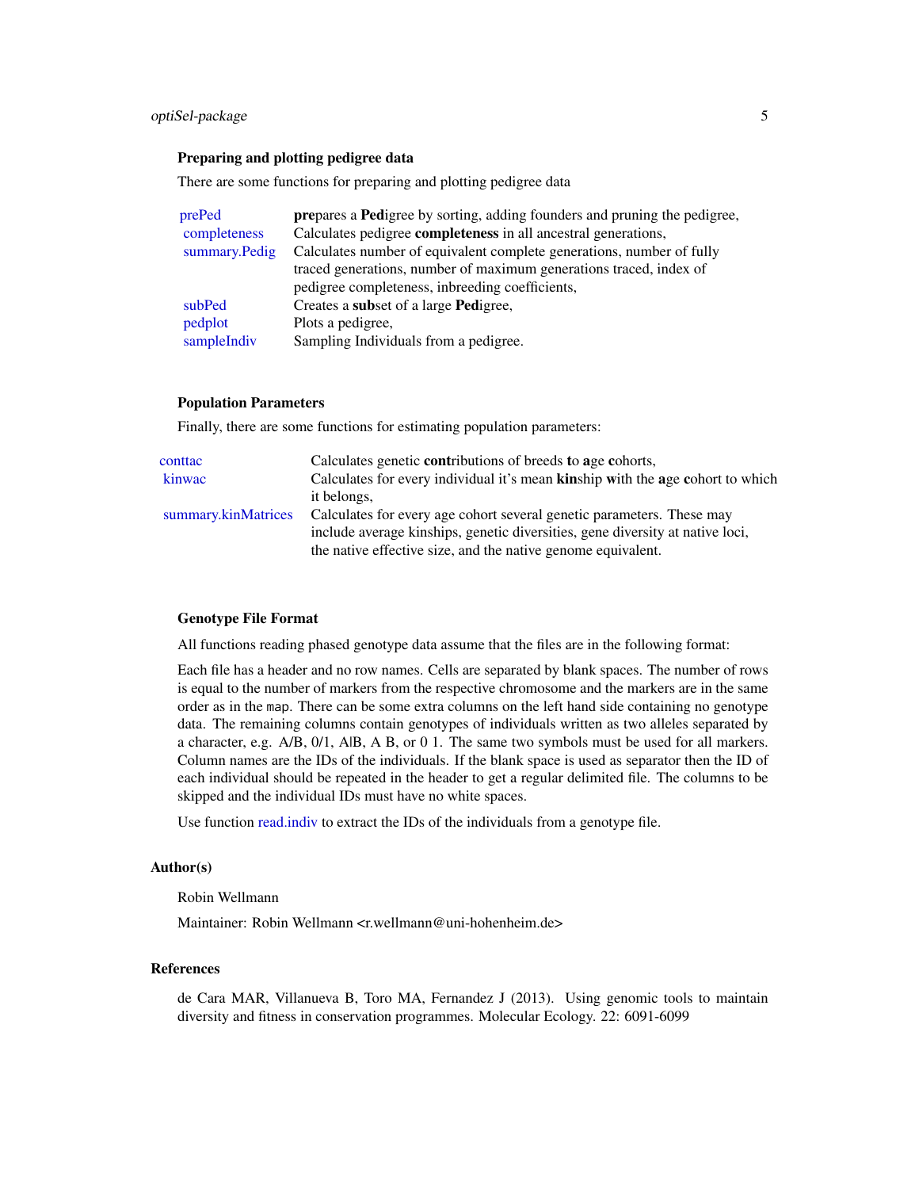### Preparing and plotting pedigree data

There are some functions for preparing and plotting pedigree data

| | |
|---|---|
| prePed | **pre**pares a **Ped**igree by sorting, adding founders and pruning the pedigree, |
| completeness | Calculates pedigree **completeness** in all ancestral generations, |
| summary.Pedig | Calculates number of equivalent complete generations, number of fully traced generations, number of maximum generations traced, index of pedigree completeness, inbreeding coefficients, |
| subPed | Creates a **sub**set of a large **Ped**igree, |
| pedplot | Plots a pedigree, |
| sampleIndiv | Sampling Individuals from a pedigree. |

### Population Parameters

Finally, there are some functions for estimating population parameters:

| | |
|---|---|
| conttac | Calculates genetic **cont**ributions of breeds **t**o **a**ge **c**ohorts, |
| kinwac | Calculates for every individual it's mean **kin**ship **w**ith the **a**ge **c**ohort to which it belongs, |
| summary.kinMatrices | Calculates for every age cohort several genetic parameters. These may include average kinships, genetic diversities, gene diversity at native loci, the native effective size, and the native genome equivalent. |

### Genotype File Format

All functions reading phased genotype data assume that the files are in the following format:

Each file has a header and no row names. Cells are separated by blank spaces. The number of rows is equal to the number of markers from the respective chromosome and the markers are in the same order as in the `map`. There can be some extra columns on the left hand side containing no genotype data. The remaining columns contain genotypes of individuals written as two alleles separated by a character, e.g. A/B, 0/1, A|B, A B, or 0 1. The same two symbols must be used for all markers. Column names are the IDs of the individuals. If the blank space is used as separator then the ID of each individual should be repeated in the header to get a regular delimited file. The columns to be skipped and the individual IDs must have no white spaces.

Use function read.indiv to extract the IDs of the individuals from a genotype file.

## Author(s)

Robin Wellmann

Maintainer: Robin Wellmann <r.wellmann@uni-hohenheim.de>

## References

de Cara MAR, Villanueva B, Toro MA, Fernandez J (2013). Using genomic tools to maintain diversity and fitness in conservation programmes. Molecular Ecology. 22: 6091-6099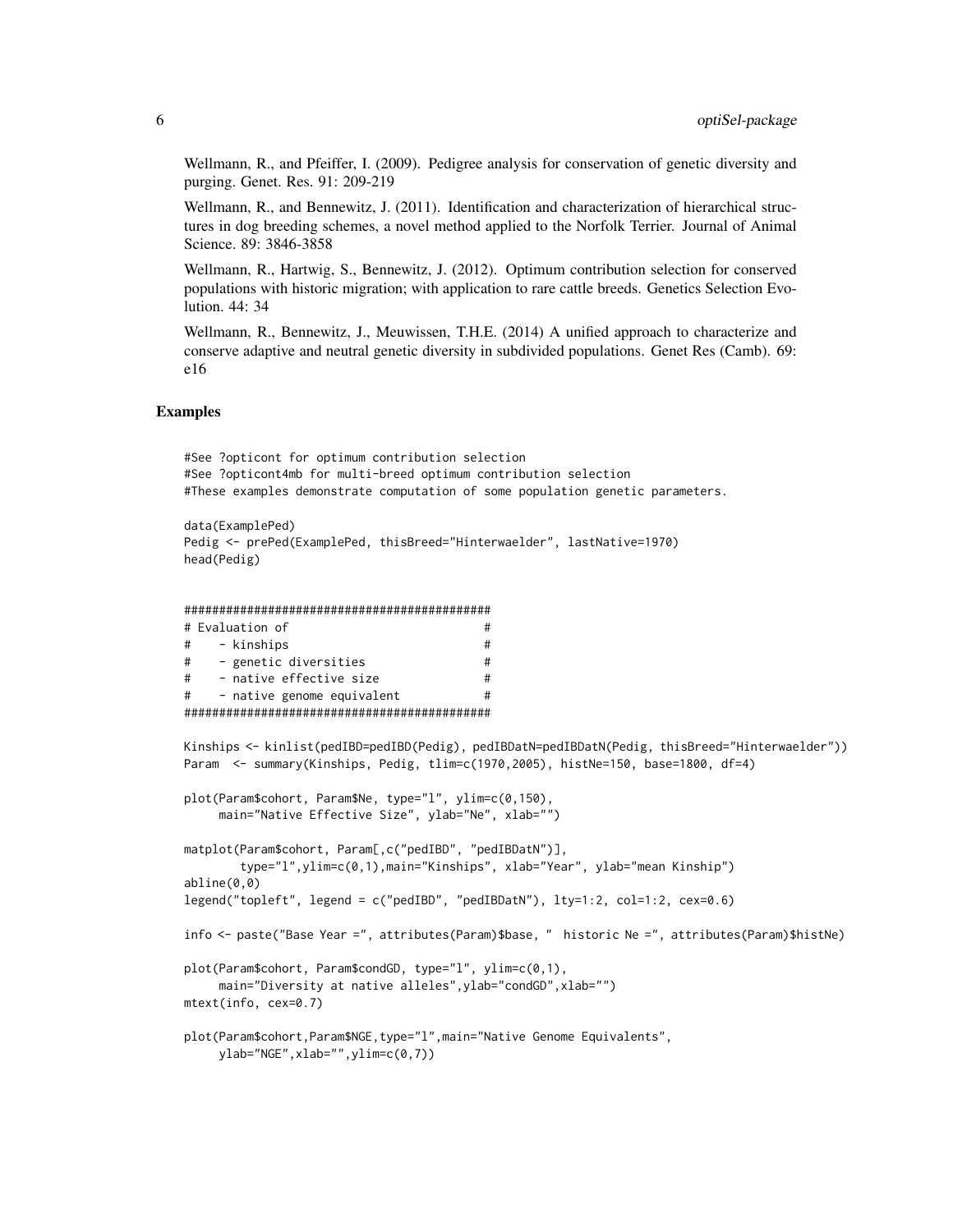Wellmann, R., and Pfeiffer, I. (2009). Pedigree analysis for conservation of genetic diversity and purging. Genet. Res. 91: 209-219

Wellmann, R., and Bennewitz, J. (2011). Identification and characterization of hierarchical structures in dog breeding schemes, a novel method applied to the Norfolk Terrier. Journal of Animal Science. 89: 3846-3858

Wellmann, R., Hartwig, S., Bennewitz, J. (2012). Optimum contribution selection for conserved populations with historic migration; with application to rare cattle breeds. Genetics Selection Evolution. 44: 34

Wellmann, R., Bennewitz, J., Meuwissen, T.H.E. (2014) A unified approach to characterize and conserve adaptive and neutral genetic diversity in subdivided populations. Genet Res (Camb). 69: e16

## Examples

```
#See ?opticont for optimum contribution selection
#See ?opticont4mb for multi-breed optimum contribution selection
#These examples demonstrate computation of some population genetic parameters.

data(ExamplePed)
Pedig <- prePed(ExamplePed, thisBreed="Hinterwaelder", lastNative=1970)
head(Pedig)


############################################
# Evaluation of                            #
#    - kinships                            #
#    - genetic diversities                 #
#    - native effective size               #
#    - native genome equivalent            #
############################################

Kinships <- kinlist(pedIBD=pedIBD(Pedig), pedIBDatN=pedIBDatN(Pedig, thisBreed="Hinterwaelder"))
Param  <- summary(Kinships, Pedig, tlim=c(1970,2005), histNe=150, base=1800, df=4)

plot(Param$cohort, Param$Ne, type="l", ylim=c(0,150),
     main="Native Effective Size", ylab="Ne", xlab="")

matplot(Param$cohort, Param[,c("pedIBD", "pedIBDatN")],
        type="l",ylim=c(0,1),main="Kinships", xlab="Year", ylab="mean Kinship")
abline(0,0)
legend("topleft", legend = c("pedIBD", "pedIBDatN"), lty=1:2, col=1:2, cex=0.6)

info <- paste("Base Year =", attributes(Param)$base, "  historic Ne =", attributes(Param)$histNe)

plot(Param$cohort, Param$condGD, type="l", ylim=c(0,1),
     main="Diversity at native alleles",ylab="condGD",xlab="")
mtext(info, cex=0.7)

plot(Param$cohort,Param$NGE,type="l",main="Native Genome Equivalents",
     ylab="NGE",xlab="",ylim=c(0,7))
```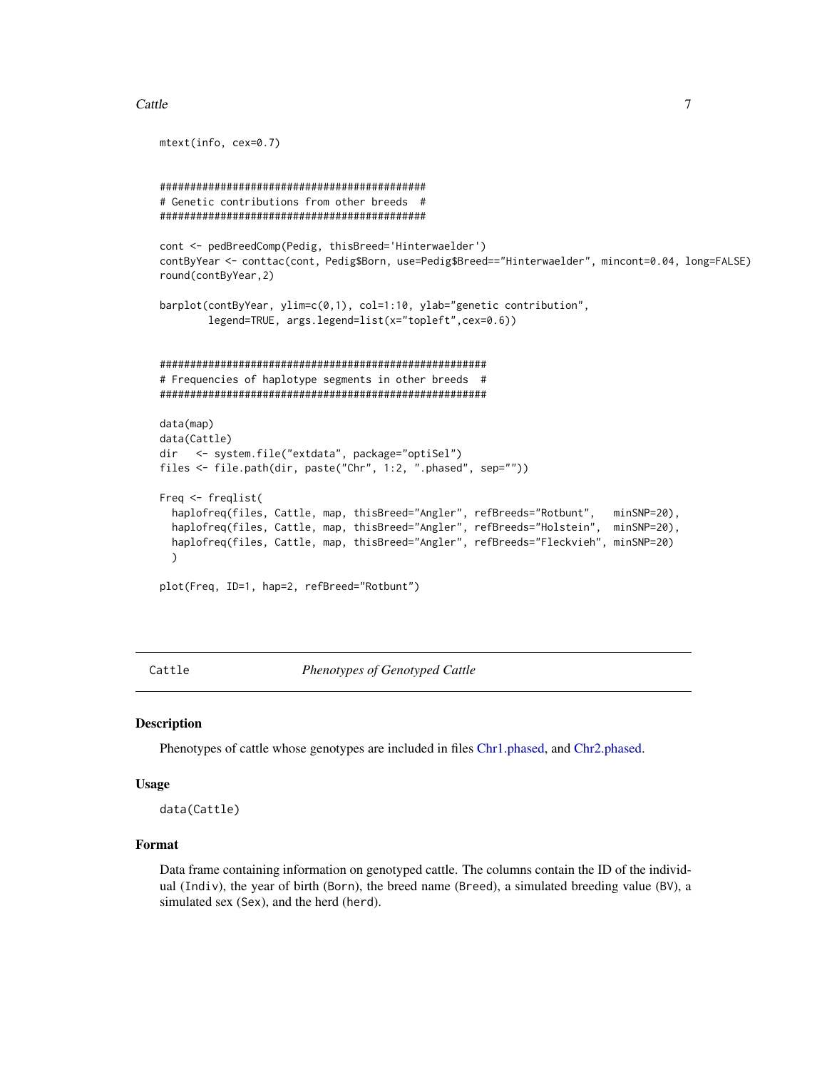```
mtext(info, cex=0.7)


##############################################
# Genetic contributions from other breeds  #
##############################################

cont <- pedBreedComp(Pedig, thisBreed='Hinterwaelder')
contByYear <- conttac(cont, Pedig$Born, use=Pedig$Breed=="Hinterwaelder", mincont=0.04, long=FALSE)
round(contByYear,2)

barplot(contByYear, ylim=c(0,1), col=1:10, ylab="genetic contribution",
        legend=TRUE, args.legend=list(x="topleft",cex=0.6))


######################################################
# Frequencies of haplotype segments in other breeds  #
######################################################

data(map)
data(Cattle)
dir   <- system.file("extdata", package="optiSel")
files <- file.path(dir, paste("Chr", 1:2, ".phased", sep=""))

Freq <- freqlist(
  haplofreq(files, Cattle, map, thisBreed="Angler", refBreeds="Rotbunt",   minSNP=20),
  haplofreq(files, Cattle, map, thisBreed="Angler", refBreeds="Holstein",  minSNP=20),
  haplofreq(files, Cattle, map, thisBreed="Angler", refBreeds="Fleckvieh", minSNP=20)
  )

plot(Freq, ID=1, hap=2, refBreed="Rotbunt")
```

---

`Cattle` *Phenotypes of Genotyped Cattle*

---

### Description

Phenotypes of cattle whose genotypes are included in files Chr1.phased, and Chr2.phased.

### Usage

```
data(Cattle)
```

### Format

Data frame containing information on genotyped cattle. The columns contain the ID of the individual (`Indiv`), the year of birth (`Born`), the breed name (`Breed`), a simulated breeding value (`BV`), a simulated sex (`Sex`), and the herd (`herd`).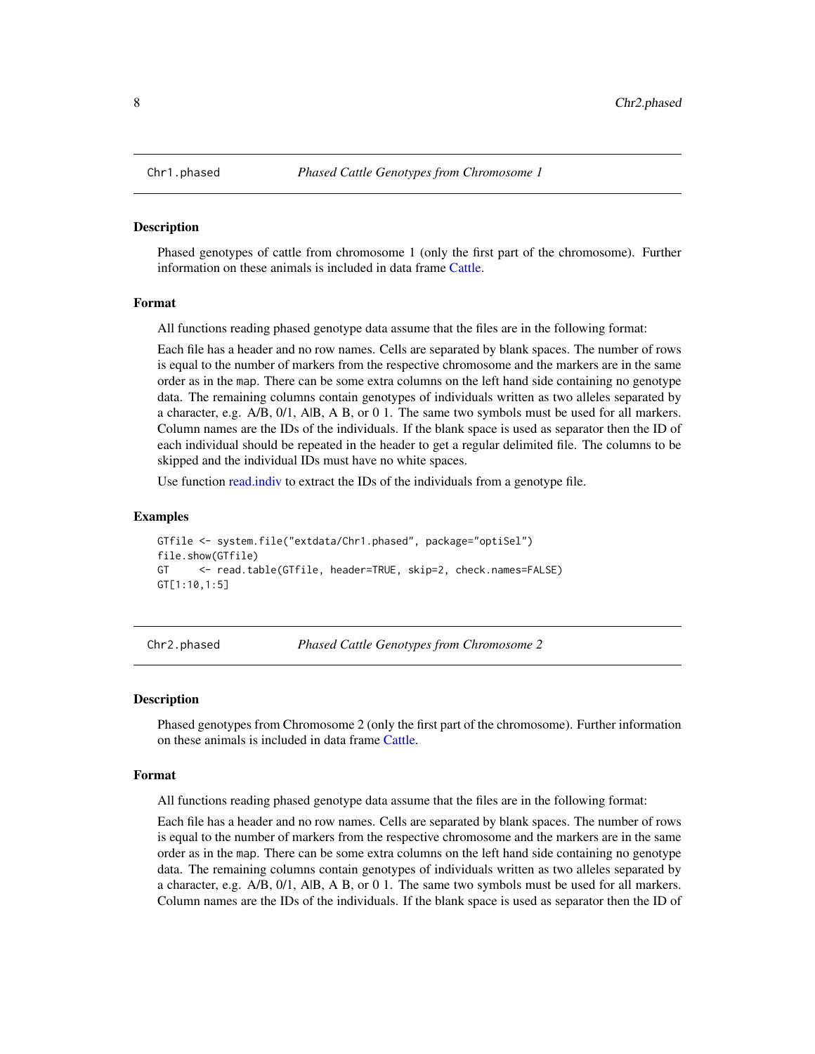## Chr1.phased *Phased Cattle Genotypes from Chromosome 1*

### Description

Phased genotypes of cattle from chromosome 1 (only the first part of the chromosome). Further information on these animals is included in data frame Cattle.

### Format

All functions reading phased genotype data assume that the files are in the following format:

Each file has a header and no row names. Cells are separated by blank spaces. The number of rows is equal to the number of markers from the respective chromosome and the markers are in the same order as in the `map`. There can be some extra columns on the left hand side containing no genotype data. The remaining columns contain genotypes of individuals written as two alleles separated by a character, e.g. A/B, 0/1, A|B, A B, or 0 1. The same two symbols must be used for all markers. Column names are the IDs of the individuals. If the blank space is used as separator then the ID of each individual should be repeated in the header to get a regular delimited file. The columns to be skipped and the individual IDs must have no white spaces.

Use function read.indiv to extract the IDs of the individuals from a genotype file.

### Examples

```
GTfile <- system.file("extdata/Chr1.phased", package="optiSel")
file.show(GTfile)
GT     <- read.table(GTfile, header=TRUE, skip=2, check.names=FALSE)
GT[1:10,1:5]
```

## Chr2.phased *Phased Cattle Genotypes from Chromosome 2*

### Description

Phased genotypes from Chromosome 2 (only the first part of the chromosome). Further information on these animals is included in data frame Cattle.

### Format

All functions reading phased genotype data assume that the files are in the following format:

Each file has a header and no row names. Cells are separated by blank spaces. The number of rows is equal to the number of markers from the respective chromosome and the markers are in the same order as in the `map`. There can be some extra columns on the left hand side containing no genotype data. The remaining columns contain genotypes of individuals written as two alleles separated by a character, e.g. A/B, 0/1, A|B, A B, or 0 1. The same two symbols must be used for all markers. Column names are the IDs of the individuals. If the blank space is used as separator then the ID of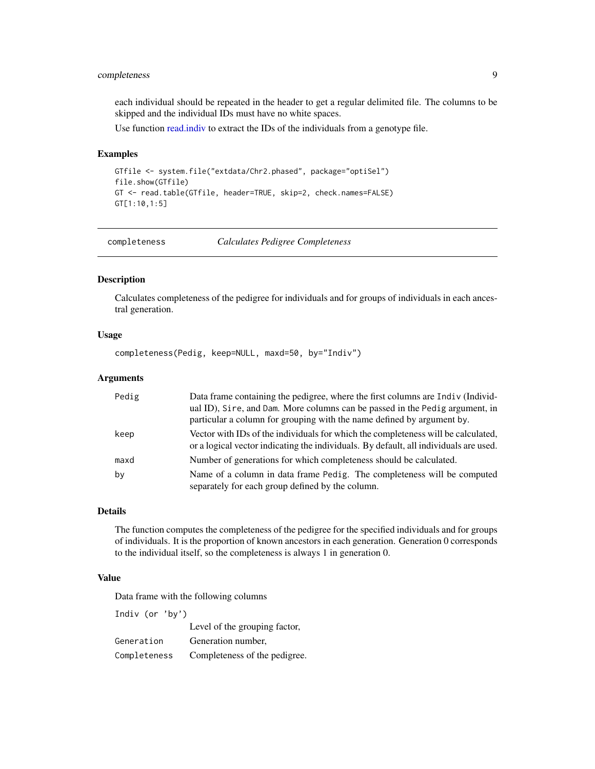each individual should be repeated in the header to get a regular delimited file. The columns to be skipped and the individual IDs must have no white spaces.

Use function read.indiv to extract the IDs of the individuals from a genotype file.

## Examples

```
GTfile <- system.file("extdata/Chr2.phased", package="optiSel")
file.show(GTfile)
GT <- read.table(GTfile, header=TRUE, skip=2, check.names=FALSE)
GT[1:10,1:5]
```

---

# completeness *Calculates Pedigree Completeness*

---

## Description

Calculates completeness of the pedigree for individuals and for groups of individuals in each ancestral generation.

## Usage

```
completeness(Pedig, keep=NULL, maxd=50, by="Indiv")
```

## Arguments

| | |
|---|---|
| `Pedig` | Data frame containing the pedigree, where the first columns are `Indiv` (Individual ID), `Sire`, and `Dam`. More columns can be passed in the `Pedig` argument, in particular a column for grouping with the name defined by argument `by`. |
| `keep` | Vector with IDs of the individuals for which the completeness will be calculated, or a logical vector indicating the individuals. By default, all individuals are used. |
| `maxd` | Number of generations for which completeness should be calculated. |
| `by` | Name of a column in data frame `Pedig`. The completeness will be computed separately for each group defined by the column. |

## Details

The function computes the completeness of the pedigree for the specified individuals and for groups of individuals. It is the proportion of known ancestors in each generation. Generation 0 corresponds to the individual itself, so the completeness is always 1 in generation 0.

## Value

Data frame with the following columns

| | |
|---|---|
| `Indiv (or 'by')` | Level of the grouping factor, |
| `Generation` | Generation number, |
| `Completeness` | Completeness of the pedigree. |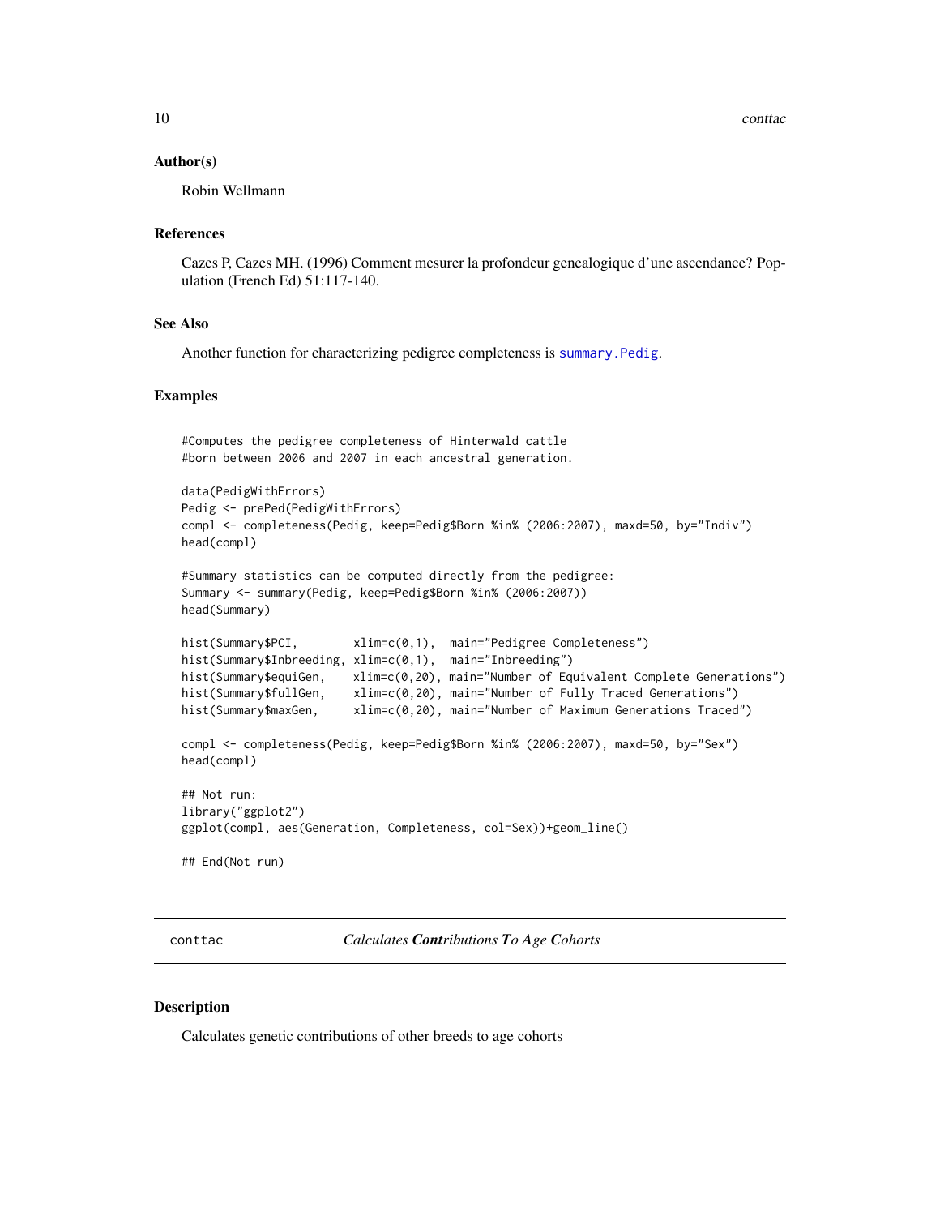### Author(s)

Robin Wellmann

### References

Cazes P, Cazes MH. (1996) Comment mesurer la profondeur genealogique d'une ascendance? Population (French Ed) 51:117-140.

### See Also

Another function for characterizing pedigree completeness is `summary.Pedig`.

### Examples

```
#Computes the pedigree completeness of Hinterwald cattle
#born between 2006 and 2007 in each ancestral generation.

data(PedigWithErrors)
Pedig <- prePed(PedigWithErrors)
compl <- completeness(Pedig, keep=Pedig$Born %in% (2006:2007), maxd=50, by="Indiv")
head(compl)

#Summary statistics can be computed directly from the pedigree:
Summary <- summary(Pedig, keep=Pedig$Born %in% (2006:2007))
head(Summary)

hist(Summary$PCI,        xlim=c(0,1),  main="Pedigree Completeness")
hist(Summary$Inbreeding, xlim=c(0,1),  main="Inbreeding")
hist(Summary$equiGen,    xlim=c(0,20), main="Number of Equivalent Complete Generations")
hist(Summary$fullGen,    xlim=c(0,20), main="Number of Fully Traced Generations")
hist(Summary$maxGen,     xlim=c(0,20), main="Number of Maximum Generations Traced")

compl <- completeness(Pedig, keep=Pedig$Born %in% (2006:2007), maxd=50, by="Sex")
head(compl)

## Not run:
library("ggplot2")
ggplot(compl, aes(Generation, Completeness, col=Sex))+geom_line()

## End(Not run)
```

---

## conttac *Calculates **Cont**ributions **T**o **A**ge **C**ohorts*

### Description

Calculates genetic contributions of other breeds to age cohorts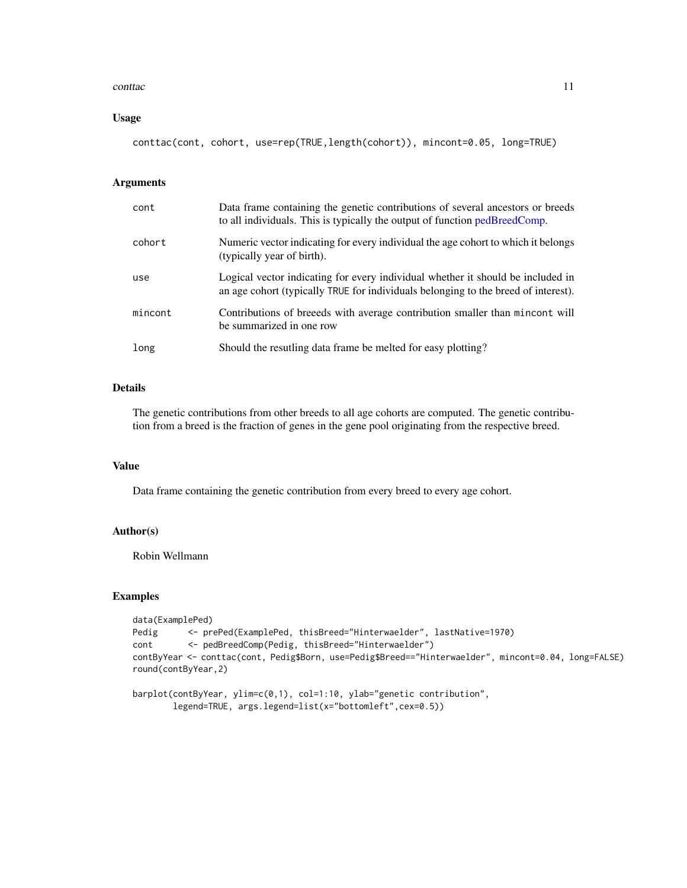### Usage

```
conttac(cont, cohort, use=rep(TRUE,length(cohort)), mincont=0.05, long=TRUE)
```

### Arguments

| | |
|---|---|
| `cont` | Data frame containing the genetic contributions of several ancestors or breeds to all individuals. This is typically the output of function pedBreedComp. |
| `cohort` | Numeric vector indicating for every individual the age cohort to which it belongs (typically year of birth). |
| `use` | Logical vector indicating for every individual whether it should be included in an age cohort (typically `TRUE` for individuals belonging to the breed of interest). |
| `mincont` | Contributions of breeeds with average contribution smaller than `mincont` will be summarized in one row |
| `long` | Should the resutling data frame be melted for easy plotting? |

### Details

The genetic contributions from other breeds to all age cohorts are computed. The genetic contribution from a breed is the fraction of genes in the gene pool originating from the respective breed.

### Value

Data frame containing the genetic contribution from every breed to every age cohort.

### Author(s)

Robin Wellmann

### Examples

```
data(ExamplePed)
Pedig      <- prePed(ExamplePed, thisBreed="Hinterwaelder", lastNative=1970)
cont       <- pedBreedComp(Pedig, thisBreed="Hinterwaelder")
contByYear <- conttac(cont, Pedig$Born, use=Pedig$Breed=="Hinterwaelder", mincont=0.04, long=FALSE)
round(contByYear,2)

barplot(contByYear, ylim=c(0,1), col=1:10, ylab="genetic contribution",
        legend=TRUE, args.legend=list(x="bottomleft",cex=0.5))
```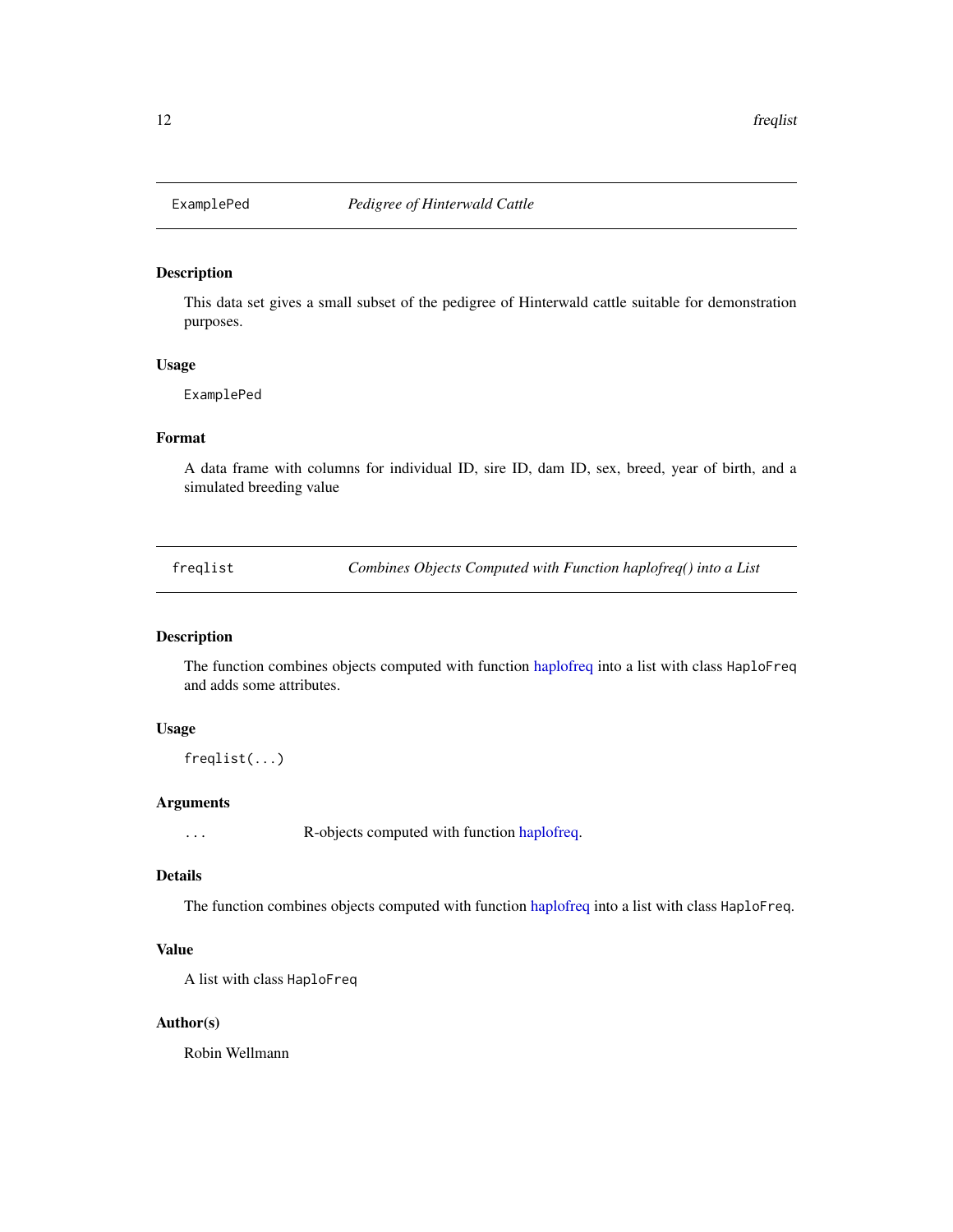## ExamplePed — *Pedigree of Hinterwald Cattle*

### Description

This data set gives a small subset of the pedigree of Hinterwald cattle suitable for demonstration purposes.

### Usage

```
ExamplePed
```

### Format

A data frame with columns for individual ID, sire ID, dam ID, sex, breed, year of birth, and a simulated breeding value

## freqlist — *Combines Objects Computed with Function haplofreq() into a List*

### Description

The function combines objects computed with function haplofreq into a list with class `HaploFreq` and adds some attributes.

### Usage

```
freqlist(...)
```

### Arguments

| | |
|---|---|
| `...` | R-objects computed with function haplofreq. |

### Details

The function combines objects computed with function haplofreq into a list with class `HaploFreq`.

### Value

A list with class `HaploFreq`

### Author(s)

Robin Wellmann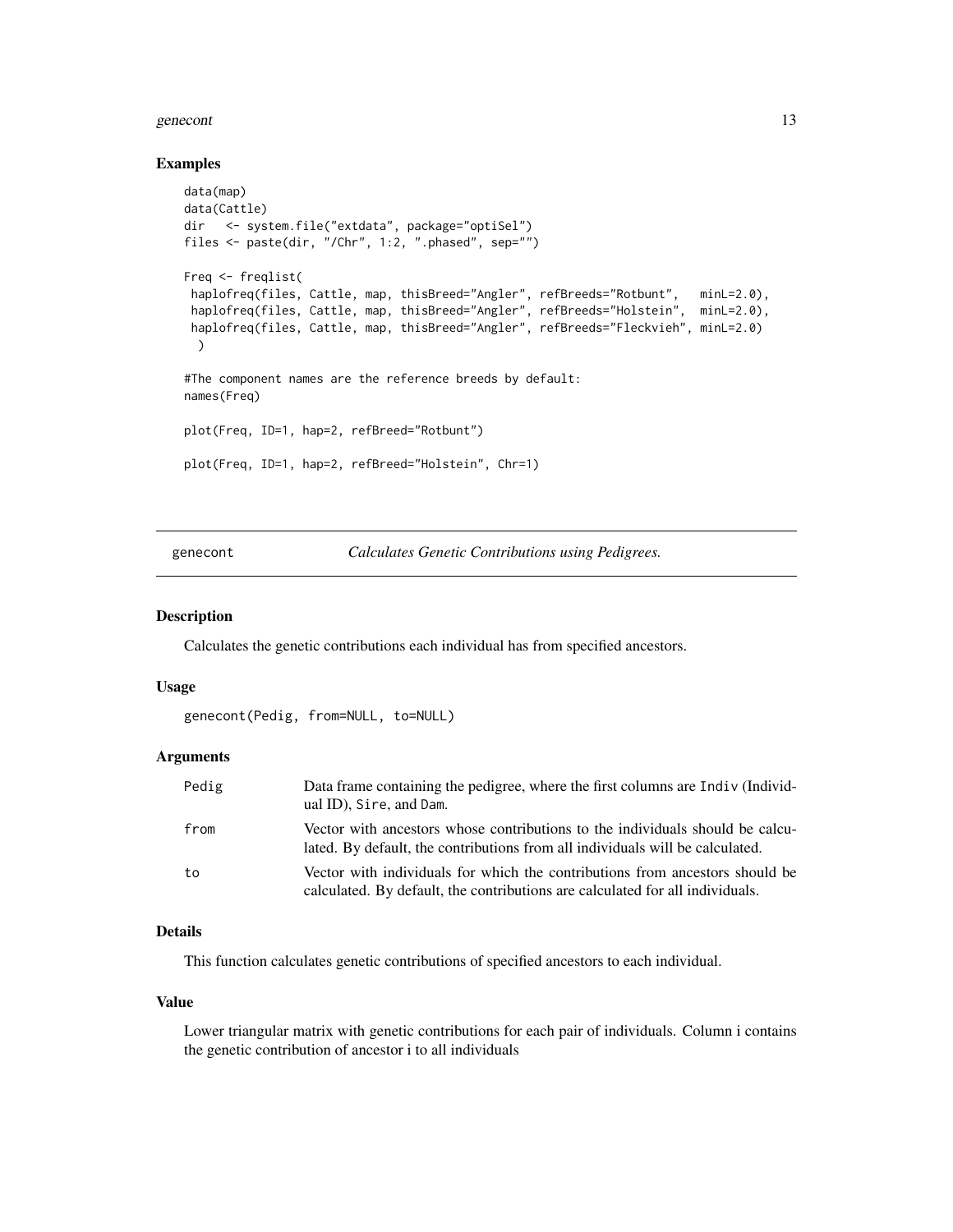### Examples

```
data(map)
data(Cattle)
dir   <- system.file("extdata", package="optiSel")
files <- paste(dir, "/Chr", 1:2, ".phased", sep="")

Freq <- freqlist(
 haplofreq(files, Cattle, map, thisBreed="Angler", refBreeds="Rotbunt",   minL=2.0),
 haplofreq(files, Cattle, map, thisBreed="Angler", refBreeds="Holstein",  minL=2.0),
 haplofreq(files, Cattle, map, thisBreed="Angler", refBreeds="Fleckvieh", minL=2.0)
  )

#The component names are the reference breeds by default:
names(Freq)

plot(Freq, ID=1, hap=2, refBreed="Rotbunt")

plot(Freq, ID=1, hap=2, refBreed="Holstein", Chr=1)
```

---

## genecont — *Calculates Genetic Contributions using Pedigrees.*

### Description

Calculates the genetic contributions each individual has from specified ancestors.

### Usage

```
genecont(Pedig, from=NULL, to=NULL)
```

### Arguments

| | |
|---|---|
| `Pedig` | Data frame containing the pedigree, where the first columns are `Indiv` (Individual ID), `Sire`, and `Dam`. |
| `from` | Vector with ancestors whose contributions to the individuals should be calculated. By default, the contributions from all individuals will be calculated. |
| `to` | Vector with individuals for which the contributions from ancestors should be calculated. By default, the contributions are calculated for all individuals. |

### Details

This function calculates genetic contributions of specified ancestors to each individual.

### Value

Lower triangular matrix with genetic contributions for each pair of individuals. Column i contains the genetic contribution of ancestor i to all individuals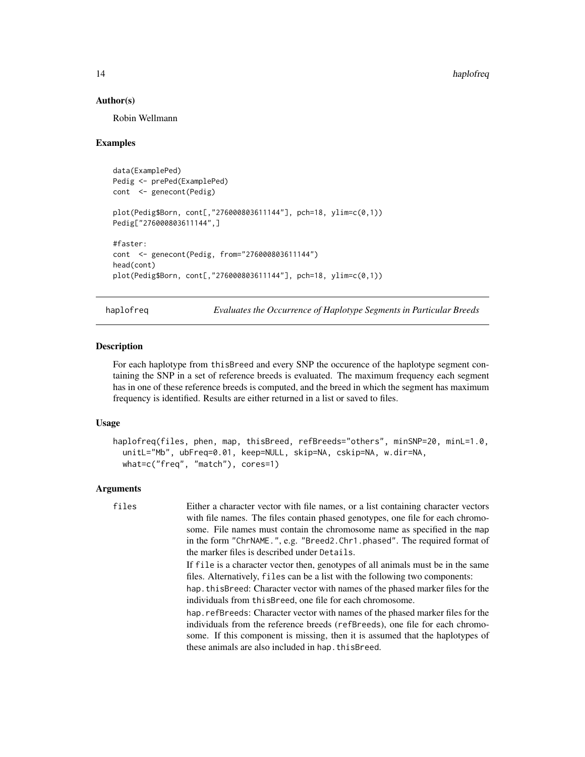### Author(s)

Robin Wellmann

### Examples

```
data(ExamplePed)
Pedig <- prePed(ExamplePed)
cont  <- genecont(Pedig)

plot(Pedig$Born, cont[,"276000803611144"], pch=18, ylim=c(0,1))
Pedig["276000803611144",]

#faster:
cont  <- genecont(Pedig, from="276000803611144")
head(cont)
plot(Pedig$Born, cont[,"276000803611144"], pch=18, ylim=c(0,1))
```

---

## haplofreq — *Evaluates the Occurrence of Haplotype Segments in Particular Breeds*

### Description

For each haplotype from `thisBreed` and every SNP the occurence of the haplotype segment containing the SNP in a set of reference breeds is evaluated. The maximum frequency each segment has in one of these reference breeds is computed, and the breed in which the segment has maximum frequency is identified. Results are either returned in a list or saved to files.

### Usage

```
haplofreq(files, phen, map, thisBreed, refBreeds="others", minSNP=20, minL=1.0,
  unitL="Mb", ubFreq=0.01, keep=NULL, skip=NA, cskip=NA, w.dir=NA,
  what=c("freq", "match"), cores=1)
```

### Arguments

`files` Either a character vector with file names, or a list containing character vectors with file names. The files contain phased genotypes, one file for each chromosome. File names must contain the chromosome name as specified in the `map` in the form `"ChrNAME."`, e.g. `"Breed2.Chr1.phased"`. The required format of the marker files is described under `Details`.

If `file` is a character vector then, genotypes of all animals must be in the same files. Alternatively, `files` can be a list with the following two components:

`hap.thisBreed`: Character vector with names of the phased marker files for the individuals from `thisBreed`, one file for each chromosome.

`hap.refBreeds`: Character vector with names of the phased marker files for the individuals from the reference breeds (`refBreeds`), one file for each chromosome. If this component is missing, then it is assumed that the haplotypes of these animals are also included in `hap.thisBreed`.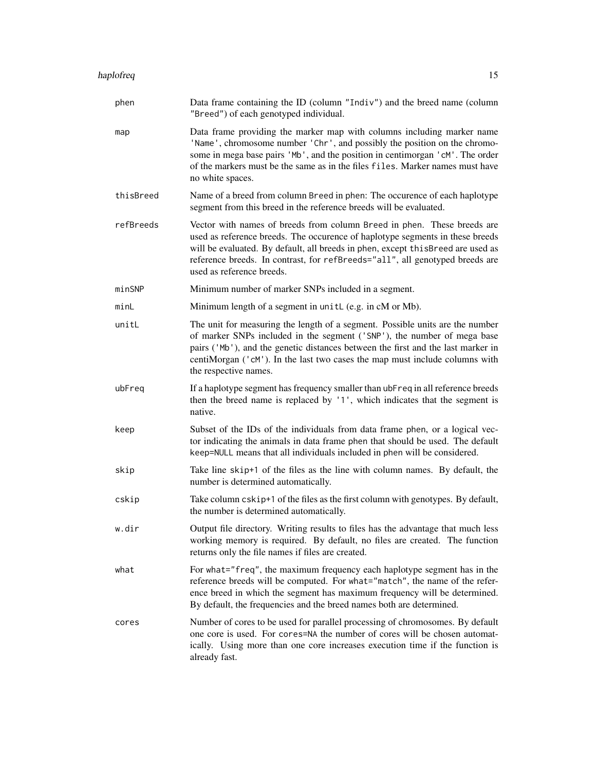| | |
|---|---|
| phen | Data frame containing the ID (column "Indiv") and the breed name (column "Breed") of each genotyped individual. |
| map | Data frame providing the marker map with columns including marker name 'Name', chromosome number 'Chr', and possibly the position on the chromosome in mega base pairs 'Mb', and the position in centimorgan 'cM'. The order of the markers must be the same as in the files files. Marker names must have no white spaces. |
| thisBreed | Name of a breed from column Breed in phen: The occurence of each haplotype segment from this breed in the reference breeds will be evaluated. |
| refBreeds | Vector with names of breeds from column Breed in phen. These breeds are used as reference breeds. The occurence of haplotype segments in these breeds will be evaluated. By default, all breeds in phen, except thisBreed are used as reference breeds. In contrast, for refBreeds="all", all genotyped breeds are used as reference breeds. |
| minSNP | Minimum number of marker SNPs included in a segment. |
| minL | Minimum length of a segment in unitL (e.g. in cM or Mb). |
| unitL | The unit for measuring the length of a segment. Possible units are the number of marker SNPs included in the segment ('SNP'), the number of mega base pairs ('Mb'), and the genetic distances between the first and the last marker in centiMorgan ('cM'). In the last two cases the map must include columns with the respective names. |
| ubFreq | If a haplotype segment has frequency smaller than ubFreq in all reference breeds then the breed name is replaced by '1', which indicates that the segment is native. |
| keep | Subset of the IDs of the individuals from data frame phen, or a logical vector indicating the animals in data frame phen that should be used. The default keep=NULL means that all individuals included in phen will be considered. |
| skip | Take line skip+1 of the files as the line with column names. By default, the number is determined automatically. |
| cskip | Take column cskip+1 of the files as the first column with genotypes. By default, the number is determined automatically. |
| w.dir | Output file directory. Writing results to files has the advantage that much less working memory is required. By default, no files are created. The function returns only the file names if files are created. |
| what | For what="freq", the maximum frequency each haplotype segment has in the reference breeds will be computed. For what="match", the name of the reference breed in which the segment has maximum frequency will be determined. By default, the frequencies and the breed names both are determined. |
| cores | Number of cores to be used for parallel processing of chromosomes. By default one core is used. For cores=NA the number of cores will be chosen automatically. Using more than one core increases execution time if the function is already fast. |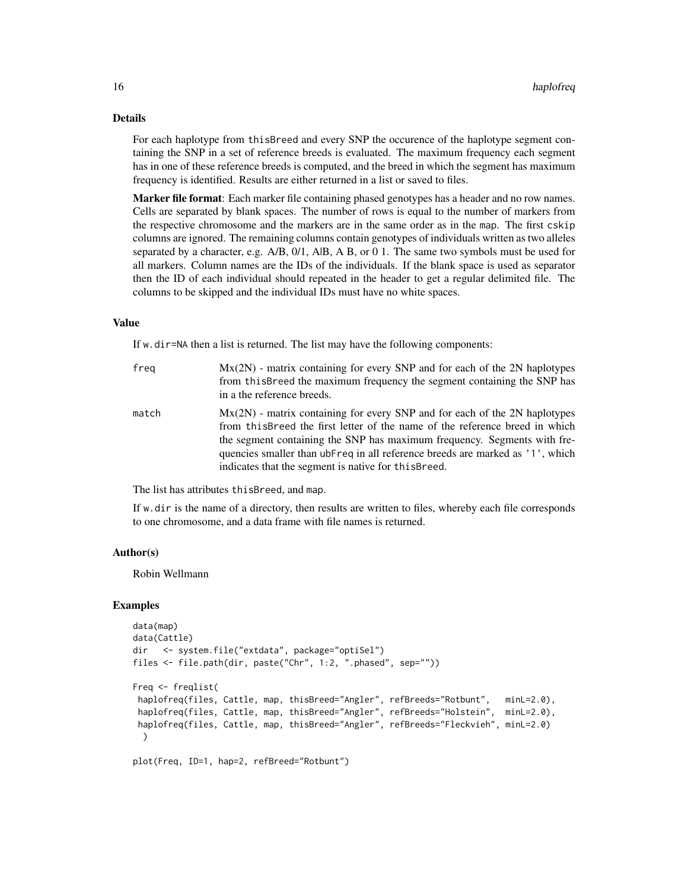## Details

For each haplotype from `thisBreed` and every SNP the occurence of the haplotype segment containing the SNP in a set of reference breeds is evaluated. The maximum frequency each segment has in one of these reference breeds is computed, and the breed in which the segment has maximum frequency is identified. Results are either returned in a list or saved to files.

**Marker file format**: Each marker file containing phased genotypes has a header and no row names. Cells are separated by blank spaces. The number of rows is equal to the number of markers from the respective chromosome and the markers are in the same order as in the `map`. The first `cskip` columns are ignored. The remaining columns contain genotypes of individuals written as two alleles separated by a character, e.g. A/B, 0/1, A|B, A B, or 0 1. The same two symbols must be used for all markers. Column names are the IDs of the individuals. If the blank space is used as separator then the ID of each individual should repeated in the header to get a regular delimited file. The columns to be skipped and the individual IDs must have no white spaces.

## Value

If `w.dir=NA` then a list is returned. The list may have the following components:

- `freq` — Mx(2N) - matrix containing for every SNP and for each of the 2N haplotypes from `thisBreed` the maximum frequency the segment containing the SNP has in a the reference breeds.
- `match` — Mx(2N) - matrix containing for every SNP and for each of the 2N haplotypes from `thisBreed` the first letter of the name of the reference breed in which the segment containing the SNP has maximum frequency. Segments with frequencies smaller than `ubFreq` in all reference breeds are marked as `'1'`, which indicates that the segment is native for `thisBreed`.

The list has attributes `thisBreed`, and `map`.

If `w.dir` is the name of a directory, then results are written to files, whereby each file corresponds to one chromosome, and a data frame with file names is returned.

## Author(s)

Robin Wellmann

## Examples

```
data(map)
data(Cattle)
dir   <- system.file("extdata", package="optiSel")
files <- file.path(dir, paste("Chr", 1:2, ".phased", sep=""))

Freq <- freqlist(
 haplofreq(files, Cattle, map, thisBreed="Angler", refBreeds="Rotbunt",   minL=2.0),
 haplofreq(files, Cattle, map, thisBreed="Angler", refBreeds="Holstein",  minL=2.0),
 haplofreq(files, Cattle, map, thisBreed="Angler", refBreeds="Fleckvieh", minL=2.0)
  )

plot(Freq, ID=1, hap=2, refBreed="Rotbunt")
```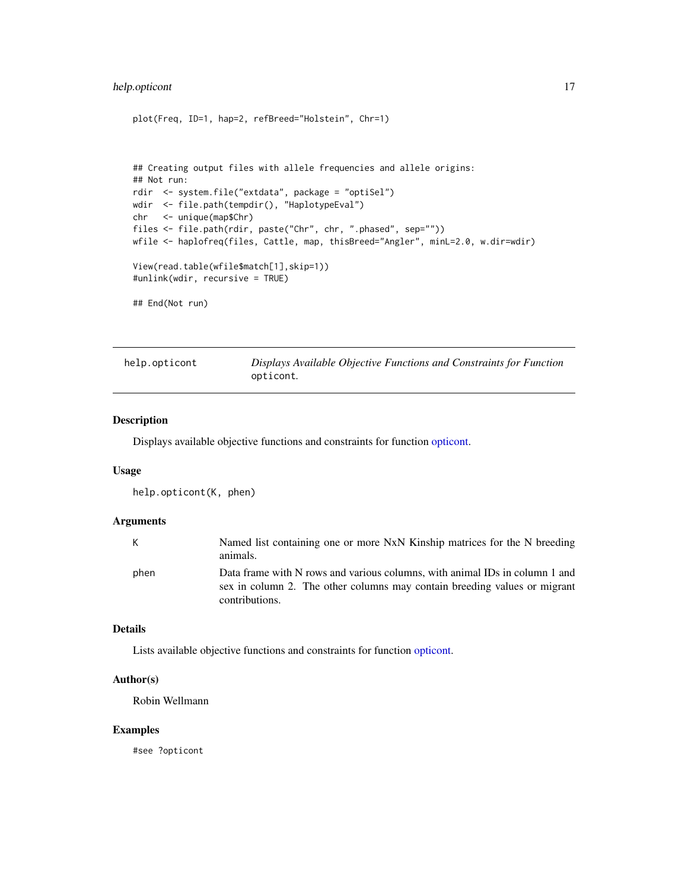```
plot(Freq, ID=1, hap=2, refBreed="Holstein", Chr=1)


## Creating output files with allele frequencies and allele origins:
## Not run:
rdir  <- system.file("extdata", package = "optiSel")
wdir  <- file.path(tempdir(), "HaplotypeEval")
chr   <- unique(map$Chr)
files <- file.path(rdir, paste("Chr", chr, ".phased", sep=""))
wfile <- haplofreq(files, Cattle, map, thisBreed="Angler", minL=2.0, w.dir=wdir)

View(read.table(wfile$match[1],skip=1))
#unlink(wdir, recursive = TRUE)

## End(Not run)
```

## help.opticont — *Displays Available Objective Functions and Constraints for Function* `opticont`*.*

### Description

Displays available objective functions and constraints for function opticont.

### Usage

```
help.opticont(K, phen)
```

### Arguments

| | |
|---|---|
| K | Named list containing one or more NxN Kinship matrices for the N breeding animals. |
| phen | Data frame with N rows and various columns, with animal IDs in column 1 and sex in column 2. The other columns may contain breeding values or migrant contributions. |

### Details

Lists available objective functions and constraints for function opticont.

### Author(s)

Robin Wellmann

### Examples

```
#see ?opticont
```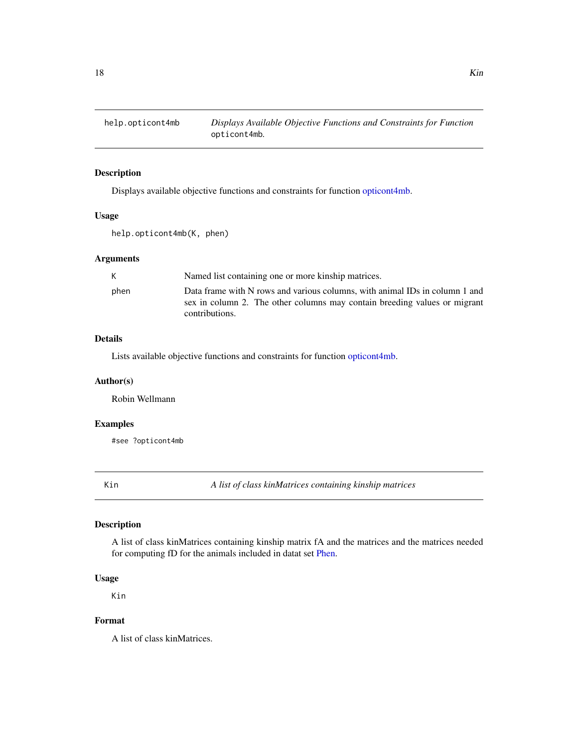## help.opticont4mb — *Displays Available Objective Functions and Constraints for Function* `opticont4mb`.

### Description

Displays available objective functions and constraints for function opticont4mb.

### Usage

```
help.opticont4mb(K, phen)
```

### Arguments

| | |
|---|---|
| `K` | Named list containing one or more kinship matrices. |
| `phen` | Data frame with N rows and various columns, with animal IDs in column 1 and sex in column 2. The other columns may contain breeding values or migrant contributions. |

### Details

Lists available objective functions and constraints for function opticont4mb.

### Author(s)

Robin Wellmann

### Examples

```
#see ?opticont4mb
```

## Kin — *A list of class kinMatrices containing kinship matrices*

### Description

A list of class kinMatrices containing kinship matrix fA and the matrices and the matrices needed for computing fD for the animals included in datat set Phen.

### Usage

```
Kin
```

### Format

A list of class kinMatrices.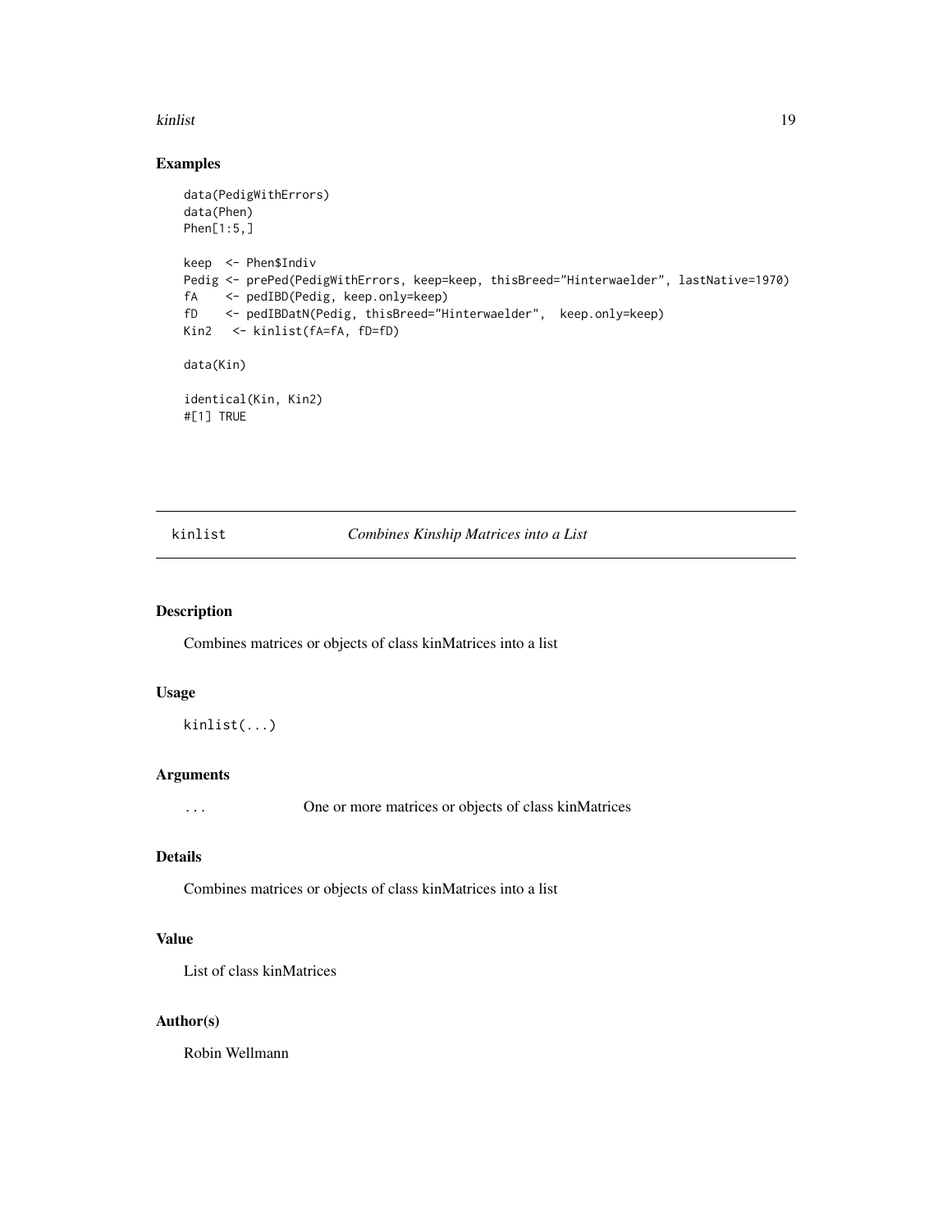## Examples

```
data(PedigWithErrors)
data(Phen)
Phen[1:5,]

keep  <- Phen$Indiv
Pedig <- prePed(PedigWithErrors, keep=keep, thisBreed="Hinterwaelder", lastNative=1970)
fA    <- pedIBD(Pedig, keep.only=keep)
fD    <- pedIBDatN(Pedig, thisBreed="Hinterwaelder",  keep.only=keep)
Kin2   <- kinlist(fA=fA, fD=fD)

data(Kin)

identical(Kin, Kin2)
#[1] TRUE
```

---

# kinlist — *Combines Kinship Matrices into a List*

## Description

Combines matrices or objects of class kinMatrices into a list

## Usage

```
kinlist(...)
```

## Arguments

| | |
|---|---|
| `...` | One or more matrices or objects of class kinMatrices |

## Details

Combines matrices or objects of class kinMatrices into a list

## Value

List of class kinMatrices

## Author(s)

Robin Wellmann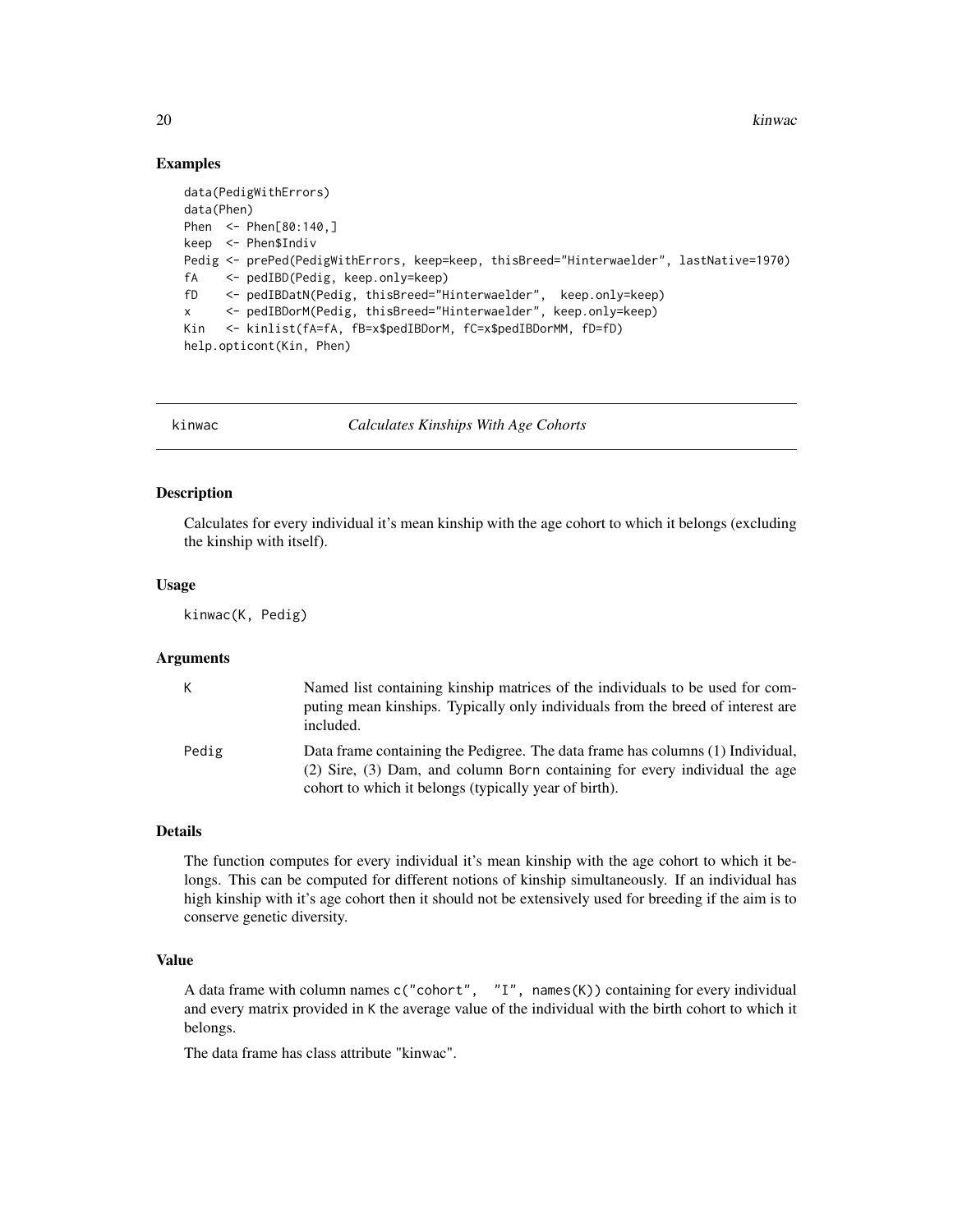## Examples

```
data(PedigWithErrors)
data(Phen)
Phen  <- Phen[80:140,]
keep  <- Phen$Indiv
Pedig <- prePed(PedigWithErrors, keep=keep, thisBreed="Hinterwaelder", lastNative=1970)
fA    <- pedIBD(Pedig, keep.only=keep)
fD    <- pedIBDatN(Pedig, thisBreed="Hinterwaelder",  keep.only=keep)
x     <- pedIBDorM(Pedig, thisBreed="Hinterwaelder", keep.only=keep)
Kin   <- kinlist(fA=fA, fB=x$pedIBDorM, fC=x$pedIBDorMM, fD=fD)
help.opticont(Kin, Phen)
```

---

# kinwac — *Calculates Kinships With Age Cohorts*

## Description

Calculates for every individual it's mean kinship with the age cohort to which it belongs (excluding the kinship with itself).

## Usage

```
kinwac(K, Pedig)
```

## Arguments

| | |
|---|---|
| K | Named list containing kinship matrices of the individuals to be used for computing mean kinships. Typically only individuals from the breed of interest are included. |
| Pedig | Data frame containing the Pedigree. The data frame has columns (1) Individual, (2) Sire, (3) Dam, and column Born containing for every individual the age cohort to which it belongs (typically year of birth). |

## Details

The function computes for every individual it's mean kinship with the age cohort to which it belongs. This can be computed for different notions of kinship simultaneously. If an individual has high kinship with it's age cohort then it should not be extensively used for breeding if the aim is to conserve genetic diversity.

## Value

A data frame with column names `c("cohort", "I", names(K))` containing for every individual and every matrix provided in K the average value of the individual with the birth cohort to which it belongs.

The data frame has class attribute "kinwac".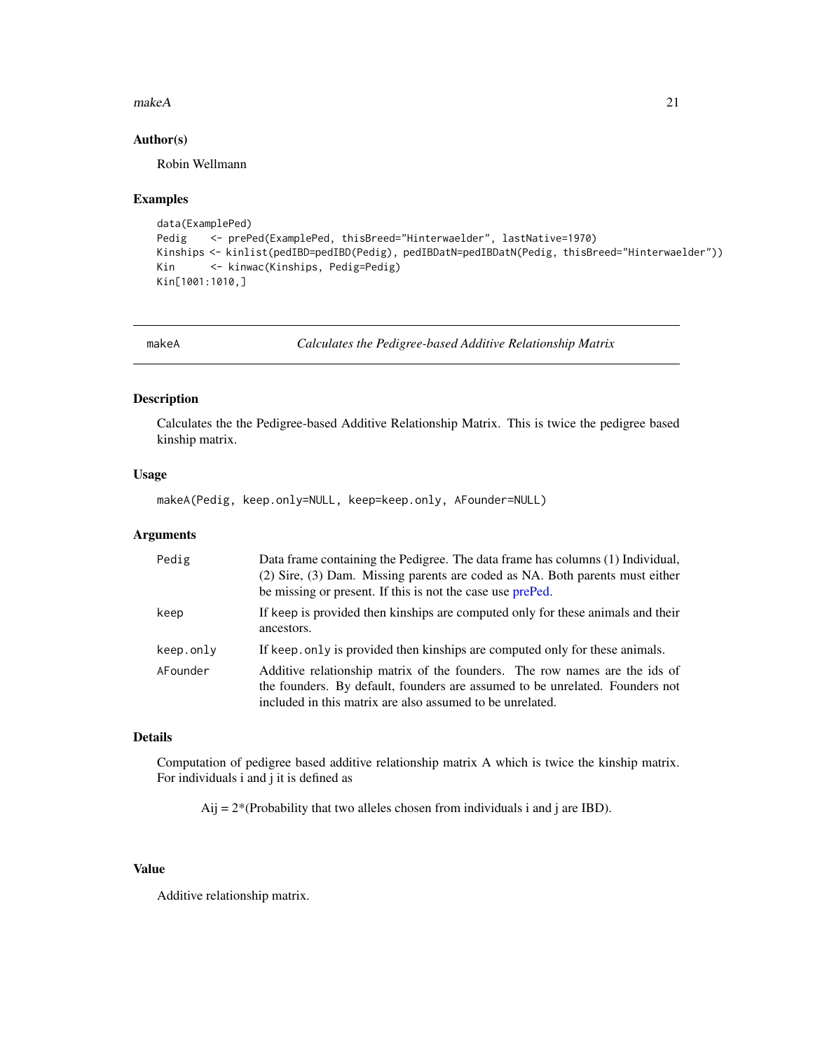### Author(s)

Robin Wellmann

### Examples

```
data(ExamplePed)
Pedig    <- prePed(ExamplePed, thisBreed="Hinterwaelder", lastNative=1970)
Kinships <- kinlist(pedIBD=pedIBD(Pedig), pedIBDatN=pedIBDatN(Pedig, thisBreed="Hinterwaelder"))
Kin      <- kinwac(Kinships, Pedig=Pedig)
Kin[1001:1010,]
```

---

## makeA — *Calculates the Pedigree-based Additive Relationship Matrix*

---

### Description

Calculates the the Pedigree-based Additive Relationship Matrix. This is twice the pedigree based kinship matrix.

### Usage

```
makeA(Pedig, keep.only=NULL, keep=keep.only, AFounder=NULL)
```

### Arguments

| | |
|---|---|
| `Pedig` | Data frame containing the Pedigree. The data frame has columns (1) Individual, (2) Sire, (3) Dam. Missing parents are coded as NA. Both parents must either be missing or present. If this is not the case use prePed. |
| `keep` | If `keep` is provided then kinships are computed only for these animals and their ancestors. |
| `keep.only` | If `keep.only` is provided then kinships are computed only for these animals. |
| `AFounder` | Additive relationship matrix of the founders. The row names are the ids of the founders. By default, founders are assumed to be unrelated. Founders not included in this matrix are also assumed to be unrelated. |

### Details

Computation of pedigree based additive relationship matrix A which is twice the kinship matrix. For individuals i and j it is defined as

Aij = 2*(Probability that two alleles chosen from individuals i and j are IBD).

### Value

Additive relationship matrix.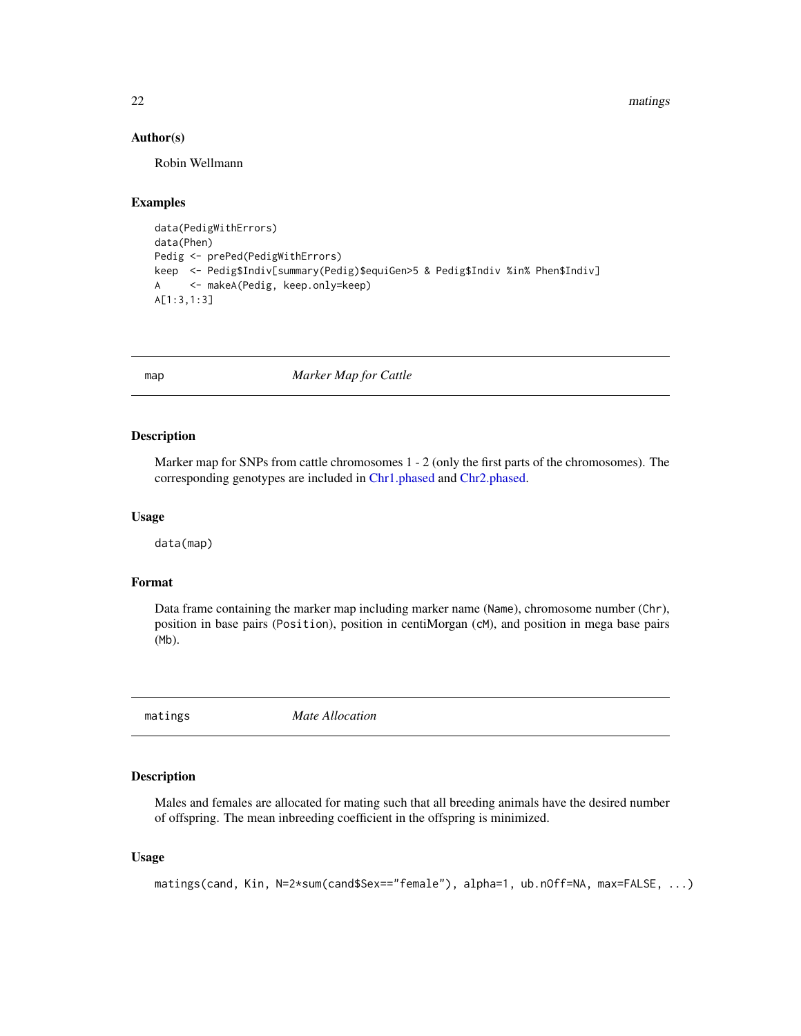### Author(s)

Robin Wellmann

### Examples

```
data(PedigWithErrors)
data(Phen)
Pedig <- prePed(PedigWithErrors)
keep  <- Pedig$Indiv[summary(Pedig)$equiGen>5 & Pedig$Indiv %in% Phen$Indiv]
A     <- makeA(Pedig, keep.only=keep)
A[1:3,1:3]
```

---

## map — *Marker Map for Cattle*

### Description

Marker map for SNPs from cattle chromosomes 1 - 2 (only the first parts of the chromosomes). The corresponding genotypes are included in Chr1.phased and Chr2.phased.

### Usage

```
data(map)
```

### Format

Data frame containing the marker map including marker name (`Name`), chromosome number (`Chr`), position in base pairs (`Position`), position in centiMorgan (`cM`), and position in mega base pairs (`Mb`).

---

## matings — *Mate Allocation*

### Description

Males and females are allocated for mating such that all breeding animals have the desired number of offspring. The mean inbreeding coefficient in the offspring is minimized.

### Usage

```
matings(cand, Kin, N=2*sum(cand$Sex=="female"), alpha=1, ub.nOff=NA, max=FALSE, ...)
```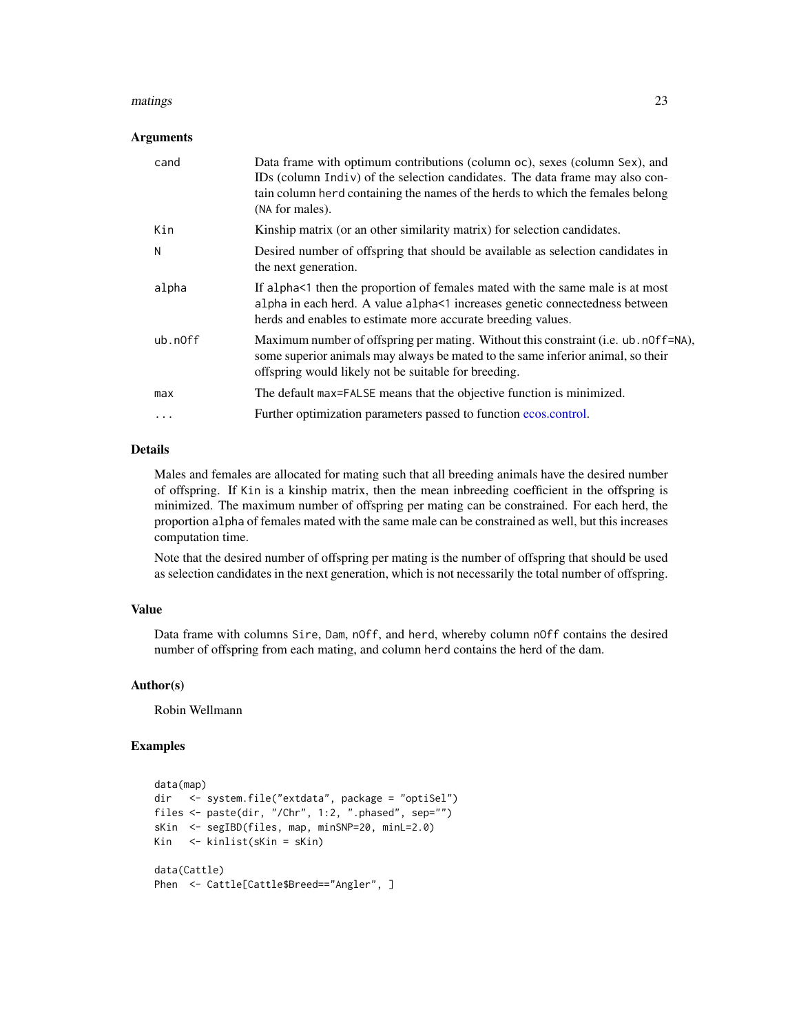### Arguments

| | |
|---|---|
| cand | Data frame with optimum contributions (column `oc`), sexes (column `Sex`), and IDs (column `Indiv`) of the selection candidates. The data frame may also contain column `herd` containing the names of the herds to which the females belong (`NA` for males). |
| Kin | Kinship matrix (or an other similarity matrix) for selection candidates. |
| N | Desired number of offspring that should be available as selection candidates in the next generation. |
| alpha | If `alpha<1` then the proportion of females mated with the same male is at most `alpha` in each herd. A value `alpha<1` increases genetic connectedness between herds and enables to estimate more accurate breeding values. |
| ub.nOff | Maximum number of offspring per mating. Without this constraint (i.e. `ub.nOff=NA`), some superior animals may always be mated to the same inferior animal, so their offspring would likely not be suitable for breeding. |
| max | The default `max=FALSE` means that the objective function is minimized. |
| ... | Further optimization parameters passed to function ecos.control. |

### Details

Males and females are allocated for mating such that all breeding animals have the desired number of offspring. If `Kin` is a kinship matrix, then the mean inbreeding coefficient in the offspring is minimized. The maximum number of offspring per mating can be constrained. For each herd, the proportion `alpha` of females mated with the same male can be constrained as well, but this increases computation time.

Note that the desired number of offspring per mating is the number of offspring that should be used as selection candidates in the next generation, which is not necessarily the total number of offspring.

### Value

Data frame with columns `Sire`, `Dam`, `nOff`, and `herd`, whereby column `nOff` contains the desired number of offspring from each mating, and column `herd` contains the herd of the dam.

### Author(s)

Robin Wellmann

### Examples

```
data(map)
dir   <- system.file("extdata", package = "optiSel")
files <- paste(dir, "/Chr", 1:2, ".phased", sep="")
sKin  <- segIBD(files, map, minSNP=20, minL=2.0)
Kin   <- kinlist(sKin = sKin)

data(Cattle)
Phen  <- Cattle[Cattle$Breed=="Angler", ]
```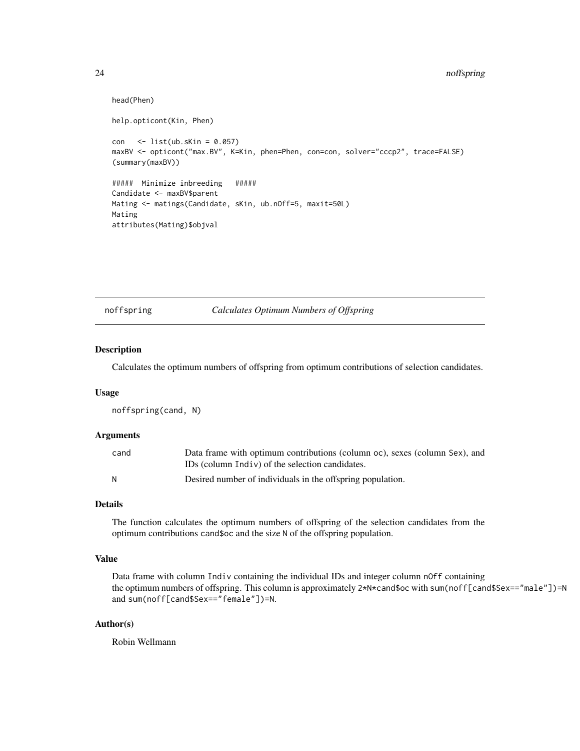```
head(Phen)

help.opticont(Kin, Phen)

con   <- list(ub.sKin = 0.057)
maxBV <- opticont("max.BV", K=Kin, phen=Phen, con=con, solver="cccp2", trace=FALSE)
(summary(maxBV))

#####  Minimize inbreeding   #####
Candidate <- maxBV$parent
Mating <- matings(Candidate, sKin, ub.nOff=5, maxit=50L)
Mating
attributes(Mating)$objval
```

---

## noffspring — *Calculates Optimum Numbers of Offspring*

### Description

Calculates the optimum numbers of offspring from optimum contributions of selection candidates.

### Usage

```
noffspring(cand, N)
```

### Arguments

| | |
|---|---|
| cand | Data frame with optimum contributions (column `oc`), sexes (column `Sex`), and IDs (column `Indiv`) of the selection candidates. |
| N | Desired number of individuals in the offspring population. |

### Details

The function calculates the optimum numbers of offspring of the selection candidates from the optimum contributions `cand$oc` and the size `N` of the offspring population.

### Value

Data frame with column `Indiv` containing the individual IDs and integer column `nOff` containing the optimum numbers of offspring. This column is approximately `2*N*cand$oc` with `sum(noff[cand$Sex=="male"])=N` and `sum(noff[cand$Sex=="female"])=N`.

### Author(s)

Robin Wellmann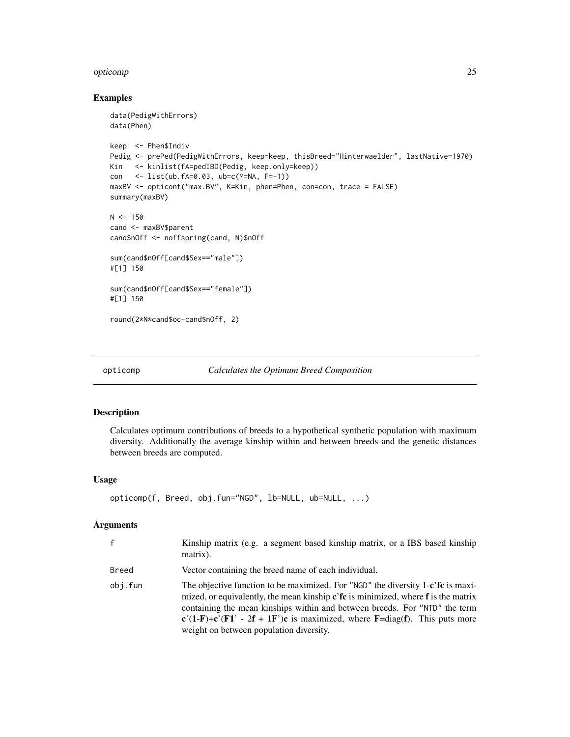## Examples

```
data(PedigWithErrors)
data(Phen)

keep  <- Phen$Indiv
Pedig <- prePed(PedigWithErrors, keep=keep, thisBreed="Hinterwaelder", lastNative=1970)
Kin   <- kinlist(fA=pedIBD(Pedig, keep.only=keep))
con   <- list(ub.fA=0.03, ub=c(M=NA, F=-1))
maxBV <- opticont("max.BV", K=Kin, phen=Phen, con=con, trace = FALSE)
summary(maxBV)

N <- 150
cand <- maxBV$parent
cand$nOff <- noffspring(cand, N)$nOff

sum(cand$nOff[cand$Sex=="male"])
#[1] 150

sum(cand$nOff[cand$Sex=="female"])
#[1] 150

round(2*N*cand$oc-cand$nOff, 2)
```

---

# opticomp — *Calculates the Optimum Breed Composition*

## Description

Calculates optimum contributions of breeds to a hypothetical synthetic population with maximum diversity. Additionally the average kinship within and between breeds and the genetic distances between breeds are computed.

## Usage

```
opticomp(f, Breed, obj.fun="NGD", lb=NULL, ub=NULL, ...)
```

## Arguments

| | |
|---|---|
| `f` | Kinship matrix (e.g. a segment based kinship matrix, or a IBS based kinship matrix). |
| `Breed` | Vector containing the breed name of each individual. |
| `obj.fun` | The objective function to be maximized. For `"NGD"` the diversity 1-**c**'**fc** is maximized, or equivalently, the mean kinship **c**'**fc** is minimized, where **f** is the matrix containing the mean kinships within and between breeds. For `"NTD"` the term **c**'(**1**-**F**)+**c**'(**F1**' - 2**f** + **1F**')**c** is maximized, where **F**=diag(**f**). This puts more weight on between population diversity. |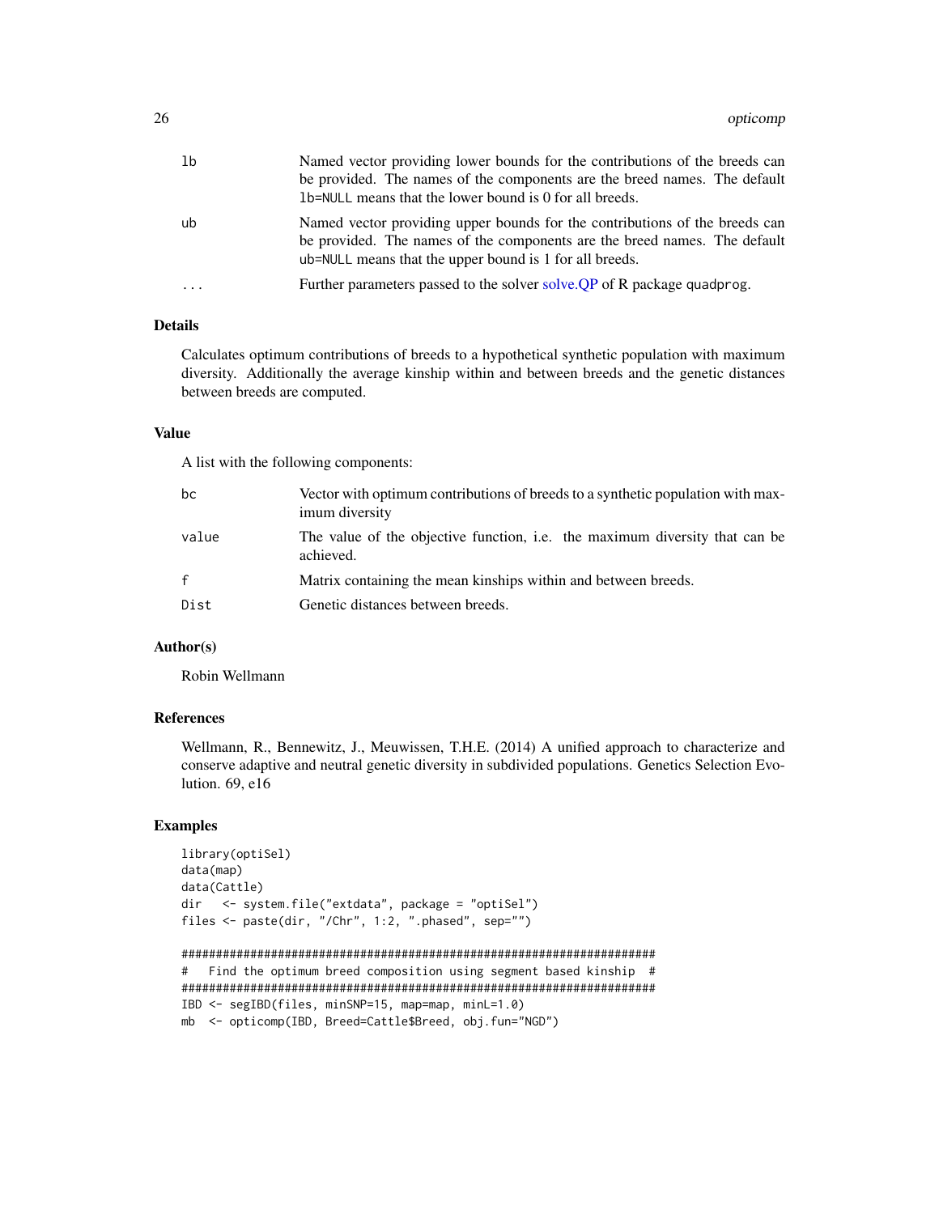| | |
|---|---|
| lb | Named vector providing lower bounds for the contributions of the breeds can be provided. The names of the components are the breed names. The default lb=NULL means that the lower bound is 0 for all breeds. |
| ub | Named vector providing upper bounds for the contributions of the breeds can be provided. The names of the components are the breed names. The default ub=NULL means that the upper bound is 1 for all breeds. |
| ... | Further parameters passed to the solver solve.QP of R package quadprog. |

### Details

Calculates optimum contributions of breeds to a hypothetical synthetic population with maximum diversity. Additionally the average kinship within and between breeds and the genetic distances between breeds are computed.

### Value

A list with the following components:

| | |
|---|---|
| bc | Vector with optimum contributions of breeds to a synthetic population with maximum diversity |
| value | The value of the objective function, i.e. the maximum diversity that can be achieved. |
| f | Matrix containing the mean kinships within and between breeds. |
| Dist | Genetic distances between breeds. |

### Author(s)

Robin Wellmann

### References

Wellmann, R., Bennewitz, J., Meuwissen, T.H.E. (2014) A unified approach to characterize and conserve adaptive and neutral genetic diversity in subdivided populations. Genetics Selection Evolution. 69, e16

### Examples

```
library(optiSel)
data(map)
data(Cattle)
dir   <- system.file("extdata", package = "optiSel")
files <- paste(dir, "/Chr", 1:2, ".phased", sep="")

######################################################################
#   Find the optimum breed composition using segment based kinship  #
######################################################################
IBD <- segIBD(files, minSNP=15, map=map, minL=1.0)
mb  <- opticomp(IBD, Breed=Cattle$Breed, obj.fun="NGD")
```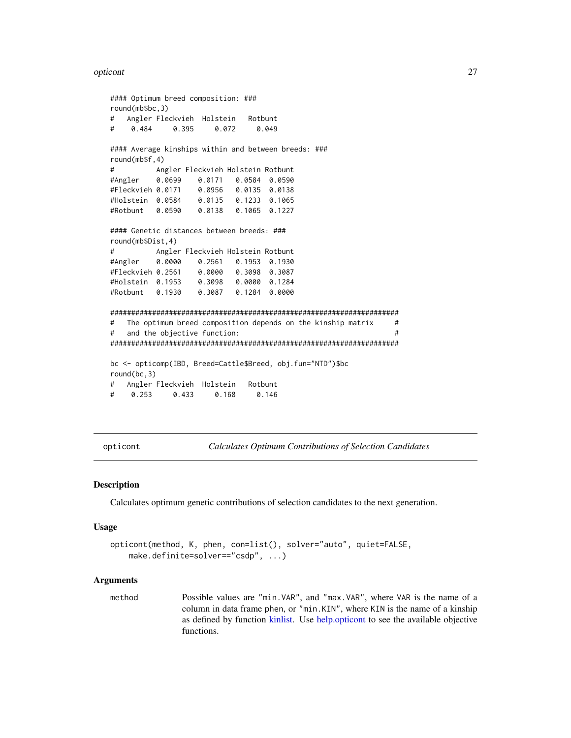```
#### Optimum breed composition: ###
round(mb$bc,3)
#   Angler Fleckvieh  Holstein   Rotbunt
#    0.484     0.395     0.072     0.049

#### Average kinships within and between breeds: ###
round(mb$f,4)
#          Angler Fleckvieh Holstein Rotbunt
#Angler    0.0699    0.0171   0.0584  0.0590
#Fleckvieh 0.0171    0.0956   0.0135  0.0138
#Holstein  0.0584    0.0135   0.1233  0.1065
#Rotbunt   0.0590    0.0138   0.1065  0.1227

#### Genetic distances between breeds: ###
round(mb$Dist,4)
#          Angler Fleckvieh Holstein Rotbunt
#Angler    0.0000    0.2561   0.1953  0.1930
#Fleckvieh 0.2561    0.0000   0.3098  0.3087
#Holstein  0.1953    0.3098   0.0000  0.1284
#Rotbunt   0.1930    0.3087   0.1284  0.0000

#####################################################################
#   The optimum breed composition depends on the kinship matrix     #
#   and the objective function:                                     #
#####################################################################

bc <- opticomp(IBD, Breed=Cattle$Breed, obj.fun="NTD")$bc
round(bc,3)
#   Angler Fleckvieh  Holstein   Rotbunt
#    0.253     0.433     0.168     0.146
```

## opticont — *Calculates Optimum Contributions of Selection Candidates*

### Description

Calculates optimum genetic contributions of selection candidates to the next generation.

### Usage

```
opticont(method, K, phen, con=list(), solver="auto", quiet=FALSE,
    make.definite=solver=="csdp", ...)
```

### Arguments

**method** Possible values are "min.VAR", and "max.VAR", where VAR is the name of a column in data frame phen, or "min.KIN", where KIN is the name of a kinship as defined by function kinlist. Use help.opticont to see the available objective functions.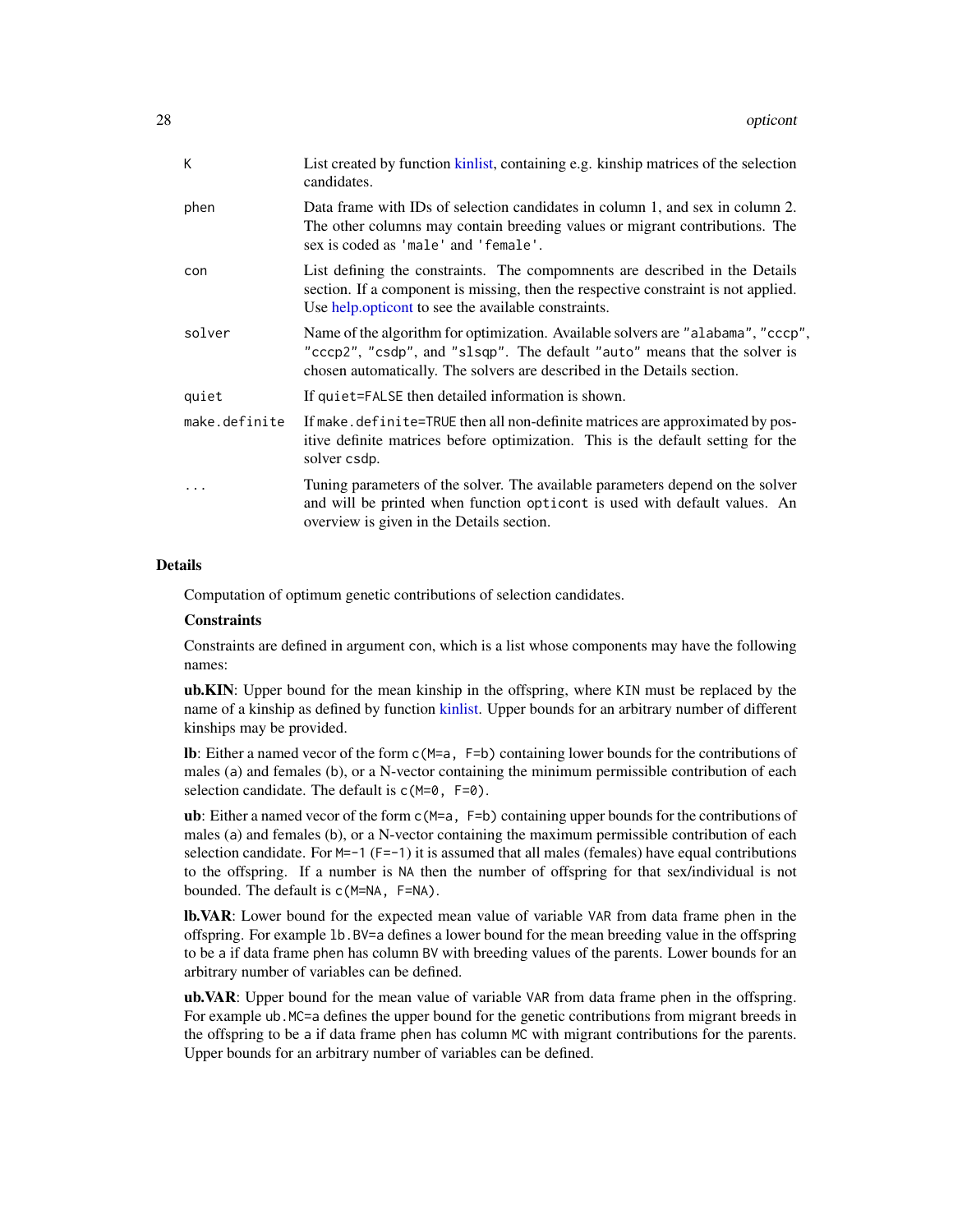| | |
|---|---|
| K | List created by function kinlist, containing e.g. kinship matrices of the selection candidates. |
| phen | Data frame with IDs of selection candidates in column 1, and sex in column 2. The other columns may contain breeding values or migrant contributions. The sex is coded as 'male' and 'female'. |
| con | List defining the constraints. The compomnents are described in the Details section. If a component is missing, then the respective constraint is not applied. Use help.opticont to see the available constraints. |
| solver | Name of the algorithm for optimization. Available solvers are "alabama", "cccp", "cccp2", "csdp", and "slsqp". The default "auto" means that the solver is chosen automatically. The solvers are described in the Details section. |
| quiet | If quiet=FALSE then detailed information is shown. |
| make.definite | If make.definite=TRUE then all non-definite matrices are approximated by positive definite matrices before optimization. This is the default setting for the solver csdp. |
| ... | Tuning parameters of the solver. The available parameters depend on the solver and will be printed when function opticont is used with default values. An overview is given in the Details section. |

## Details

Computation of optimum genetic contributions of selection candidates.

### Constraints

Constraints are defined in argument con, which is a list whose components may have the following names:

**ub.KIN**: Upper bound for the mean kinship in the offspring, where KIN must be replaced by the name of a kinship as defined by function kinlist. Upper bounds for an arbitrary number of different kinships may be provided.

**lb**: Either a named vecor of the form c(M=a, F=b) containing lower bounds for the contributions of males (a) and females (b), or a N-vector containing the minimum permissible contribution of each selection candidate. The default is c(M=0, F=0).

**ub**: Either a named vecor of the form c(M=a, F=b) containing upper bounds for the contributions of males (a) and females (b), or a N-vector containing the maximum permissible contribution of each selection candidate. For M=-1 (F=-1) it is assumed that all males (females) have equal contributions to the offspring. If a number is NA then the number of offspring for that sex/individual is not bounded. The default is c(M=NA, F=NA).

**lb.VAR**: Lower bound for the expected mean value of variable VAR from data frame phen in the offspring. For example lb.BV=a defines a lower bound for the mean breeding value in the offspring to be a if data frame phen has column BV with breeding values of the parents. Lower bounds for an arbitrary number of variables can be defined.

**ub.VAR**: Upper bound for the mean value of variable VAR from data frame phen in the offspring. For example ub.MC=a defines the upper bound for the genetic contributions from migrant breeds in the offspring to be a if data frame phen has column MC with migrant contributions for the parents. Upper bounds for an arbitrary number of variables can be defined.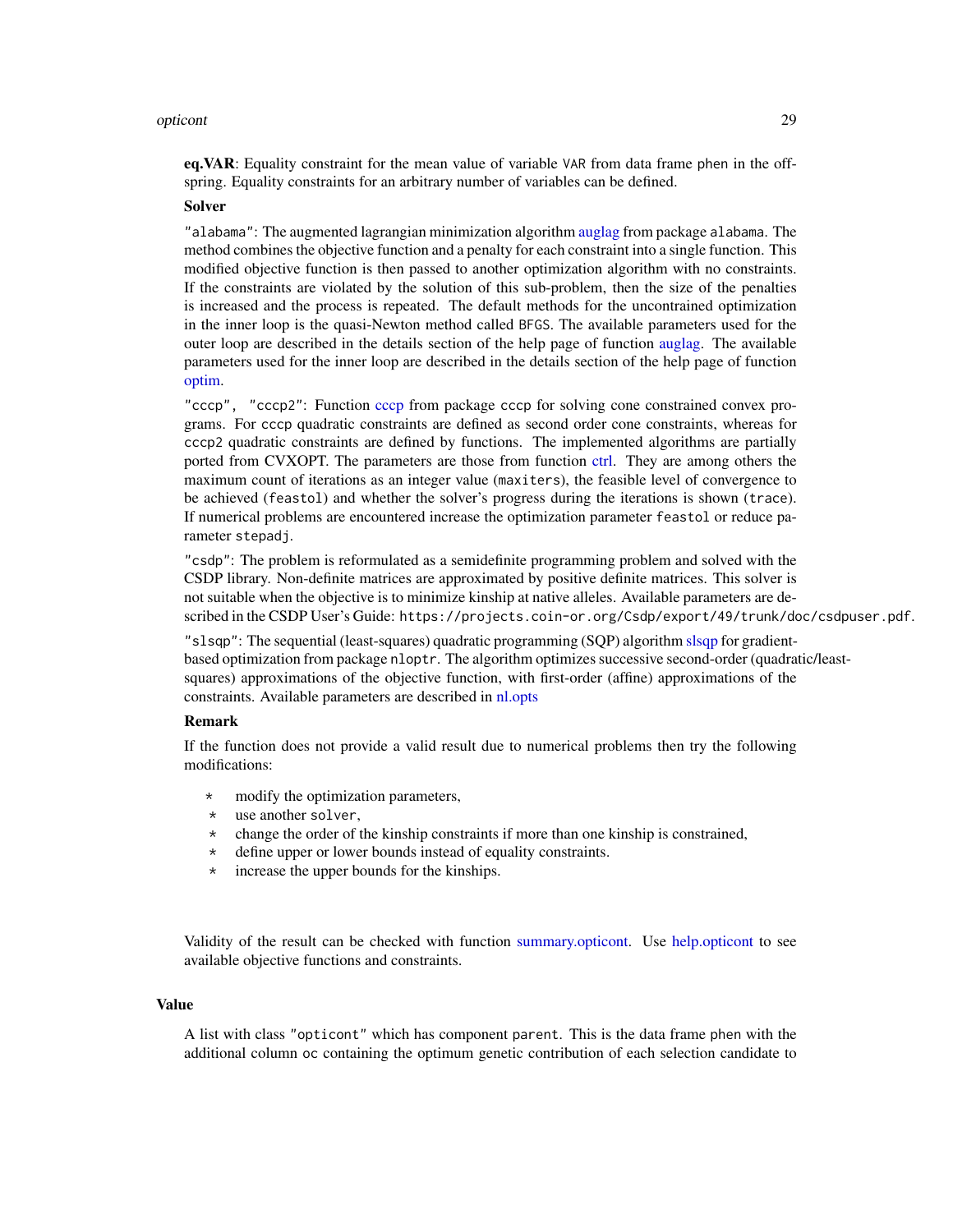**eq.VAR**: Equality constraint for the mean value of variable VAR from data frame phen in the offspring. Equality constraints for an arbitrary number of variables can be defined.

**Solver**

"alabama": The augmented lagrangian minimization algorithm auglag from package alabama. The method combines the objective function and a penalty for each constraint into a single function. This modified objective function is then passed to another optimization algorithm with no constraints. If the constraints are violated by the solution of this sub-problem, then the size of the penalties is increased and the process is repeated. The default methods for the uncontrained optimization in the inner loop is the quasi-Newton method called BFGS. The available parameters used for the outer loop are described in the details section of the help page of function auglag. The available parameters used for the inner loop are described in the details section of the help page of function optim.

"cccp", "cccp2": Function cccp from package cccp for solving cone constrained convex programs. For cccp quadratic constraints are defined as second order cone constraints, whereas for cccp2 quadratic constraints are defined by functions. The implemented algorithms are partially ported from CVXOPT. The parameters are those from function ctrl. They are among others the maximum count of iterations as an integer value (maxiters), the feasible level of convergence to be achieved (feastol) and whether the solver's progress during the iterations is shown (trace). If numerical problems are encountered increase the optimization parameter feastol or reduce parameter stepadj.

"csdp": The problem is reformulated as a semidefinite programming problem and solved with the CSDP library. Non-definite matrices are approximated by positive definite matrices. This solver is not suitable when the objective is to minimize kinship at native alleles. Available parameters are described in the CSDP User's Guide: https://projects.coin-or.org/Csdp/export/49/trunk/doc/csdpuser.pdf.

"slsqp": The sequential (least-squares) quadratic programming (SQP) algorithm slsqp for gradient-based optimization from package nloptr. The algorithm optimizes successive second-order (quadratic/least-squares) approximations of the objective function, with first-order (affine) approximations of the constraints. Available parameters are described in nl.opts

**Remark**

If the function does not provide a valid result due to numerical problems then try the following modifications:

* modify the optimization parameters,
* use another solver,
* change the order of the kinship constraints if more than one kinship is constrained,
* define upper or lower bounds instead of equality constraints.
* increase the upper bounds for the kinships.

Validity of the result can be checked with function summary.opticont. Use help.opticont to see available objective functions and constraints.

## Value

A list with class "opticont" which has component parent. This is the data frame phen with the additional column oc containing the optimum genetic contribution of each selection candidate to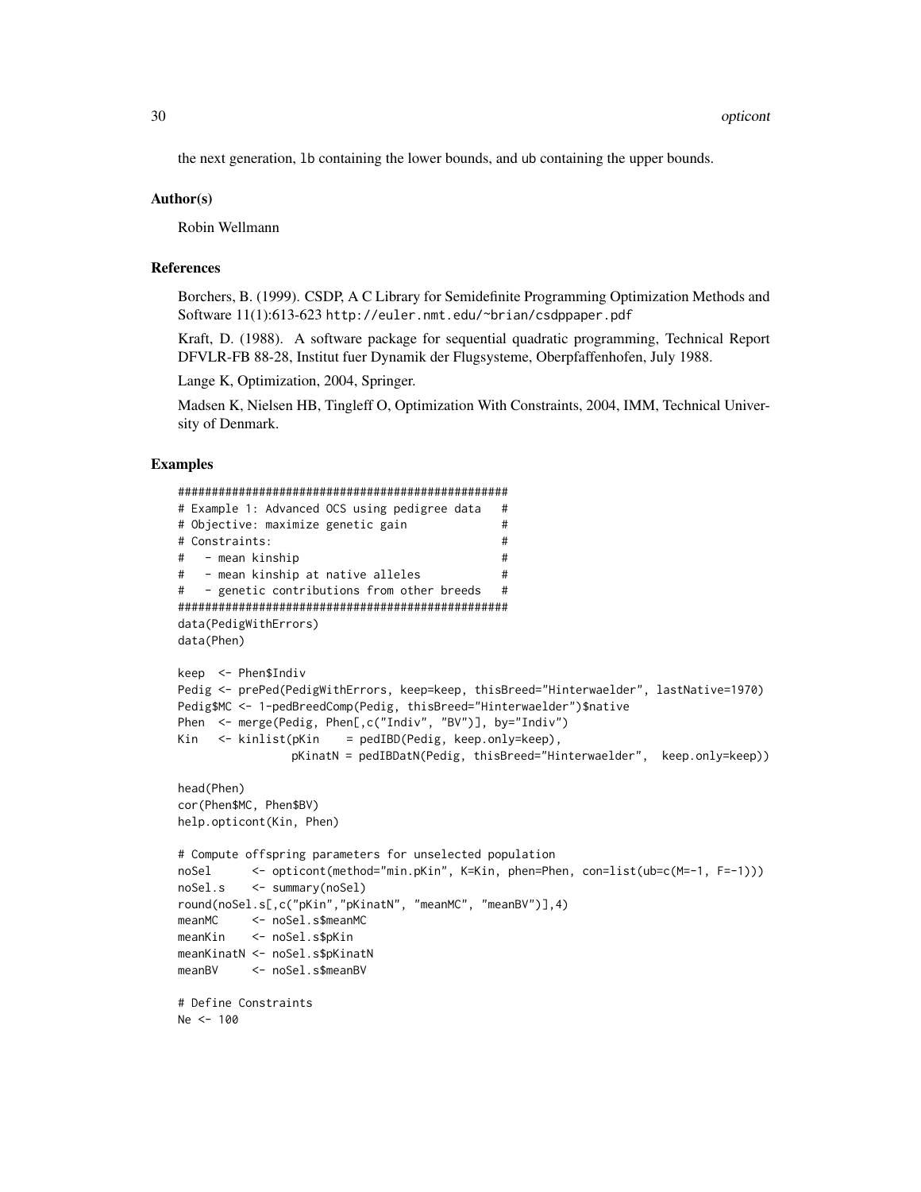the next generation, lb containing the lower bounds, and ub containing the upper bounds.

### Author(s)

Robin Wellmann

### References

Borchers, B. (1999). CSDP, A C Library for Semidefinite Programming Optimization Methods and Software 11(1):613-623 http://euler.nmt.edu/~brian/csdppaper.pdf

Kraft, D. (1988). A software package for sequential quadratic programming, Technical Report DFVLR-FB 88-28, Institut fuer Dynamik der Flugsysteme, Oberpfaffenhofen, July 1988.

Lange K, Optimization, 2004, Springer.

Madsen K, Nielsen HB, Tingleff O, Optimization With Constraints, 2004, IMM, Technical University of Denmark.

### Examples

```
##################################################
# Example 1: Advanced OCS using pedigree data   #
# Objective: maximize genetic gain              #
# Constraints:                                  #
#   - mean kinship                              #
#   - mean kinship at native alleles            #
#   - genetic contributions from other breeds   #
##################################################
data(PedigWithErrors)
data(Phen)

keep  <- Phen$Indiv
Pedig <- prePed(PedigWithErrors, keep=keep, thisBreed="Hinterwaelder", lastNative=1970)
Pedig$MC <- 1-pedBreedComp(Pedig, thisBreed="Hinterwaelder")$native
Phen  <- merge(Pedig, Phen[,c("Indiv", "BV")], by="Indiv")
Kin   <- kinlist(pKin    = pedIBD(Pedig, keep.only=keep),
                 pKinatN = pedIBDatN(Pedig, thisBreed="Hinterwaelder",  keep.only=keep))

head(Phen)
cor(Phen$MC, Phen$BV)
help.opticont(Kin, Phen)

# Compute offspring parameters for unselected population
noSel      <- opticont(method="min.pKin", K=Kin, phen=Phen, con=list(ub=c(M=-1, F=-1)))
noSel.s    <- summary(noSel)
round(noSel.s[,c("pKin","pKinatN", "meanMC", "meanBV")],4)
meanMC     <- noSel.s$meanMC
meanKin    <- noSel.s$pKin
meanKinatN <- noSel.s$pKinatN
meanBV     <- noSel.s$meanBV

# Define Constraints
Ne <- 100
```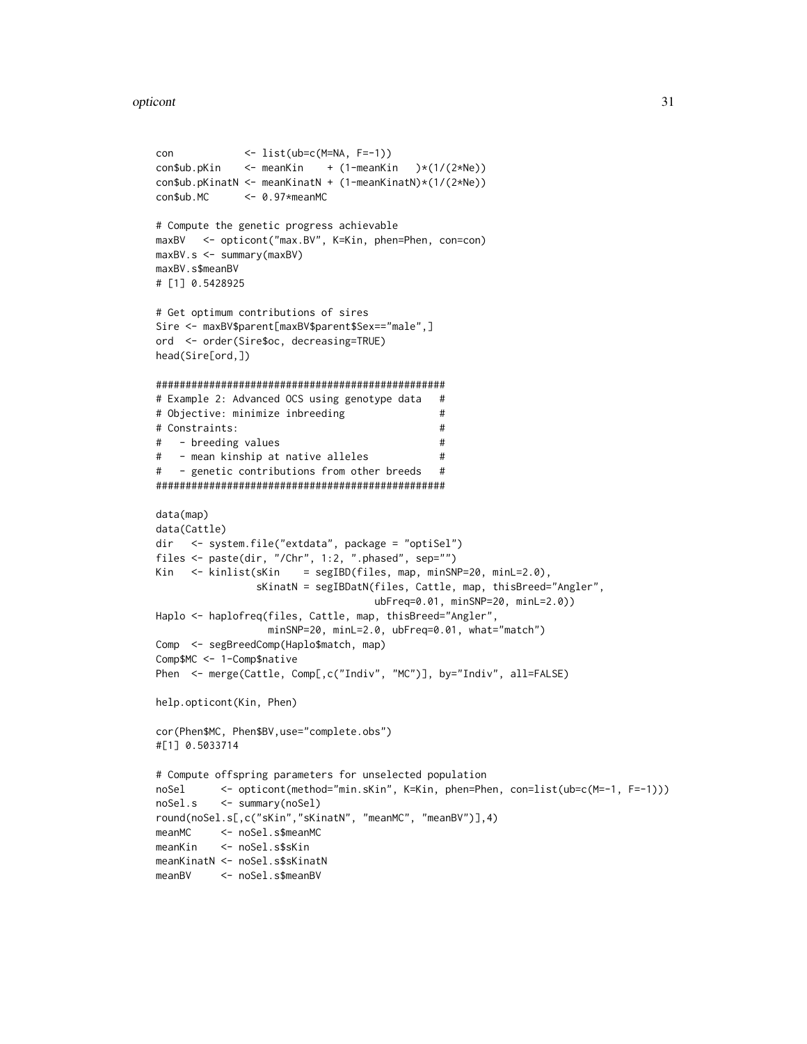```
con            <- list(ub=c(M=NA, F=-1))
con$ub.pKin    <- meanKin    + (1-meanKin   )*(1/(2*Ne))
con$ub.pKinatN <- meanKinatN + (1-meanKinatN)*(1/(2*Ne))
con$ub.MC      <- 0.97*meanMC

# Compute the genetic progress achievable
maxBV   <- opticont("max.BV", K=Kin, phen=Phen, con=con)
maxBV.s <- summary(maxBV)
maxBV.s$meanBV
# [1] 0.5428925

# Get optimum contributions of sires
Sire <- maxBV$parent[maxBV$parent$Sex=="male",]
ord  <- order(Sire$oc, decreasing=TRUE)
head(Sire[ord,])

##################################################
# Example 2: Advanced OCS using genotype data   #
# Objective: minimize inbreeding                 #
# Constraints:                                   #
#   - breeding values                            #
#   - mean kinship at native alleles             #
#   - genetic contributions from other breeds   #
##################################################

data(map)
data(Cattle)
dir   <- system.file("extdata", package = "optiSel")
files <- paste(dir, "/Chr", 1:2, ".phased", sep="")
Kin   <- kinlist(sKin    = segIBD(files, map, minSNP=20, minL=2.0),
                 sKinatN = segIBDatN(files, Cattle, map, thisBreed="Angler",
                                     ubFreq=0.01, minSNP=20, minL=2.0))
Haplo <- haplofreq(files, Cattle, map, thisBreed="Angler",
                   minSNP=20, minL=2.0, ubFreq=0.01, what="match")
Comp  <- segBreedComp(Haplo$match, map)
Comp$MC <- 1-Comp$native
Phen  <- merge(Cattle, Comp[,c("Indiv", "MC")], by="Indiv", all=FALSE)

help.opticont(Kin, Phen)

cor(Phen$MC, Phen$BV,use="complete.obs")
#[1] 0.5033714

# Compute offspring parameters for unselected population
noSel      <- opticont(method="min.sKin", K=Kin, phen=Phen, con=list(ub=c(M=-1, F=-1)))
noSel.s    <- summary(noSel)
round(noSel.s[,c("sKin","sKinatN", "meanMC", "meanBV")],4)
meanMC     <- noSel.s$meanMC
meanKin    <- noSel.s$sKin
meanKinatN <- noSel.s$sKinatN
meanBV     <- noSel.s$meanBV
```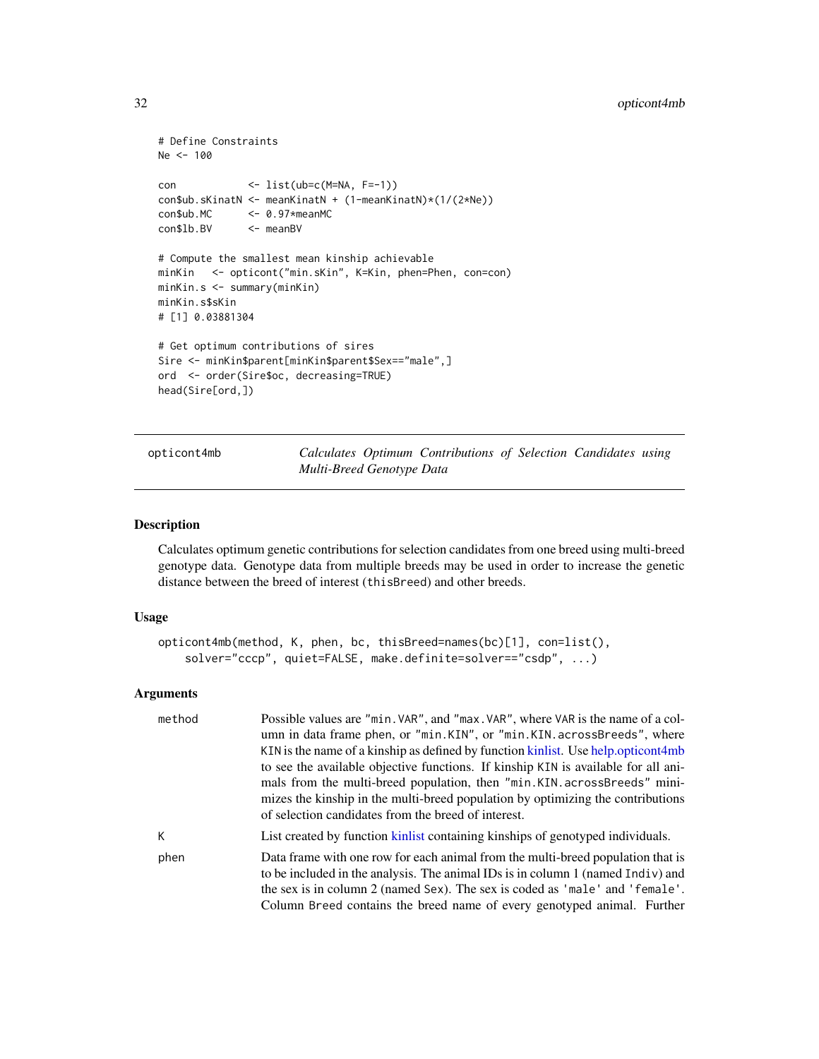```
# Define Constraints
Ne <- 100

con            <- list(ub=c(M=NA, F=-1))
con$ub.sKinatN <- meanKinatN + (1-meanKinatN)*(1/(2*Ne))
con$ub.MC      <- 0.97*meanMC
con$lb.BV      <- meanBV

# Compute the smallest mean kinship achievable
minKin   <- opticont("min.sKin", K=Kin, phen=Phen, con=con)
minKin.s <- summary(minKin)
minKin.s$sKin
# [1] 0.03881304

# Get optimum contributions of sires
Sire <- minKin$parent[minKin$parent$Sex=="male",]
ord  <- order(Sire$oc, decreasing=TRUE)
head(Sire[ord,])
```

---

## opticont4mb — *Calculates Optimum Contributions of Selection Candidates using Multi-Breed Genotype Data*

---

### Description

Calculates optimum genetic contributions for selection candidates from one breed using multi-breed genotype data. Genotype data from multiple breeds may be used in order to increase the genetic distance between the breed of interest (`thisBreed`) and other breeds.

### Usage

```
opticont4mb(method, K, phen, bc, thisBreed=names(bc)[1], con=list(),
    solver="cccp", quiet=FALSE, make.definite=solver=="csdp", ...)
```

### Arguments

| | |
|---|---|
| `method` | Possible values are `"min.VAR"`, and `"max.VAR"`, where `VAR` is the name of a column in data frame `phen`, or `"min.KIN"`, or `"min.KIN.acrossBreeds"`, where `KIN` is the name of a kinship as defined by function kinlist. Use help.opticont4mb to see the available objective functions. If kinship `KIN` is available for all animals from the multi-breed population, then `"min.KIN.acrossBreeds"` minimizes the kinship in the multi-breed population by optimizing the contributions of selection candidates from the breed of interest. |
| `K` | List created by function kinlist containing kinships of genotyped individuals. |
| `phen` | Data frame with one row for each animal from the multi-breed population that is to be included in the analysis. The animal IDs is in column 1 (named `Indiv`) and the sex is in column 2 (named `Sex`). The sex is coded as `'male'` and `'female'`. Column `Breed` contains the breed name of every genotyped animal. Further |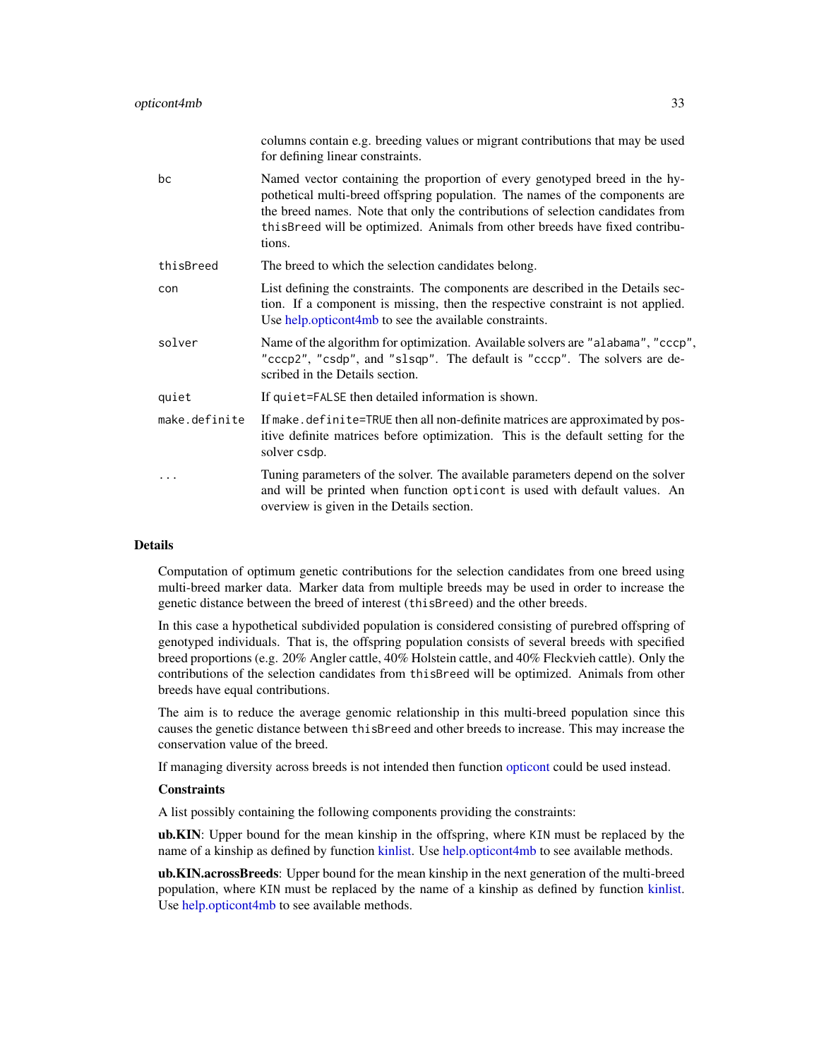| | |
|---|---|
| | columns contain e.g. breeding values or migrant contributions that may be used for defining linear constraints. |
| `bc` | Named vector containing the proportion of every genotyped breed in the hypothetical multi-breed offspring population. The names of the components are the breed names. Note that only the contributions of selection candidates from `thisBreed` will be optimized. Animals from other breeds have fixed contributions. |
| `thisBreed` | The breed to which the selection candidates belong. |
| `con` | List defining the constraints. The components are described in the Details section. If a component is missing, then the respective constraint is not applied. Use help.opticont4mb to see the available constraints. |
| `solver` | Name of the algorithm for optimization. Available solvers are `"alabama"`, `"cccp"`, `"cccp2"`, `"csdp"`, and `"slsqp"`. The default is `"cccp"`. The solvers are described in the Details section. |
| `quiet` | If `quiet=FALSE` then detailed information is shown. |
| `make.definite` | If `make.definite=TRUE` then all non-definite matrices are approximated by positive definite matrices before optimization. This is the default setting for the solver `csdp`. |
| `...` | Tuning parameters of the solver. The available parameters depend on the solver and will be printed when function `opticont` is used with default values. An overview is given in the Details section. |

## Details

Computation of optimum genetic contributions for the selection candidates from one breed using multi-breed marker data. Marker data from multiple breeds may be used in order to increase the genetic distance between the breed of interest (`thisBreed`) and the other breeds.

In this case a hypothetical subdivided population is considered consisting of purebred offspring of genotyped individuals. That is, the offspring population consists of several breeds with specified breed proportions (e.g. 20% Angler cattle, 40% Holstein cattle, and 40% Fleckvieh cattle). Only the contributions of the selection candidates from `thisBreed` will be optimized. Animals from other breeds have equal contributions.

The aim is to reduce the average genomic relationship in this multi-breed population since this causes the genetic distance between `thisBreed` and other breeds to increase. This may increase the conservation value of the breed.

If managing diversity across breeds is not intended then function opticont could be used instead.

### Constraints

A list possibly containing the following components providing the constraints:

**ub.KIN**: Upper bound for the mean kinship in the offspring, where `KIN` must be replaced by the name of a kinship as defined by function kinlist. Use help.opticont4mb to see available methods.

**ub.KIN.acrossBreeds**: Upper bound for the mean kinship in the next generation of the multi-breed population, where `KIN` must be replaced by the name of a kinship as defined by function kinlist. Use help.opticont4mb to see available methods.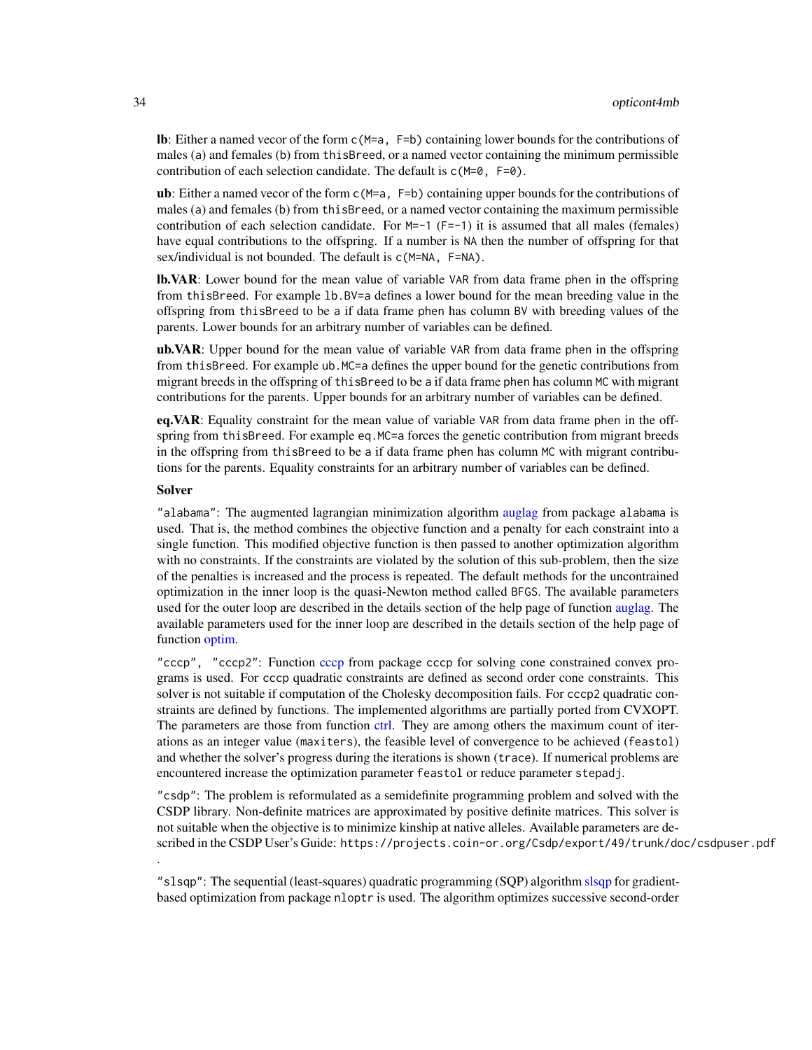**lb**: Either a named vecor of the form `c(M=a, F=b)` containing lower bounds for the contributions of males (a) and females (b) from `thisBreed`, or a named vector containing the minimum permissible contribution of each selection candidate. The default is `c(M=0, F=0)`.

**ub**: Either a named vecor of the form `c(M=a, F=b)` containing upper bounds for the contributions of males (a) and females (b) from `thisBreed`, or a named vector containing the maximum permissible contribution of each selection candidate. For `M=-1` (`F=-1`) it is assumed that all males (females) have equal contributions to the offspring. If a number is `NA` then the number of offspring for that sex/individual is not bounded. The default is `c(M=NA, F=NA)`.

**lb.VAR**: Lower bound for the mean value of variable `VAR` from data frame `phen` in the offspring from `thisBreed`. For example `lb.BV=a` defines a lower bound for the mean breeding value in the offspring from `thisBreed` to be `a` if data frame `phen` has column `BV` with breeding values of the parents. Lower bounds for an arbitrary number of variables can be defined.

**ub.VAR**: Upper bound for the mean value of variable `VAR` from data frame `phen` in the offspring from `thisBreed`. For example `ub.MC=a` defines the upper bound for the genetic contributions from migrant breeds in the offspring of `thisBreed` to be `a` if data frame `phen` has column `MC` with migrant contributions for the parents. Upper bounds for an arbitrary number of variables can be defined.

**eq.VAR**: Equality constraint for the mean value of variable `VAR` from data frame `phen` in the offspring from `thisBreed`. For example `eq.MC=a` forces the genetic contribution from migrant breeds in the offspring from `thisBreed` to be `a` if data frame `phen` has column `MC` with migrant contributions for the parents. Equality constraints for an arbitrary number of variables can be defined.

**Solver**

`"alabama"`: The augmented lagrangian minimization algorithm auglag from package `alabama` is used. That is, the method combines the objective function and a penalty for each constraint into a single function. This modified objective function is then passed to another optimization algorithm with no constraints. If the constraints are violated by the solution of this sub-problem, then the size of the penalties is increased and the process is repeated. The default methods for the uncontrained optimization in the inner loop is the quasi-Newton method called `BFGS`. The available parameters used for the outer loop are described in the details section of the help page of function auglag. The available parameters used for the inner loop are described in the details section of the help page of function optim.

`"cccp"`, `"cccp2"`: Function cccp from package `cccp` for solving cone constrained convex programs is used. For `cccp` quadratic constraints are defined as second order cone constraints. This solver is not suitable if computation of the Cholesky decomposition fails. For `cccp2` quadratic constraints are defined by functions. The implemented algorithms are partially ported from CVXOPT. The parameters are those from function ctrl. They are among others the maximum count of iterations as an integer value (`maxiters`), the feasible level of convergence to be achieved (`feastol`) and whether the solver's progress during the iterations is shown (`trace`). If numerical problems are encountered increase the optimization parameter `feastol` or reduce parameter `stepadj`.

`"csdp"`: The problem is reformulated as a semidefinite programming problem and solved with the CSDP library. Non-definite matrices are approximated by positive definite matrices. This solver is not suitable when the objective is to minimize kinship at native alleles. Available parameters are described in the CSDP User's Guide: `https://projects.coin-or.org/Csdp/export/49/trunk/doc/csdpuser.pdf` .

`"slsqp"`: The sequential (least-squares) quadratic programming (SQP) algorithm slsqp for gradient-based optimization from package `nloptr` is used. The algorithm optimizes successive second-order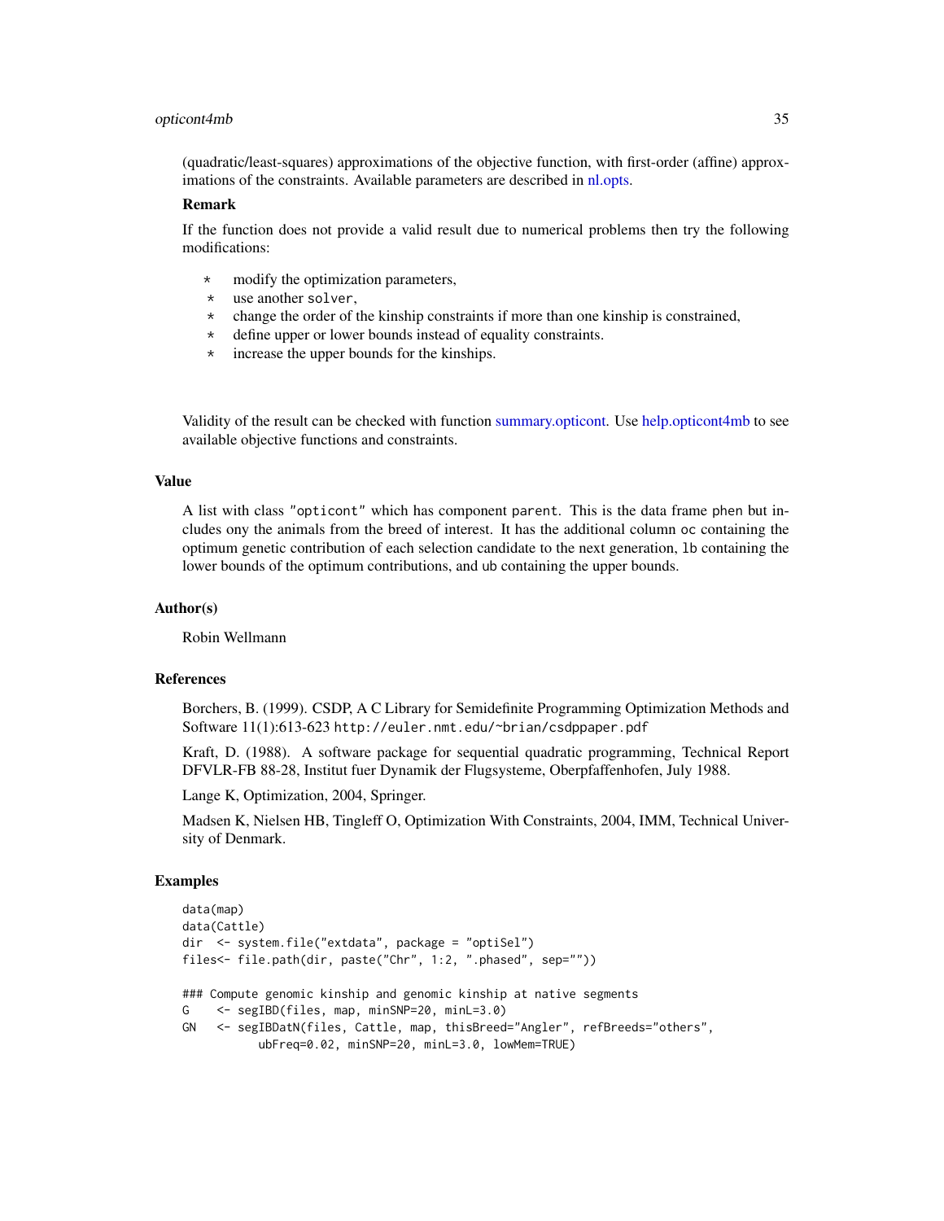(quadratic/least-squares) approximations of the objective function, with first-order (affine) approximations of the constraints. Available parameters are described in nl.opts.

### Remark

If the function does not provide a valid result due to numerical problems then try the following modifications:

- modify the optimization parameters,
- use another `solver`,
- change the order of the kinship constraints if more than one kinship is constrained,
- define upper or lower bounds instead of equality constraints.
- increase the upper bounds for the kinships.

Validity of the result can be checked with function summary.opticont. Use help.opticont4mb to see available objective functions and constraints.

## Value

A list with class `"opticont"` which has component `parent`. This is the data frame `phen` but includes ony the animals from the breed of interest. It has the additional column `oc` containing the optimum genetic contribution of each selection candidate to the next generation, `lb` containing the lower bounds of the optimum contributions, and `ub` containing the upper bounds.

## Author(s)

Robin Wellmann

## References

Borchers, B. (1999). CSDP, A C Library for Semidefinite Programming Optimization Methods and Software 11(1):613-623 `http://euler.nmt.edu/~brian/csdppaper.pdf`

Kraft, D. (1988). A software package for sequential quadratic programming, Technical Report DFVLR-FB 88-28, Institut fuer Dynamik der Flugsysteme, Oberpfaffenhofen, July 1988.

Lange K, Optimization, 2004, Springer.

Madsen K, Nielsen HB, Tingleff O, Optimization With Constraints, 2004, IMM, Technical University of Denmark.

## Examples

```
data(map)
data(Cattle)
dir  <- system.file("extdata", package = "optiSel")
files<- file.path(dir, paste("Chr", 1:2, ".phased", sep=""))

### Compute genomic kinship and genomic kinship at native segments
G    <- segIBD(files, map, minSNP=20, minL=3.0)
GN   <- segIBDatN(files, Cattle, map, thisBreed="Angler", refBreeds="others",
           ubFreq=0.02, minSNP=20, minL=3.0, lowMem=TRUE)
```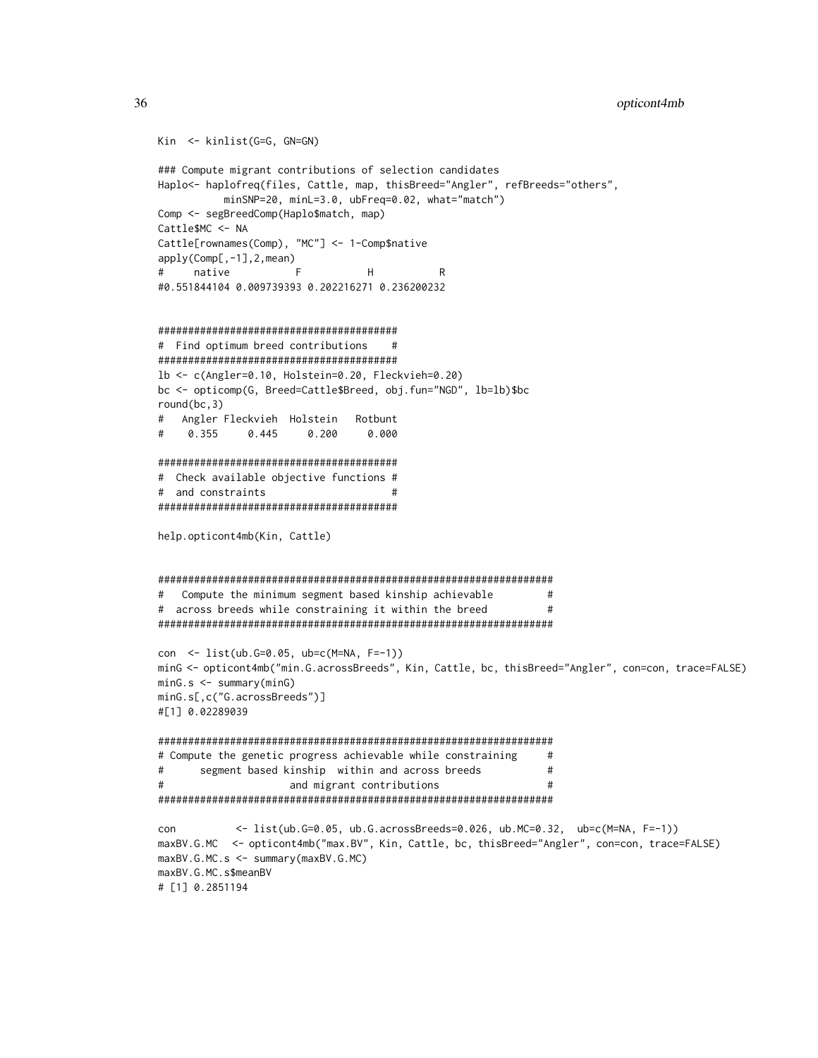```
Kin  <- kinlist(G=G, GN=GN)

### Compute migrant contributions of selection candidates
Haplo<- haplofreq(files, Cattle, map, thisBreed="Angler", refBreeds="others",
          minSNP=20, minL=3.0, ubFreq=0.02, what="match")
Comp <- segBreedComp(Haplo$match, map)
Cattle$MC <- NA
Cattle[rownames(Comp), "MC"] <- 1-Comp$native
apply(Comp[,-1],2,mean)
#     native           F           H           R
#0.551844104 0.009739393 0.202216271 0.236200232


########################################
#  Find optimum breed contributions    #
########################################
lb <- c(Angler=0.10, Holstein=0.20, Fleckvieh=0.20)
bc <- opticomp(G, Breed=Cattle$Breed, obj.fun="NGD", lb=lb)$bc
round(bc,3)
#   Angler Fleckvieh  Holstein   Rotbunt
#    0.355     0.445     0.200     0.000

########################################
#  Check available objective functions #
#  and constraints                     #
########################################

help.opticont4mb(Kin, Cattle)


##################################################################
#   Compute the minimum segment based kinship achievable         #
#  across breeds while constraining it within the breed          #
##################################################################

con  <- list(ub.G=0.05, ub=c(M=NA, F=-1))
minG <- opticont4mb("min.G.acrossBreeds", Kin, Cattle, bc, thisBreed="Angler", con=con, trace=FALSE)
minG.s <- summary(minG)
minG.s[,c("G.acrossBreeds")]
#[1] 0.02289039

##################################################################
# Compute the genetic progress achievable while constraining     #
#      segment based kinship  within and across breeds           #
#                    and migrant contributions                   #
##################################################################

con          <- list(ub.G=0.05, ub.G.acrossBreeds=0.026, ub.MC=0.32,  ub=c(M=NA, F=-1))
maxBV.G.MC   <- opticont4mb("max.BV", Kin, Cattle, bc, thisBreed="Angler", con=con, trace=FALSE)
maxBV.G.MC.s <- summary(maxBV.G.MC)
maxBV.G.MC.s$meanBV
# [1] 0.2851194
```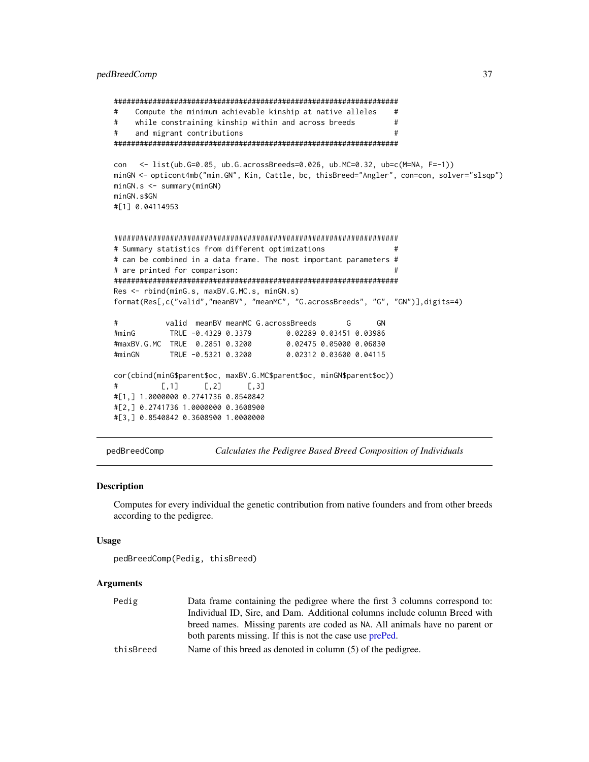```
###################################################################
#    Compute the minimum achievable kinship at native alleles    #
#    while constraining kinship within and across breeds         #
#    and migrant contributions                                   #
###################################################################

con   <- list(ub.G=0.05, ub.G.acrossBreeds=0.026, ub.MC=0.32, ub=c(M=NA, F=-1))
minGN <- opticont4mb("min.GN", Kin, Cattle, bc, thisBreed="Angler", con=con, solver="slsqp")
minGN.s <- summary(minGN)
minGN.s$GN
#[1] 0.04114953


###################################################################
# Summary statistics from different optimizations                #
# can be combined in a data frame. The most important parameters #
# are printed for comparison:                                    #
###################################################################
Res <- rbind(minG.s, maxBV.G.MC.s, minGN.s)
format(Res[,c("valid","meanBV", "meanMC", "G.acrossBreeds", "G", "GN")],digits=4)

#           valid  meanBV meanMC G.acrossBreeds       G      GN
#minG        TRUE -0.4329 0.3379        0.02289 0.03451 0.03986
#maxBV.G.MC  TRUE  0.2851 0.3200        0.02475 0.05000 0.06830
#minGN       TRUE -0.5321 0.3200        0.02312 0.03600 0.04115

cor(cbind(minG$parent$oc, maxBV.G.MC$parent$oc, minGN$parent$oc))
#          [,1]      [,2]      [,3]
#[1,] 1.0000000 0.2741736 0.8540842
#[2,] 0.2741736 1.0000000 0.3608900
#[3,] 0.8540842 0.3608900 1.0000000
```

---

## pedBreedComp — *Calculates the Pedigree Based Breed Composition of Individuals*

### Description

Computes for every individual the genetic contribution from native founders and from other breeds according to the pedigree.

### Usage

```
pedBreedComp(Pedig, thisBreed)
```

### Arguments

| | |
|---|---|
| Pedig | Data frame containing the pedigree where the first 3 columns correspond to: Individual ID, Sire, and Dam. Additional columns include column Breed with breed names. Missing parents are coded as NA. All animals have no parent or both parents missing. If this is not the case use prePed. |
| thisBreed | Name of this breed as denoted in column (5) of the pedigree. |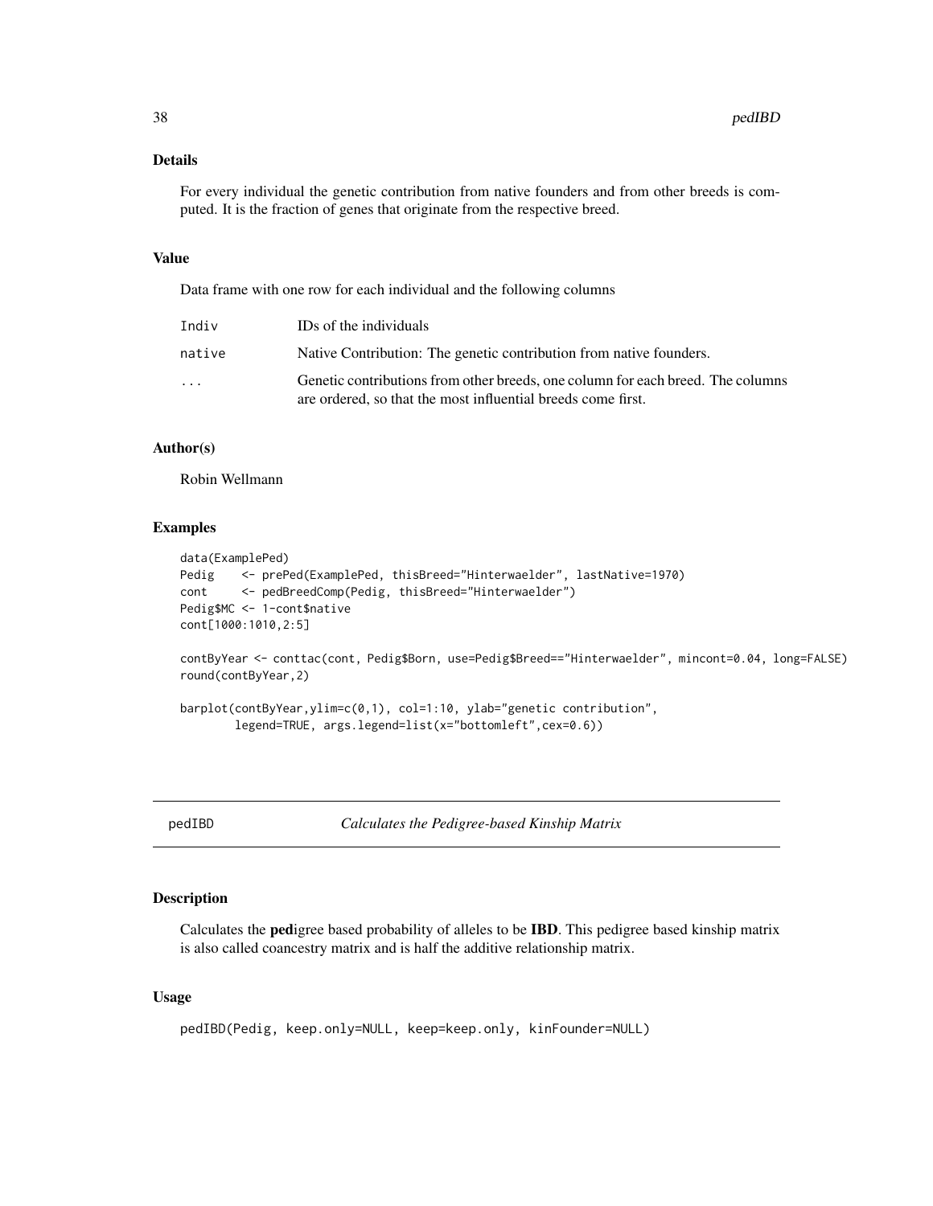### Details

For every individual the genetic contribution from native founders and from other breeds is computed. It is the fraction of genes that originate from the respective breed.

### Value

Data frame with one row for each individual and the following columns

| | |
|---|---|
| `Indiv` | IDs of the individuals |
| `native` | Native Contribution: The genetic contribution from native founders. |
| `...` | Genetic contributions from other breeds, one column for each breed. The columns are ordered, so that the most influential breeds come first. |

### Author(s)

Robin Wellmann

### Examples

```
data(ExamplePed)
Pedig    <- prePed(ExamplePed, thisBreed="Hinterwaelder", lastNative=1970)
cont     <- pedBreedComp(Pedig, thisBreed="Hinterwaelder")
Pedig$MC <- 1-cont$native
cont[1000:1010,2:5]

contByYear <- conttac(cont, Pedig$Born, use=Pedig$Breed=="Hinterwaelder", mincont=0.04, long=FALSE)
round(contByYear,2)

barplot(contByYear,ylim=c(0,1), col=1:10, ylab="genetic contribution",
        legend=TRUE, args.legend=list(x="bottomleft",cex=0.6))
```

---

## pedIBD — *Calculates the Pedigree-based Kinship Matrix*

### Description

Calculates the **ped**igree based probability of alleles to be **IBD**. This pedigree based kinship matrix is also called coancestry matrix and is half the additive relationship matrix.

### Usage

```
pedIBD(Pedig, keep.only=NULL, keep=keep.only, kinFounder=NULL)
```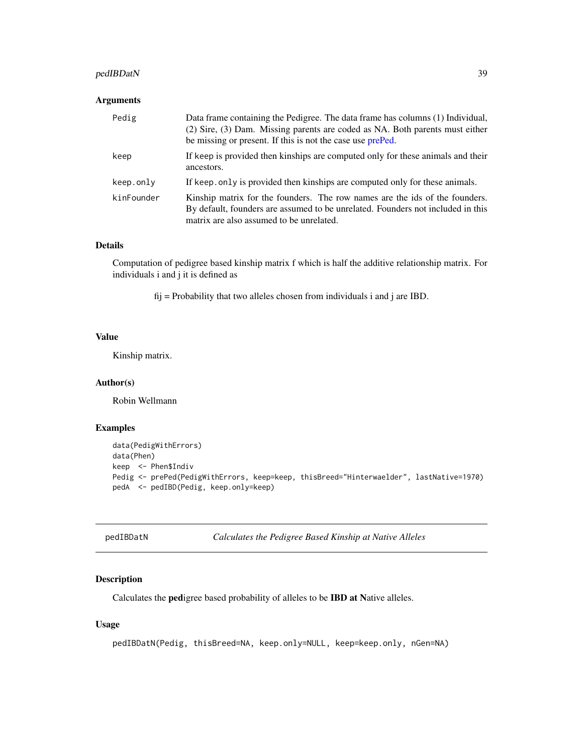### Arguments

| | |
|---|---|
| Pedig | Data frame containing the Pedigree. The data frame has columns (1) Individual, (2) Sire, (3) Dam. Missing parents are coded as NA. Both parents must either be missing or present. If this is not the case use prePed. |
| keep | If keep is provided then kinships are computed only for these animals and their ancestors. |
| keep.only | If keep.only is provided then kinships are computed only for these animals. |
| kinFounder | Kinship matrix for the founders. The row names are the ids of the founders. By default, founders are assumed to be unrelated. Founders not included in this matrix are also assumed to be unrelated. |

### Details

Computation of pedigree based kinship matrix f which is half the additive relationship matrix. For individuals i and j it is defined as

fij = Probability that two alleles chosen from individuals i and j are IBD.

### Value

Kinship matrix.

### Author(s)

Robin Wellmann

### Examples

```
data(PedigWithErrors)
data(Phen)
keep  <- Phen$Indiv
Pedig <- prePed(PedigWithErrors, keep=keep, thisBreed="Hinterwaelder", lastNative=1970)
pedA  <- pedIBD(Pedig, keep.only=keep)
```

---

## pedIBDatN — *Calculates the Pedigree Based Kinship at Native Alleles*

### Description

Calculates the **ped**igree based probability of alleles to be **IBD at N**ative alleles.

### Usage

```
pedIBDatN(Pedig, thisBreed=NA, keep.only=NULL, keep=keep.only, nGen=NA)
```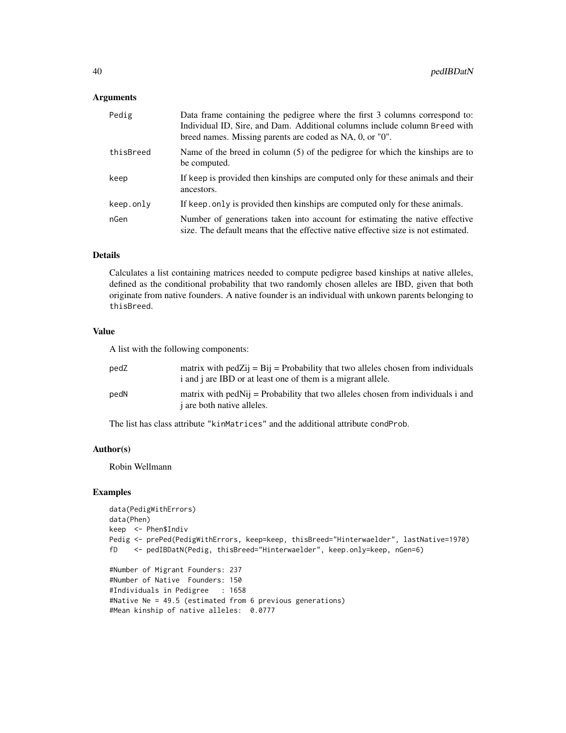## Arguments

| | |
|---|---|
| Pedig | Data frame containing the pedigree where the first 3 columns correspond to: Individual ID, Sire, and Dam. Additional columns include column Breed with breed names. Missing parents are coded as NA, 0, or "0". |
| thisBreed | Name of the breed in column (5) of the pedigree for which the kinships are to be computed. |
| keep | If keep is provided then kinships are computed only for these animals and their ancestors. |
| keep.only | If keep.only is provided then kinships are computed only for these animals. |
| nGen | Number of generations taken into account for estimating the native effective size. The default means that the effective native effective size is not estimated. |

## Details

Calculates a list containing matrices needed to compute pedigree based kinships at native alleles, defined as the conditional probability that two randomly chosen alleles are IBD, given that both originate from native founders. A native founder is an individual with unkown parents belonging to thisBreed.

## Value

A list with the following components:

| | |
|---|---|
| pedZ | matrix with pedZij = Bij = Probability that two alleles chosen from individuals i and j are IBD or at least one of them is a migrant allele. |
| pedN | matrix with pedNij = Probability that two alleles chosen from individuals i and j are both native alleles. |

The list has class attribute "kinMatrices" and the additional attribute condProb.

## Author(s)

Robin Wellmann

## Examples

```
data(PedigWithErrors)
data(Phen)
keep  <- Phen$Indiv
Pedig <- prePed(PedigWithErrors, keep=keep, thisBreed="Hinterwaelder", lastNative=1970)
fD    <- pedIBDatN(Pedig, thisBreed="Hinterwaelder", keep.only=keep, nGen=6)

#Number of Migrant Founders: 237
#Number of Native  Founders: 150
#Individuals in Pedigree   : 1658
#Native Ne = 49.5 (estimated from 6 previous generations)
#Mean kinship of native alleles:  0.0777
```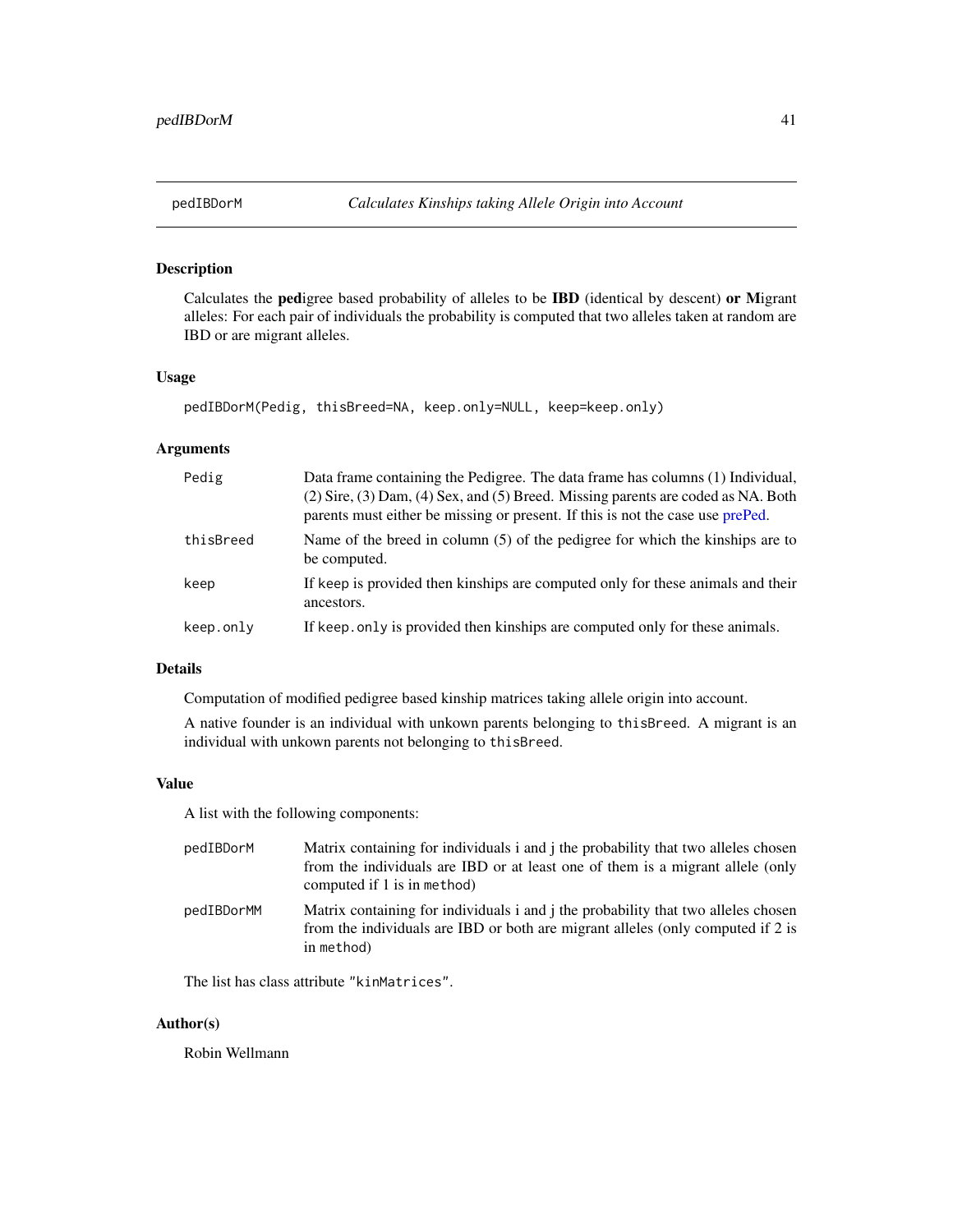pedIBDorM *Calculates Kinships taking Allele Origin into Account*

## Description

Calculates the **ped**igree based probability of alleles to be **IBD** (identical by descent) **or M**igrant alleles: For each pair of individuals the probability is computed that two alleles taken at random are IBD or are migrant alleles.

## Usage

```
pedIBDorM(Pedig, thisBreed=NA, keep.only=NULL, keep=keep.only)
```

## Arguments

| | |
|---|---|
| `Pedig` | Data frame containing the Pedigree. The data frame has columns (1) Individual, (2) Sire, (3) Dam, (4) Sex, and (5) Breed. Missing parents are coded as NA. Both parents must either be missing or present. If this is not the case use prePed. |
| `thisBreed` | Name of the breed in column (5) of the pedigree for which the kinships are to be computed. |
| `keep` | If `keep` is provided then kinships are computed only for these animals and their ancestors. |
| `keep.only` | If `keep.only` is provided then kinships are computed only for these animals. |

## Details

Computation of modified pedigree based kinship matrices taking allele origin into account.

A native founder is an individual with unkown parents belonging to `thisBreed`. A migrant is an individual with unkown parents not belonging to `thisBreed`.

## Value

A list with the following components:

| | |
|---|---|
| `pedIBDorM` | Matrix containing for individuals i and j the probability that two alleles chosen from the individuals are IBD or at least one of them is a migrant allele (only computed if 1 is in `method`) |
| `pedIBDorMM` | Matrix containing for individuals i and j the probability that two alleles chosen from the individuals are IBD or both are migrant alleles (only computed if 2 is in `method`) |

The list has class attribute `"kinMatrices"`.

## Author(s)

Robin Wellmann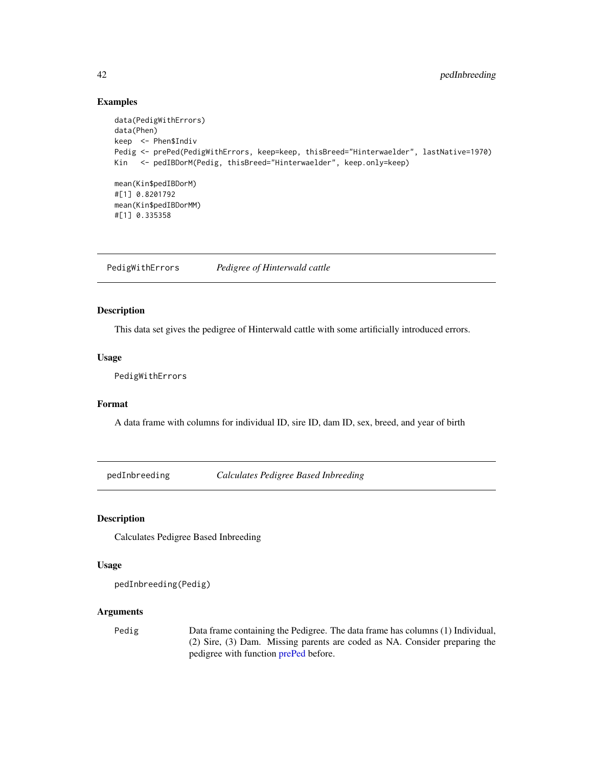## Examples

```
data(PedigWithErrors)
data(Phen)
keep  <- Phen$Indiv
Pedig <- prePed(PedigWithErrors, keep=keep, thisBreed="Hinterwaelder", lastNative=1970)
Kin   <- pedIBDorM(Pedig, thisBreed="Hinterwaelder", keep.only=keep)

mean(Kin$pedIBDorM)
#[1] 0.8201792
mean(Kin$pedIBDorMM)
#[1] 0.335358
```

---

# PedigWithErrors    *Pedigree of Hinterwald cattle*

## Description

This data set gives the pedigree of Hinterwald cattle with some artificially introduced errors.

## Usage

```
PedigWithErrors
```

## Format

A data frame with columns for individual ID, sire ID, dam ID, sex, breed, and year of birth

---

# pedInbreeding    *Calculates Pedigree Based Inbreeding*

## Description

Calculates Pedigree Based Inbreeding

## Usage

```
pedInbreeding(Pedig)
```

## Arguments

| | |
|---|---|
| Pedig | Data frame containing the Pedigree. The data frame has columns (1) Individual, (2) Sire, (3) Dam. Missing parents are coded as NA. Consider preparing the pedigree with function prePed before. |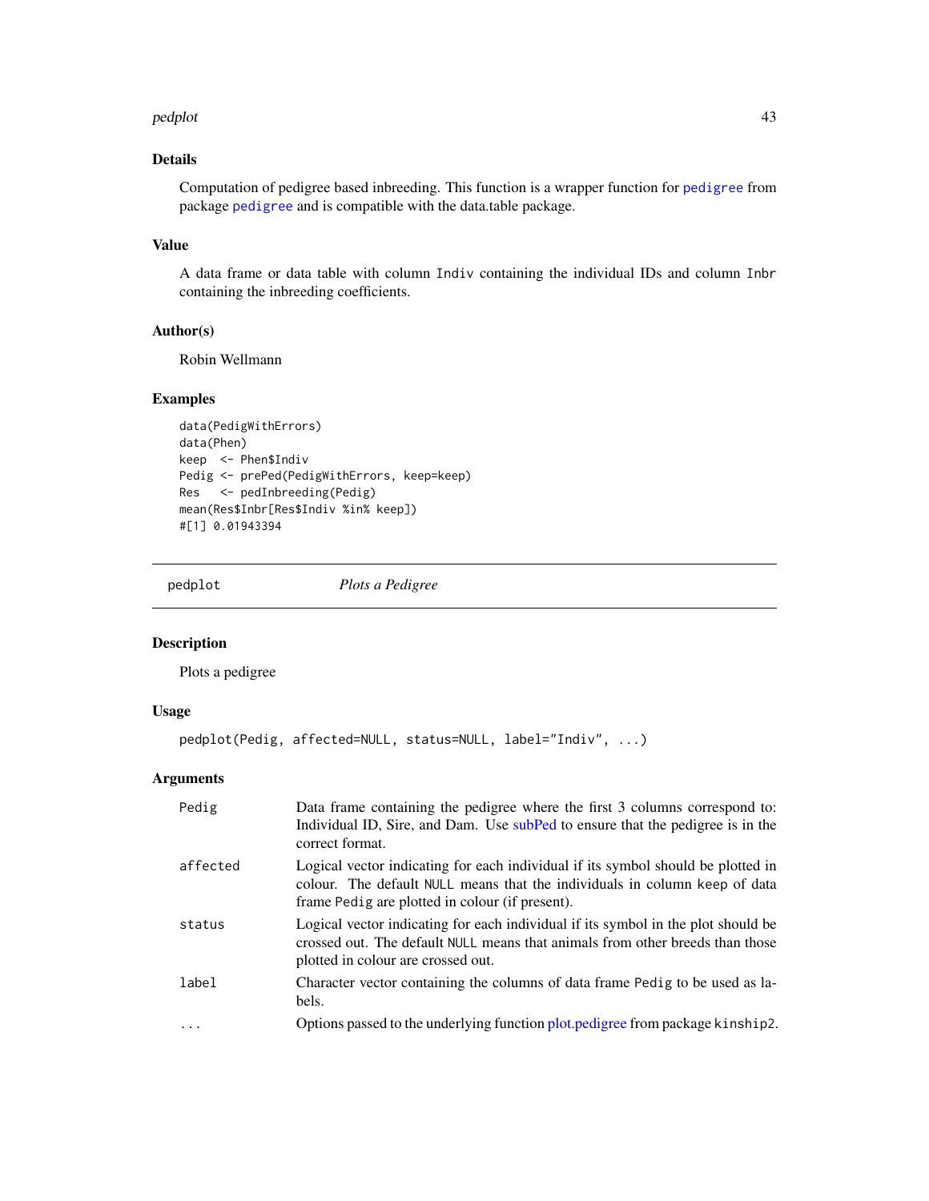### Details

Computation of pedigree based inbreeding. This function is a wrapper function for `pedigree` from package `pedigree` and is compatible with the data.table package.

### Value

A data frame or data table with column `Indiv` containing the individual IDs and column `Inbr` containing the inbreeding coefficients.

### Author(s)

Robin Wellmann

### Examples

```
data(PedigWithErrors)
data(Phen)
keep  <- Phen$Indiv
Pedig <- prePed(PedigWithErrors, keep=keep)
Res   <- pedInbreeding(Pedig)
mean(Res$Inbr[Res$Indiv %in% keep])
#[1] 0.01943394
```

---

## pedplot — *Plots a Pedigree*

### Description

Plots a pedigree

### Usage

```
pedplot(Pedig, affected=NULL, status=NULL, label="Indiv", ...)
```

### Arguments

| Argument | Description |
|---|---|
| `Pedig` | Data frame containing the pedigree where the first 3 columns correspond to: Individual ID, Sire, and Dam. Use subPed to ensure that the pedigree is in the correct format. |
| `affected` | Logical vector indicating for each individual if its symbol should be plotted in colour. The default `NULL` means that the individuals in column `keep` of data frame `Pedig` are plotted in colour (if present). |
| `status` | Logical vector indicating for each individual if its symbol in the plot should be crossed out. The default `NULL` means that animals from other breeds than those plotted in colour are crossed out. |
| `label` | Character vector containing the columns of data frame `Pedig` to be used as labels. |
| `...` | Options passed to the underlying function plot.pedigree from package `kinship2`. |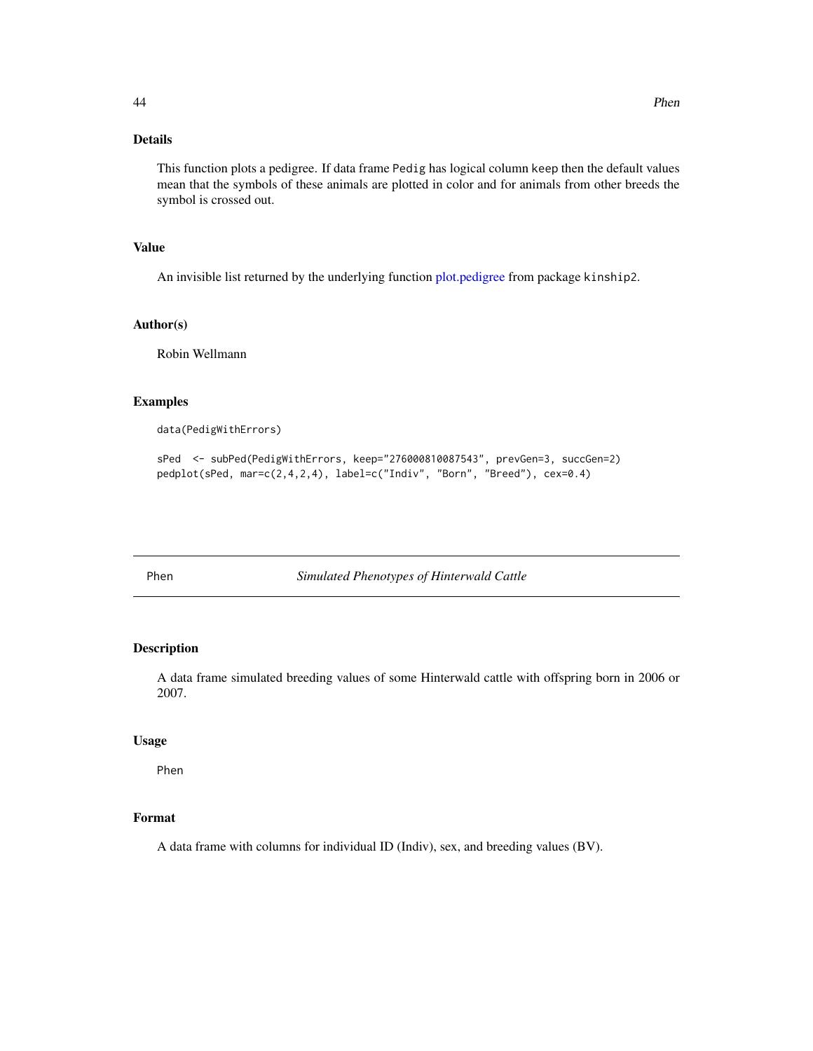### Details

This function plots a pedigree. If data frame `Pedig` has logical column `keep` then the default values mean that the symbols of these animals are plotted in color and for animals from other breeds the symbol is crossed out.

### Value

An invisible list returned by the underlying function plot.pedigree from package `kinship2`.

### Author(s)

Robin Wellmann

### Examples

```
data(PedigWithErrors)

sPed  <- subPed(PedigWithErrors, keep="276000810087543", prevGen=3, succGen=2)
pedplot(sPed, mar=c(2,4,2,4), label=c("Indiv", "Born", "Breed"), cex=0.4)
```

---

## Phen — *Simulated Phenotypes of Hinterwald Cattle*

### Description

A data frame simulated breeding values of some Hinterwald cattle with offspring born in 2006 or 2007.

### Usage

```
Phen
```

### Format

A data frame with columns for individual ID (Indiv), sex, and breeding values (BV).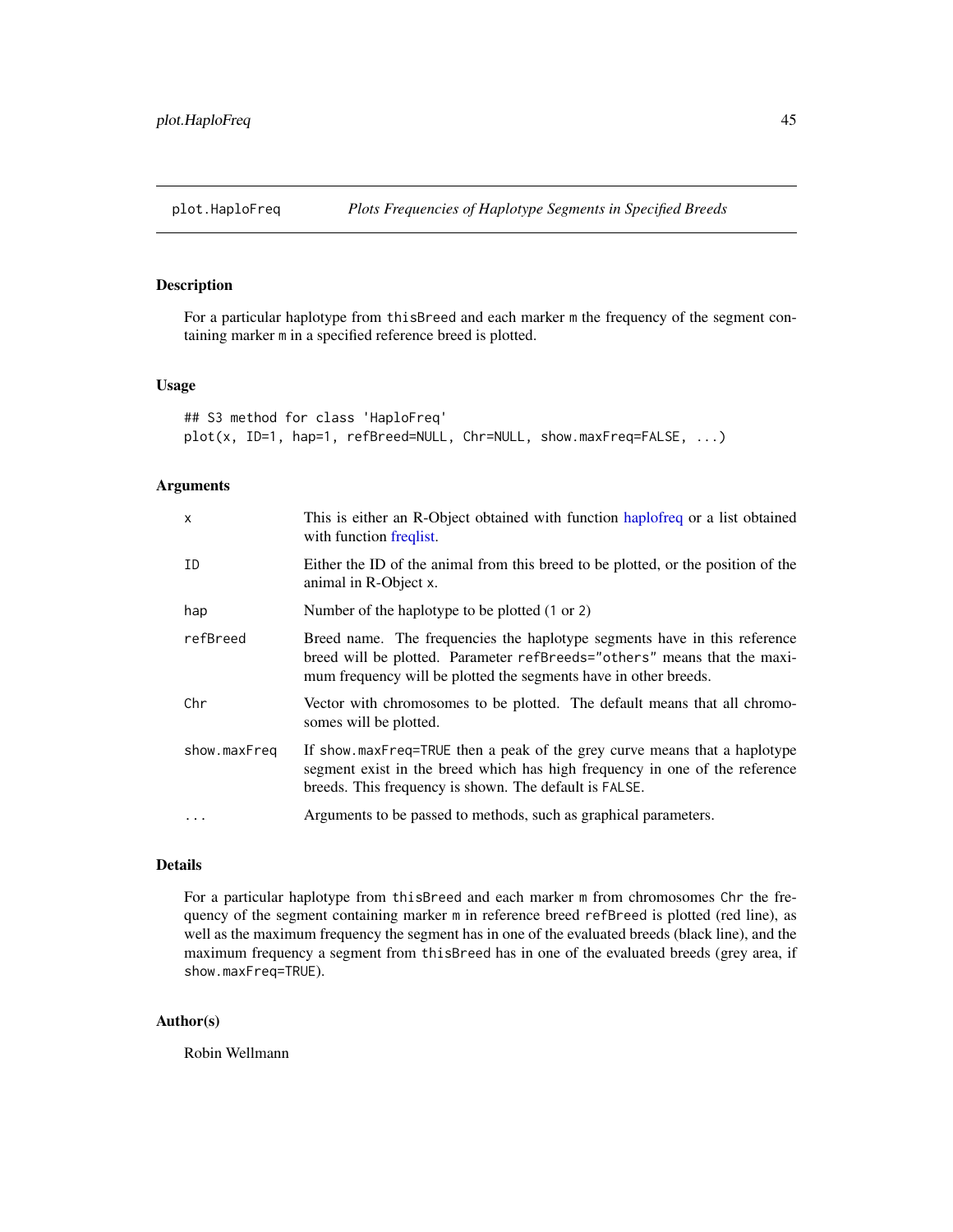## plot.HaploFreq — *Plots Frequencies of Haplotype Segments in Specified Breeds*

### Description

For a particular haplotype from `thisBreed` and each marker `m` the frequency of the segment containing marker `m` in a specified reference breed is plotted.

### Usage

```
## S3 method for class 'HaploFreq'
plot(x, ID=1, hap=1, refBreed=NULL, Chr=NULL, show.maxFreq=FALSE, ...)
```

### Arguments

| | |
|---|---|
| `x` | This is either an R-Object obtained with function haplofreq or a list obtained with function freqlist. |
| `ID` | Either the ID of the animal from this breed to be plotted, or the position of the animal in R-Object `x`. |
| `hap` | Number of the haplotype to be plotted (`1` or `2`) |
| `refBreed` | Breed name. The frequencies the haplotype segments have in this reference breed will be plotted. Parameter `refBreeds="others"` means that the maximum frequency will be plotted the segments have in other breeds. |
| `Chr` | Vector with chromosomes to be plotted. The default means that all chromosomes will be plotted. |
| `show.maxFreq` | If `show.maxFreq=TRUE` then a peak of the grey curve means that a haplotype segment exist in the breed which has high frequency in one of the reference breeds. This frequency is shown. The default is `FALSE`. |
| `...` | Arguments to be passed to methods, such as graphical parameters. |

### Details

For a particular haplotype from `thisBreed` and each marker `m` from chromosomes `Chr` the frequency of the segment containing marker `m` in reference breed `refBreed` is plotted (red line), as well as the maximum frequency the segment has in one of the evaluated breeds (black line), and the maximum frequency a segment from `thisBreed` has in one of the evaluated breeds (grey area, if `show.maxFreq=TRUE`).

### Author(s)

Robin Wellmann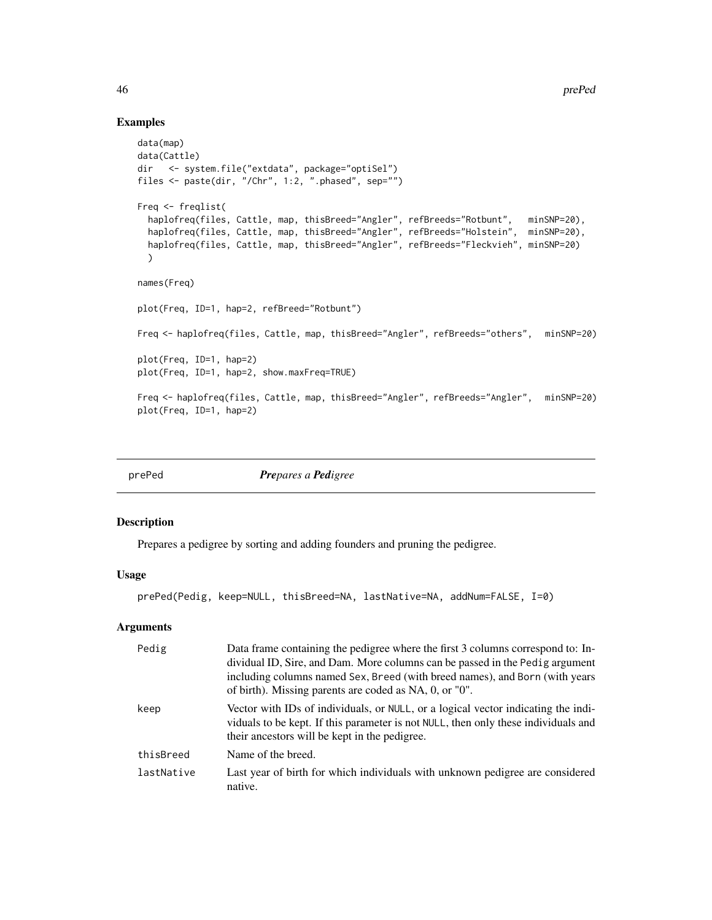### Examples

```
data(map)
data(Cattle)
dir   <- system.file("extdata", package="optiSel")
files <- paste(dir, "/Chr", 1:2, ".phased", sep="")

Freq <- freqlist(
  haplofreq(files, Cattle, map, thisBreed="Angler", refBreeds="Rotbunt",   minSNP=20),
  haplofreq(files, Cattle, map, thisBreed="Angler", refBreeds="Holstein",  minSNP=20),
  haplofreq(files, Cattle, map, thisBreed="Angler", refBreeds="Fleckvieh", minSNP=20)
  )

names(Freq)

plot(Freq, ID=1, hap=2, refBreed="Rotbunt")

Freq <- haplofreq(files, Cattle, map, thisBreed="Angler", refBreeds="others",  minSNP=20)

plot(Freq, ID=1, hap=2)
plot(Freq, ID=1, hap=2, show.maxFreq=TRUE)

Freq <- haplofreq(files, Cattle, map, thisBreed="Angler", refBreeds="Angler",  minSNP=20)
plot(Freq, ID=1, hap=2)
```

---

## prePed — ***Pre****pares a* ***Ped****igree*

### Description

Prepares a pedigree by sorting and adding founders and pruning the pedigree.

### Usage

```
prePed(Pedig, keep=NULL, thisBreed=NA, lastNative=NA, addNum=FALSE, I=0)
```

### Arguments

| | |
|---|---|
| `Pedig` | Data frame containing the pedigree where the first 3 columns correspond to: Individual ID, Sire, and Dam. More columns can be passed in the `Pedig` argument including columns named `Sex`, `Breed` (with breed names), and `Born` (with years of birth). Missing parents are coded as NA, 0, or "0". |
| `keep` | Vector with IDs of individuals, or `NULL`, or a logical vector indicating the individuals to be kept. If this parameter is not `NULL`, then only these individuals and their ancestors will be kept in the pedigree. |
| `thisBreed` | Name of the breed. |
| `lastNative` | Last year of birth for which individuals with unknown pedigree are considered native. |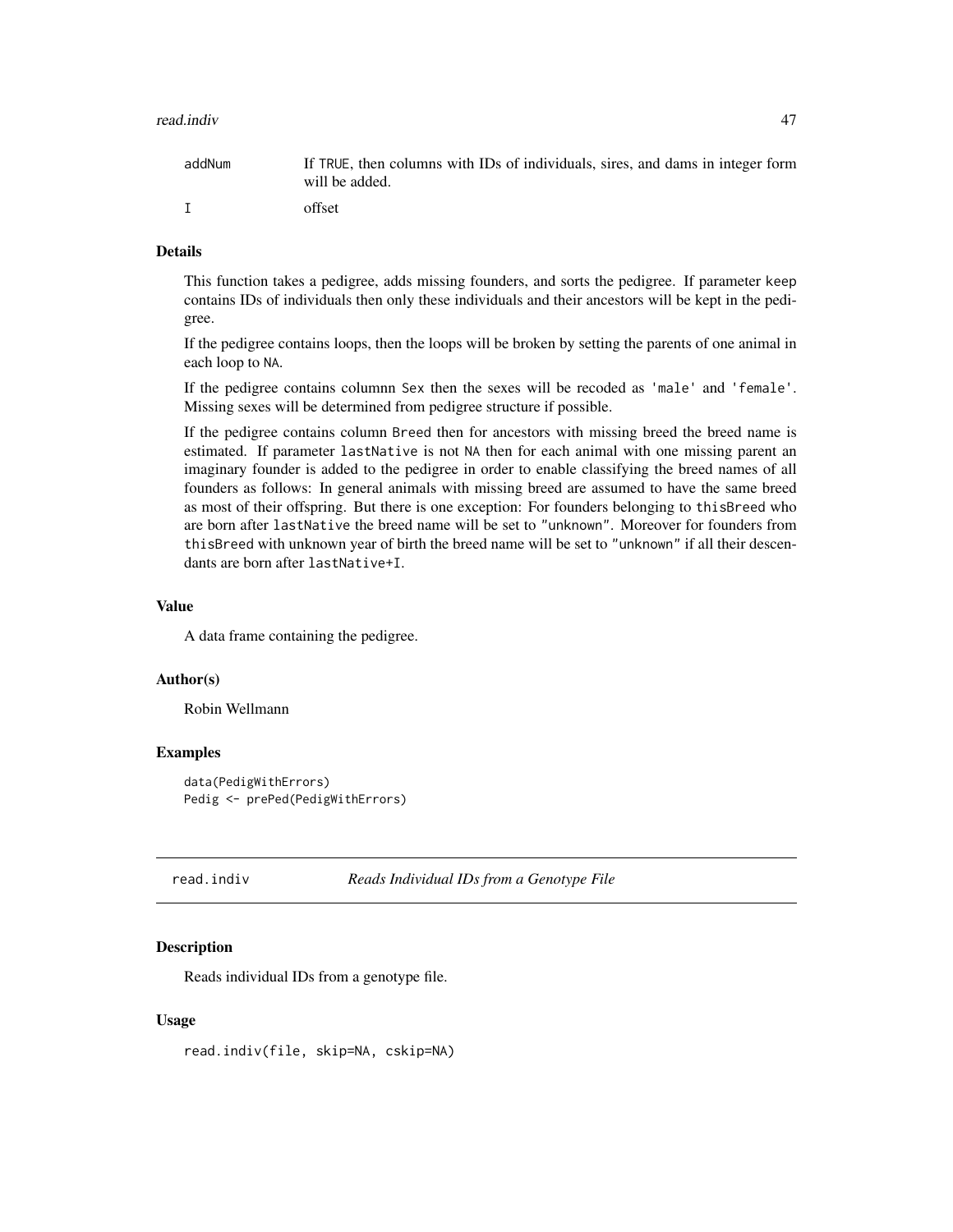| | |
|---|---|
| addNum | If TRUE, then columns with IDs of individuals, sires, and dams in integer form will be added. |
| I | offset |

### Details

This function takes a pedigree, adds missing founders, and sorts the pedigree. If parameter keep contains IDs of individuals then only these individuals and their ancestors will be kept in the pedigree.

If the pedigree contains loops, then the loops will be broken by setting the parents of one animal in each loop to NA.

If the pedigree contains columnn Sex then the sexes will be recoded as 'male' and 'female'. Missing sexes will be determined from pedigree structure if possible.

If the pedigree contains column Breed then for ancestors with missing breed the breed name is estimated. If parameter lastNative is not NA then for each animal with one missing parent an imaginary founder is added to the pedigree in order to enable classifying the breed names of all founders as follows: In general animals with missing breed are assumed to have the same breed as most of their offspring. But there is one exception: For founders belonging to thisBreed who are born after lastNative the breed name will be set to "unknown". Moreover for founders from thisBreed with unknown year of birth the breed name will be set to "unknown" if all their descendants are born after lastNative+I.

### Value

A data frame containing the pedigree.

### Author(s)

Robin Wellmann

### Examples

```
data(PedigWithErrors)
Pedig <- prePed(PedigWithErrors)
```

---

## read.indiv *Reads Individual IDs from a Genotype File*

---

### Description

Reads individual IDs from a genotype file.

### Usage

```
read.indiv(file, skip=NA, cskip=NA)
```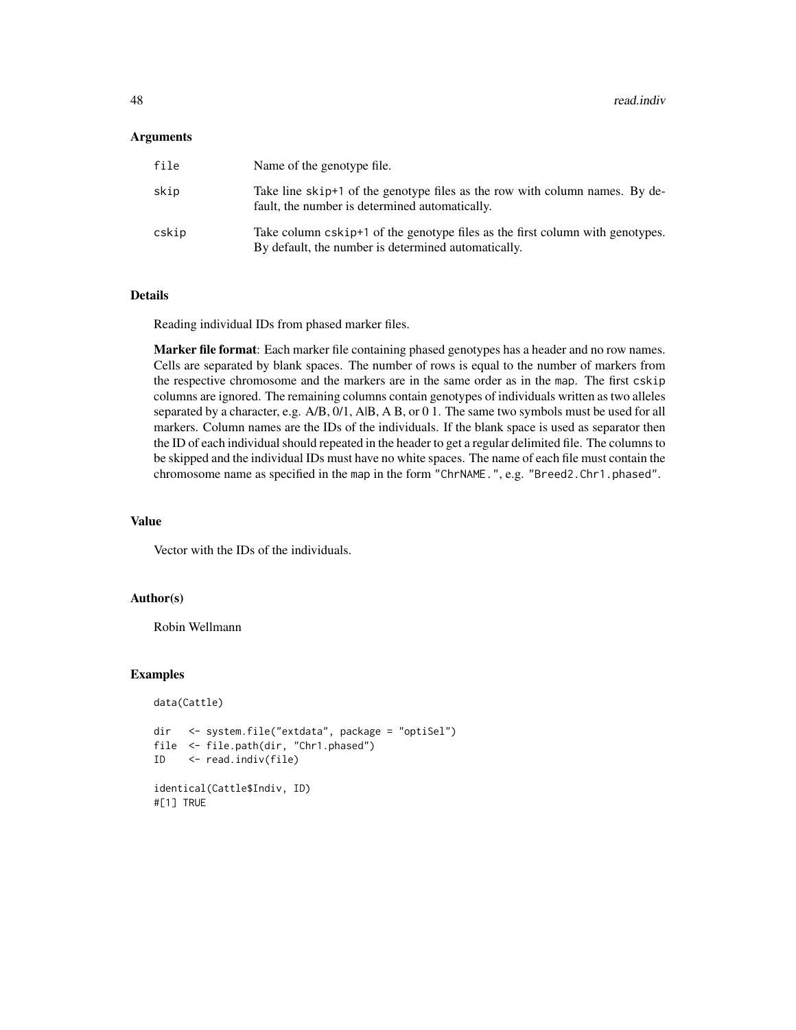## Arguments

| | |
|---|---|
| `file` | Name of the genotype file. |
| `skip` | Take line `skip+1` of the genotype files as the row with column names. By default, the number is determined automatically. |
| `cskip` | Take column `cskip+1` of the genotype files as the first column with genotypes. By default, the number is determined automatically. |

## Details

Reading individual IDs from phased marker files.

**Marker file format**: Each marker file containing phased genotypes has a header and no row names. Cells are separated by blank spaces. The number of rows is equal to the number of markers from the respective chromosome and the markers are in the same order as in the `map`. The first `cskip` columns are ignored. The remaining columns contain genotypes of individuals written as two alleles separated by a character, e.g. A/B, 0/1, A|B, A B, or 0 1. The same two symbols must be used for all markers. Column names are the IDs of the individuals. If the blank space is used as separator then the ID of each individual should repeated in the header to get a regular delimited file. The columns to be skipped and the individual IDs must have no white spaces. The name of each file must contain the chromosome name as specified in the `map` in the form `"ChrNAME."`, e.g. `"Breed2.Chr1.phased"`.

## Value

Vector with the IDs of the individuals.

## Author(s)

Robin Wellmann

## Examples

```
data(Cattle)

dir   <- system.file("extdata", package = "optiSel")
file  <- file.path(dir, "Chr1.phased")
ID    <- read.indiv(file)

identical(Cattle$Indiv, ID)
#[1] TRUE
```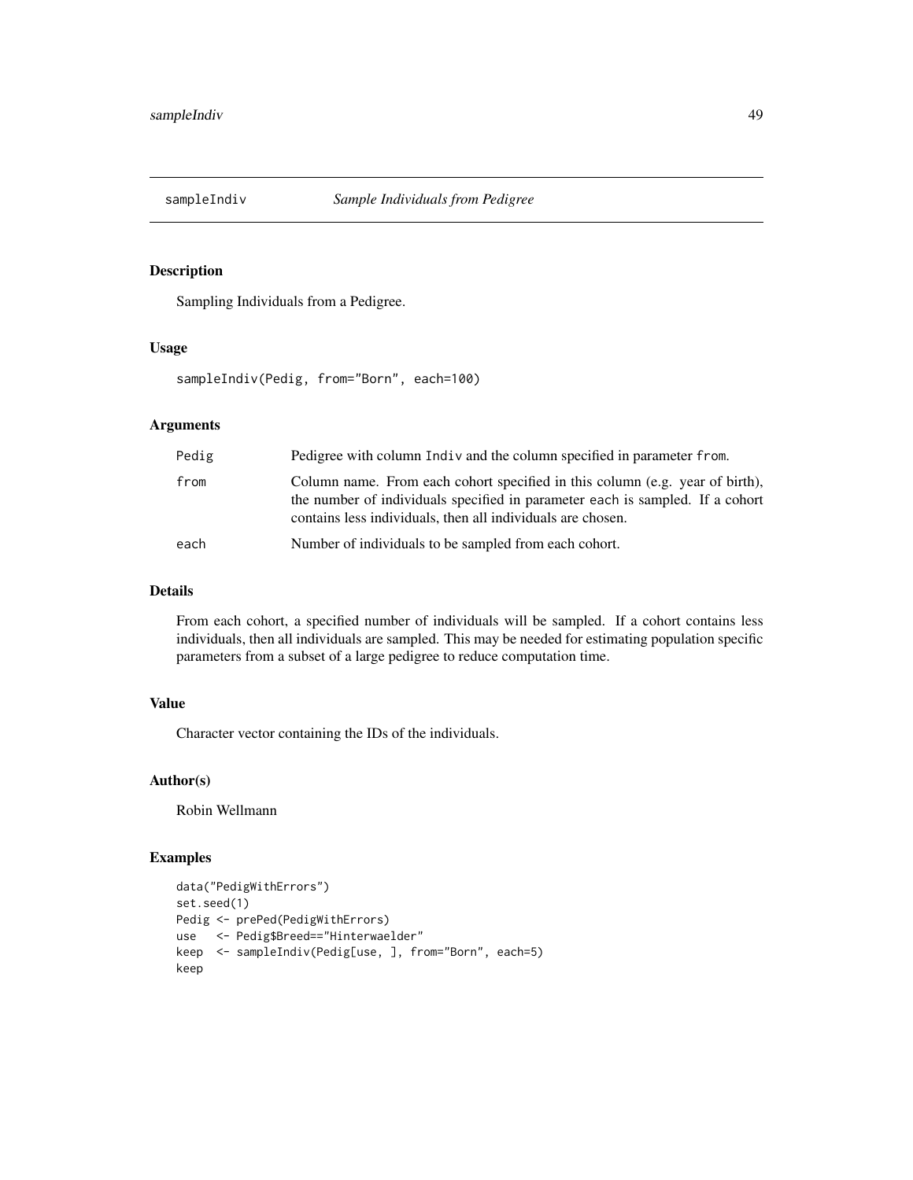# sampleIndiv — *Sample Individuals from Pedigree*

## Description

Sampling Individuals from a Pedigree.

## Usage

```
sampleIndiv(Pedig, from="Born", each=100)
```

## Arguments

| | |
|---|---|
| Pedig | Pedigree with column `Indiv` and the column specified in parameter `from`. |
| from | Column name. From each cohort specified in this column (e.g. year of birth), the number of individuals specified in parameter `each` is sampled. If a cohort contains less individuals, then all individuals are chosen. |
| each | Number of individuals to be sampled from each cohort. |

## Details

From each cohort, a specified number of individuals will be sampled. If a cohort contains less individuals, then all individuals are sampled. This may be needed for estimating population specific parameters from a subset of a large pedigree to reduce computation time.

## Value

Character vector containing the IDs of the individuals.

## Author(s)

Robin Wellmann

## Examples

```
data("PedigWithErrors")
set.seed(1)
Pedig <- prePed(PedigWithErrors)
use   <- Pedig$Breed=="Hinterwaelder"
keep  <- sampleIndiv(Pedig[use, ], from="Born", each=5)
keep
```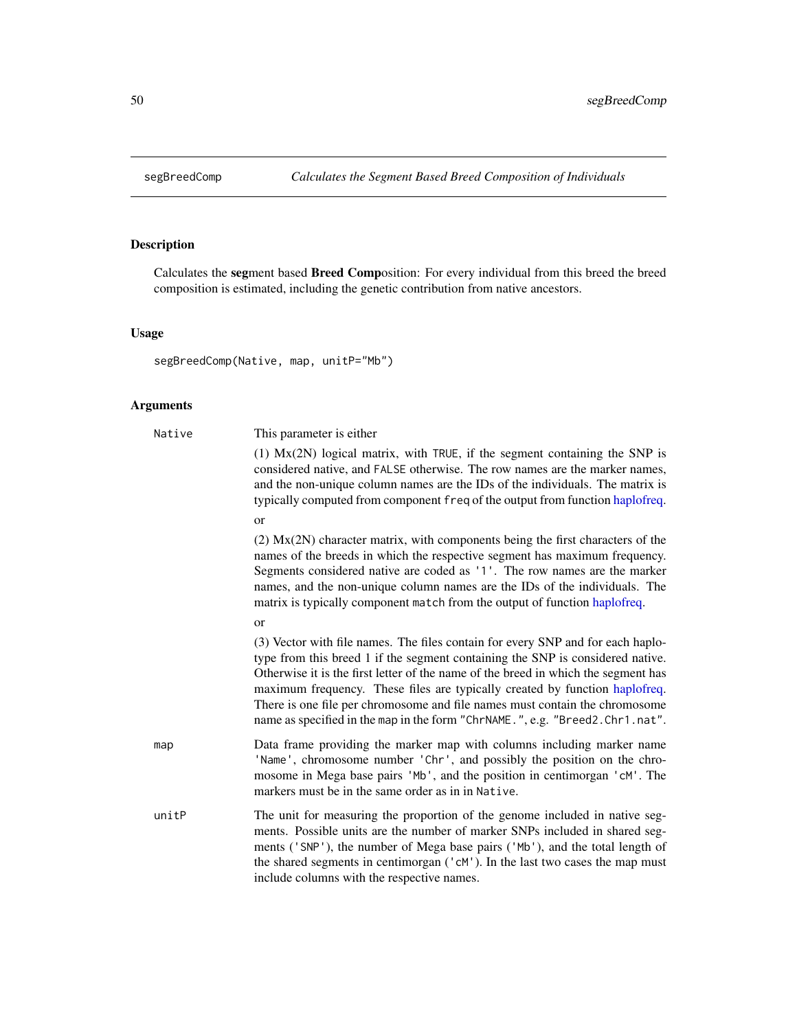## segBreedComp

*Calculates the Segment Based Breed Composition of Individuals*

### Description

Calculates the **seg**ment based **Breed Comp**osition: For every individual from this breed the breed composition is estimated, including the genetic contribution from native ancestors.

### Usage

```
segBreedComp(Native, map, unitP="Mb")
```

### Arguments

**Native** This parameter is either

(1) Mx(2N) logical matrix, with `TRUE`, if the segment containing the SNP is considered native, and `FALSE` otherwise. The row names are the marker names, and the non-unique column names are the IDs of the individuals. The matrix is typically computed from component `freq` of the output from function haplofreq.

or

(2) Mx(2N) character matrix, with components being the first characters of the names of the breeds in which the respective segment has maximum frequency. Segments considered native are coded as `'1'`. The row names are the marker names, and the non-unique column names are the IDs of the individuals. The matrix is typically component `match` from the output of function haplofreq.

or

(3) Vector with file names. The files contain for every SNP and for each haplotype from this breed 1 if the segment containing the SNP is considered native. Otherwise it is the first letter of the name of the breed in which the segment has maximum frequency. These files are typically created by function haplofreq. There is one file per chromosome and file names must contain the chromosome name as specified in the `map` in the form `"ChrNAME."`, e.g. `"Breed2.Chr1.nat"`.

**map** Data frame providing the marker map with columns including marker name `'Name'`, chromosome number `'Chr'`, and possibly the position on the chromosome in Mega base pairs `'Mb'`, and the position in centimorgan `'cM'`. The markers must be in the same order as in in `Native`.

**unitP** The unit for measuring the proportion of the genome included in native segments. Possible units are the number of marker SNPs included in shared segments (`'SNP'`), the number of Mega base pairs (`'Mb'`), and the total length of the shared segments in centimorgan (`'cM'`). In the last two cases the map must include columns with the respective names.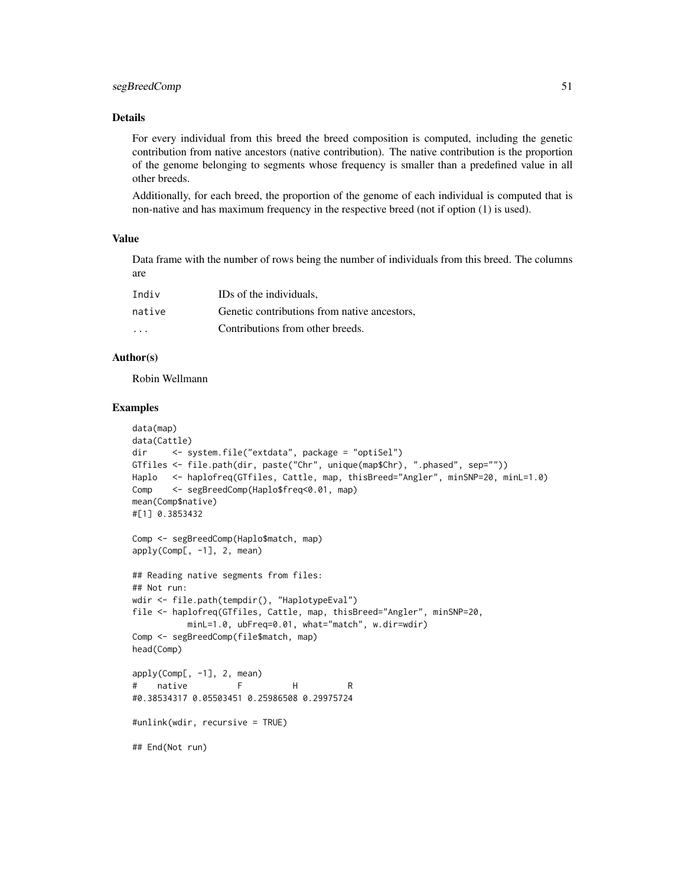### Details

For every individual from this breed the breed composition is computed, including the genetic contribution from native ancestors (native contribution). The native contribution is the proportion of the genome belonging to segments whose frequency is smaller than a predefined value in all other breeds.

Additionally, for each breed, the proportion of the genome of each individual is computed that is non-native and has maximum frequency in the respective breed (not if option (1) is used).

### Value

Data frame with the number of rows being the number of individuals from this breed. The columns are

| | |
|---|---|
| Indiv | IDs of the individuals, |
| native | Genetic contributions from native ancestors, |
| ... | Contributions from other breeds. |

### Author(s)

Robin Wellmann

### Examples

```
data(map)
data(Cattle)
dir     <- system.file("extdata", package = "optiSel")
GTfiles <- file.path(dir, paste("Chr", unique(map$Chr), ".phased", sep=""))
Haplo   <- haplofreq(GTfiles, Cattle, map, thisBreed="Angler", minSNP=20, minL=1.0)
Comp    <- segBreedComp(Haplo$freq<0.01, map)
mean(Comp$native)
#[1] 0.3853432

Comp <- segBreedComp(Haplo$match, map)
apply(Comp[, -1], 2, mean)

## Reading native segments from files:
## Not run:
wdir <- file.path(tempdir(), "HaplotypeEval")
file <- haplofreq(GTfiles, Cattle, map, thisBreed="Angler", minSNP=20,
          minL=1.0, ubFreq=0.01, what="match", w.dir=wdir)
Comp <- segBreedComp(file$match, map)
head(Comp)

apply(Comp[, -1], 2, mean)
#    native          F          H          R
#0.38534317 0.05503451 0.25986508 0.29975724

#unlink(wdir, recursive = TRUE)

## End(Not run)
```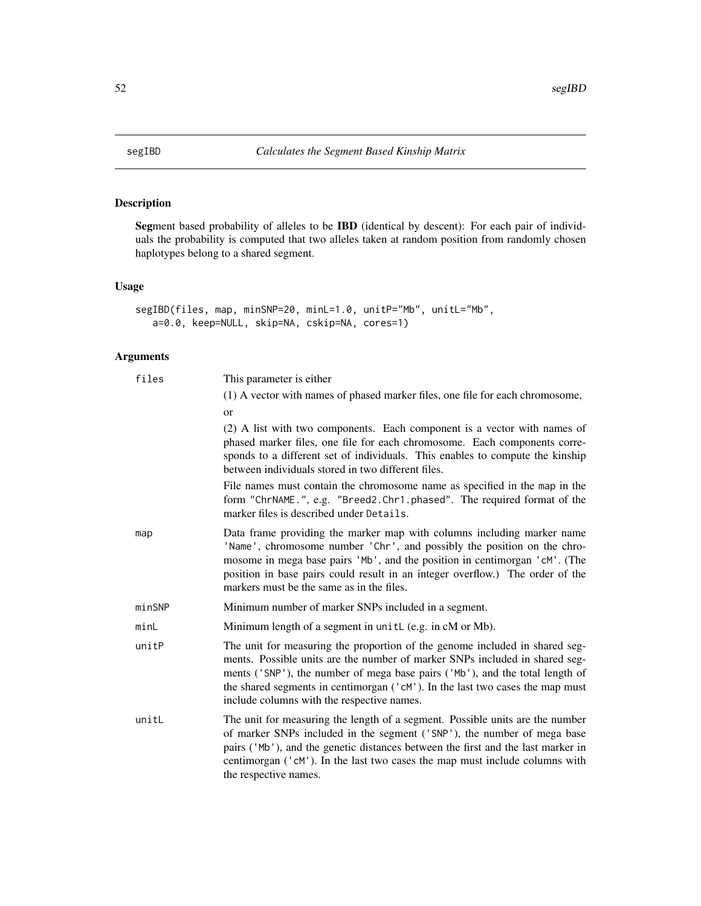segIBD *Calculates the Segment Based Kinship Matrix*

## Description

**Seg**ment based probability of alleles to be **IBD** (identical by descent): For each pair of individuals the probability is computed that two alleles taken at random position from randomly chosen haplotypes belong to a shared segment.

## Usage

```
segIBD(files, map, minSNP=20, minL=1.0, unitP="Mb", unitL="Mb",
   a=0.0, keep=NULL, skip=NA, cskip=NA, cores=1)
```

## Arguments

| | |
|---|---|
| `files` | This parameter is either<br>(1) A vector with names of phased marker files, one file for each chromosome, or<br>(2) A list with two components. Each component is a vector with names of phased marker files, one file for each chromosome. Each components corresponds to a different set of individuals. This enables to compute the kinship between individuals stored in two different files.<br>File names must contain the chromosome name as specified in the `map` in the form `"ChrNAME."`, e.g. `"Breed2.Chr1.phased"`. The required format of the marker files is described under `Details`. |
| `map` | Data frame providing the marker map with columns including marker name `'Name'`, chromosome number `'Chr'`, and possibly the position on the chromosome in mega base pairs `'Mb'`, and the position in centimorgan `'cM'`. (The position in base pairs could result in an integer overflow.) The order of the markers must be the same as in the files. |
| `minSNP` | Minimum number of marker SNPs included in a segment. |
| `minL` | Minimum length of a segment in `unitL` (e.g. in cM or Mb). |
| `unitP` | The unit for measuring the proportion of the genome included in shared segments. Possible units are the number of marker SNPs included in shared segments (`'SNP'`), the number of mega base pairs (`'Mb'`), and the total length of the shared segments in centimorgan (`'cM'`). In the last two cases the map must include columns with the respective names. |
| `unitL` | The unit for measuring the length of a segment. Possible units are the number of marker SNPs included in the segment (`'SNP'`), the number of mega base pairs (`'Mb'`), and the genetic distances between the first and the last marker in centimorgan (`'cM'`). In the last two cases the map must include columns with the respective names. |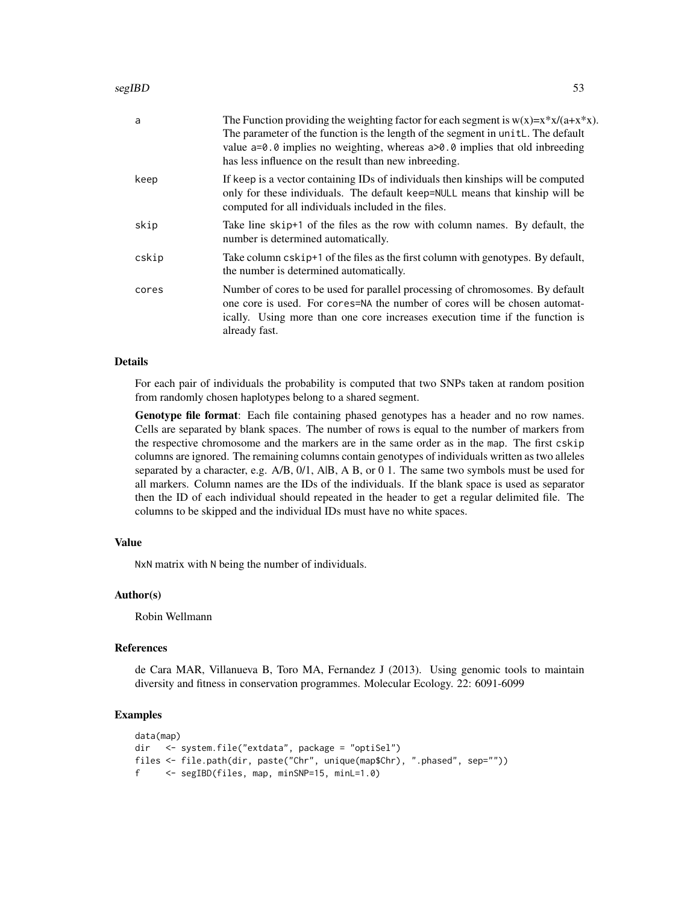| | |
|---|---|
| a | The Function providing the weighting factor for each segment is w(x)=x\*x/(a+x\*x). The parameter of the function is the length of the segment in `unitL`. The default value `a=0.0` implies no weighting, whereas `a>0.0` implies that old inbreeding has less influence on the result than new inbreeding. |
| keep | If `keep` is a vector containing IDs of individuals then kinships will be computed only for these individuals. The default `keep=NULL` means that kinship will be computed for all individuals included in the files. |
| skip | Take line `skip+1` of the files as the row with column names. By default, the number is determined automatically. |
| cskip | Take column `cskip+1` of the files as the first column with genotypes. By default, the number is determined automatically. |
| cores | Number of cores to be used for parallel processing of chromosomes. By default one core is used. For `cores=NA` the number of cores will be chosen automatically. Using more than one core increases execution time if the function is already fast. |

## Details

For each pair of individuals the probability is computed that two SNPs taken at random position from randomly chosen haplotypes belong to a shared segment.

**Genotype file format**: Each file containing phased genotypes has a header and no row names. Cells are separated by blank spaces. The number of rows is equal to the number of markers from the respective chromosome and the markers are in the same order as in the `map`. The first `cskip` columns are ignored. The remaining columns contain genotypes of individuals written as two alleles separated by a character, e.g. A/B, 0/1, A|B, A B, or 0 1. The same two symbols must be used for all markers. Column names are the IDs of the individuals. If the blank space is used as separator then the ID of each individual should repeated in the header to get a regular delimited file. The columns to be skipped and the individual IDs must have no white spaces.

## Value

`NxN` matrix with `N` being the number of individuals.

## Author(s)

Robin Wellmann

## References

de Cara MAR, Villanueva B, Toro MA, Fernandez J (2013). Using genomic tools to maintain diversity and fitness in conservation programmes. Molecular Ecology. 22: 6091-6099

## Examples

```
data(map)
dir   <- system.file("extdata", package = "optiSel")
files <- file.path(dir, paste("Chr", unique(map$Chr), ".phased", sep=""))
f     <- segIBD(files, map, minSNP=15, minL=1.0)
```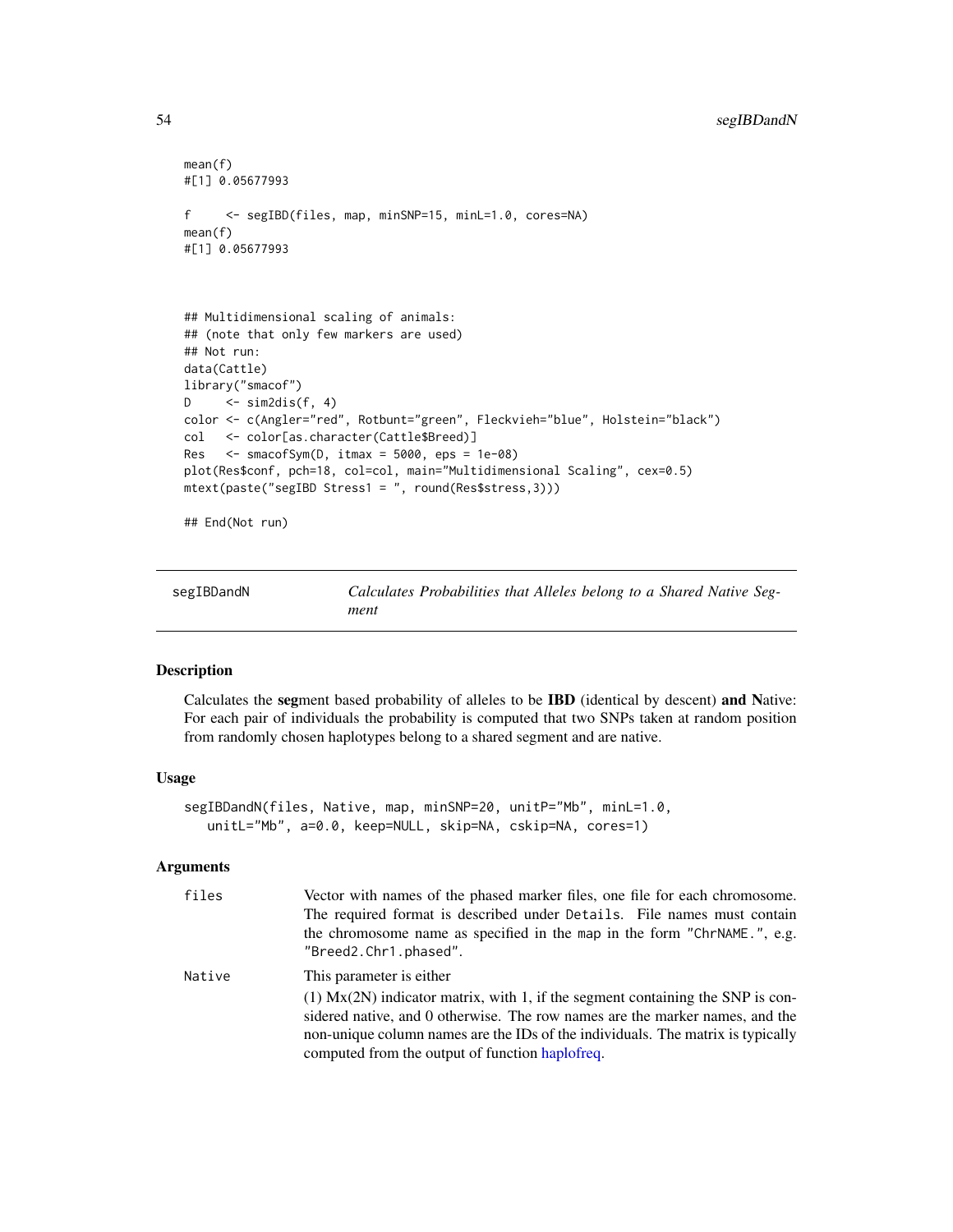```
mean(f)
#[1] 0.05677993

f     <- segIBD(files, map, minSNP=15, minL=1.0, cores=NA)
mean(f)
#[1] 0.05677993



## Multidimensional scaling of animals:
## (note that only few markers are used)
## Not run:
data(Cattle)
library("smacof")
D     <- sim2dis(f, 4)
color <- c(Angler="red", Rotbunt="green", Fleckvieh="blue", Holstein="black")
col   <- color[as.character(Cattle$Breed)]
Res   <- smacofSym(D, itmax = 5000, eps = 1e-08)
plot(Res$conf, pch=18, col=col, main="Multidimensional Scaling", cex=0.5)
mtext(paste("segIBD Stress1 = ", round(Res$stress,3)))

## End(Not run)
```

## segIBDandN — *Calculates Probabilities that Alleles belong to a Shared Native Segment*

### Description

Calculates the **seg**ment based probability of alleles to be **IBD** (identical by descent) **and N**ative: For each pair of individuals the probability is computed that two SNPs taken at random position from randomly chosen haplotypes belong to a shared segment and are native.

### Usage

```
segIBDandN(files, Native, map, minSNP=20, unitP="Mb", minL=1.0,
   unitL="Mb", a=0.0, keep=NULL, skip=NA, cskip=NA, cores=1)
```

### Arguments

| | |
|---|---|
| `files` | Vector with names of the phased marker files, one file for each chromosome. The required format is described under `Details`. File names must contain the chromosome name as specified in the `map` in the form `"ChrNAME."`, e.g. `"Breed2.Chr1.phased"`. |
| `Native` | This parameter is either<br>(1) Mx(2N) indicator matrix, with 1, if the segment containing the SNP is considered native, and 0 otherwise. The row names are the marker names, and the non-unique column names are the IDs of the individuals. The matrix is typically computed from the output of function haplofreq. |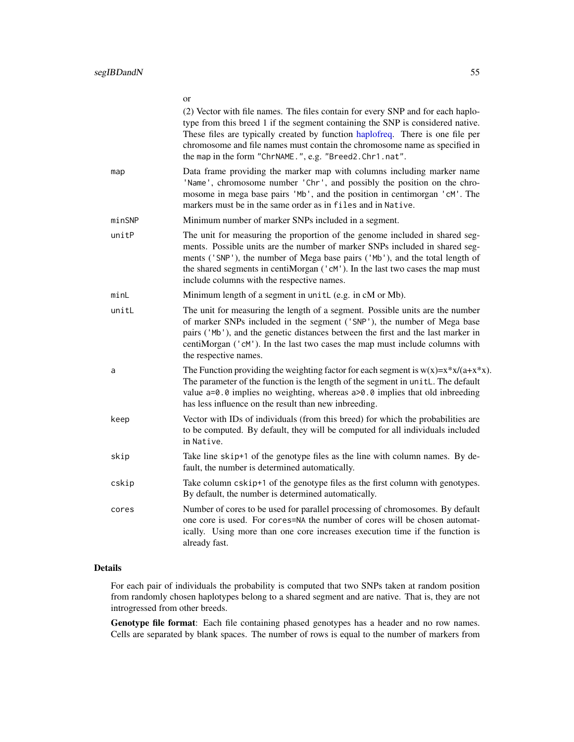or

(2) Vector with file names. The files contain for every SNP and for each haplotype from this breed 1 if the segment containing the SNP is considered native. These files are typically created by function haplofreq. There is one file per chromosome and file names must contain the chromosome name as specified in the map in the form "ChrNAME.", e.g. "Breed2.Chr1.nat".

| | |
|---|---|
| map | Data frame providing the marker map with columns including marker name 'Name', chromosome number 'Chr', and possibly the position on the chromosome in mega base pairs 'Mb', and the position in centimorgan 'cM'. The markers must be in the same order as in `files` and in `Native`. |
| minSNP | Minimum number of marker SNPs included in a segment. |
| unitP | The unit for measuring the proportion of the genome included in shared segments. Possible units are the number of marker SNPs included in shared segments ('SNP'), the number of Mega base pairs ('Mb'), and the total length of the shared segments in centiMorgan ('cM'). In the last two cases the map must include columns with the respective names. |
| minL | Minimum length of a segment in `unitL` (e.g. in cM or Mb). |
| unitL | The unit for measuring the length of a segment. Possible units are the number of marker SNPs included in the segment ('SNP'), the number of Mega base pairs ('Mb'), and the genetic distances between the first and the last marker in centiMorgan ('cM'). In the last two cases the map must include columns with the respective names. |
| a | The Function providing the weighting factor for each segment is w(x)=x*x/(a+x*x). The parameter of the function is the length of the segment in `unitL`. The default value `a=0.0` implies no weighting, whereas `a>0.0` implies that old inbreeding has less influence on the result than new inbreeding. |
| keep | Vector with IDs of individuals (from this breed) for which the probabilities are to be computed. By default, they will be computed for all individuals included in `Native`. |
| skip | Take line `skip+1` of the genotype files as the line with column names. By default, the number is determined automatically. |
| cskip | Take column `cskip+1` of the genotype files as the first column with genotypes. By default, the number is determined automatically. |
| cores | Number of cores to be used for parallel processing of chromosomes. By default one core is used. For `cores=NA` the number of cores will be chosen automatically. Using more than one core increases execution time if the function is already fast. |

## Details

For each pair of individuals the probability is computed that two SNPs taken at random position from randomly chosen haplotypes belong to a shared segment and are native. That is, they are not introgressed from other breeds.

**Genotype file format**: Each file containing phased genotypes has a header and no row names. Cells are separated by blank spaces. The number of rows is equal to the number of markers from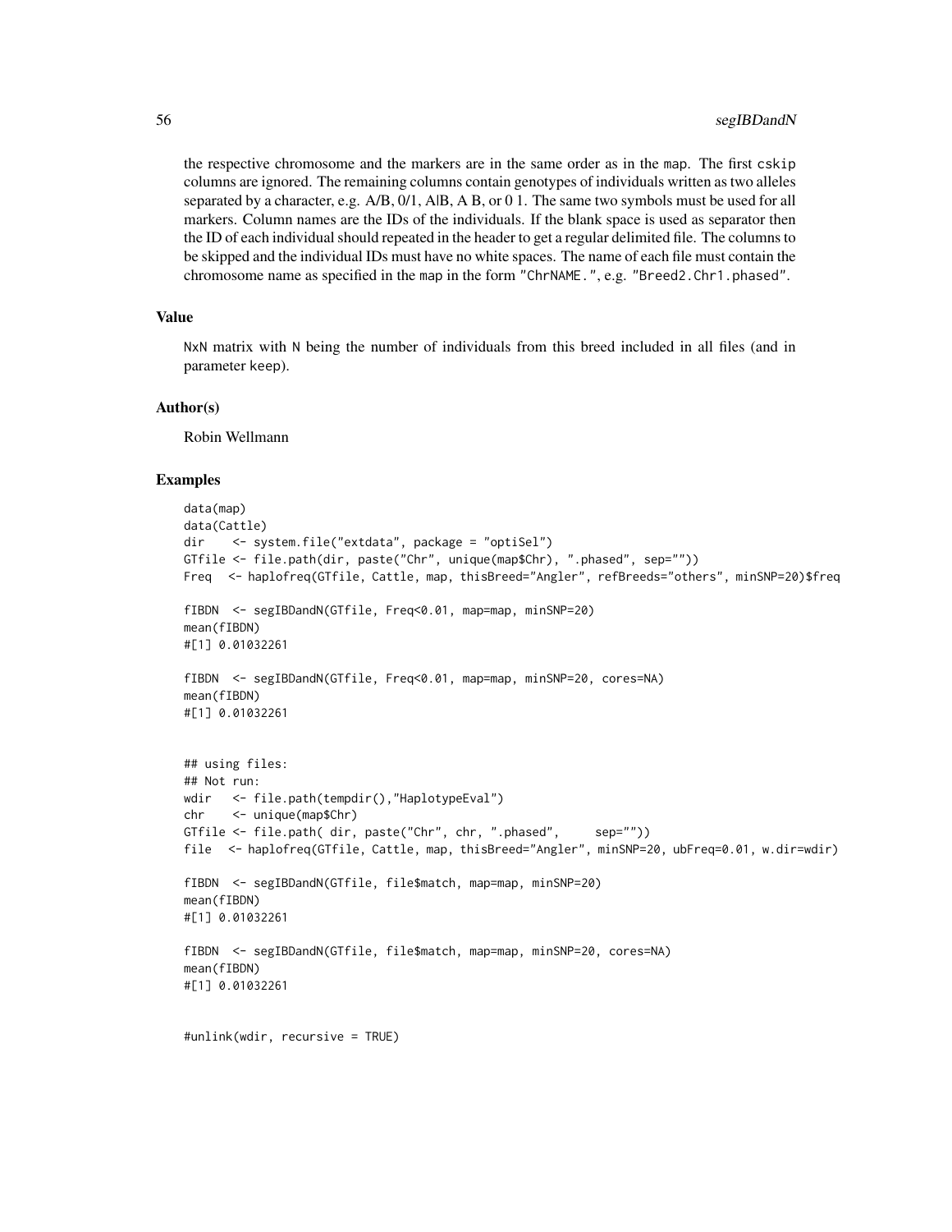the respective chromosome and the markers are in the same order as in the map. The first cskip columns are ignored. The remaining columns contain genotypes of individuals written as two alleles separated by a character, e.g. A/B, 0/1, A|B, A B, or 0 1. The same two symbols must be used for all markers. Column names are the IDs of the individuals. If the blank space is used as separator then the ID of each individual should repeated in the header to get a regular delimited file. The columns to be skipped and the individual IDs must have no white spaces. The name of each file must contain the chromosome name as specified in the map in the form "ChrNAME.", e.g. "Breed2.Chr1.phased".

### Value

NxN matrix with N being the number of individuals from this breed included in all files (and in parameter keep).

### Author(s)

Robin Wellmann

### Examples

```
data(map)
data(Cattle)
dir    <- system.file("extdata", package = "optiSel")
GTfile <- file.path(dir, paste("Chr", unique(map$Chr), ".phased", sep=""))
Freq   <- haplofreq(GTfile, Cattle, map, thisBreed="Angler", refBreeds="others", minSNP=20)$freq

fIBDN  <- segIBDandN(GTfile, Freq<0.01, map=map, minSNP=20)
mean(fIBDN)
#[1] 0.01032261

fIBDN  <- segIBDandN(GTfile, Freq<0.01, map=map, minSNP=20, cores=NA)
mean(fIBDN)
#[1] 0.01032261


## using files:
## Not run:
wdir   <- file.path(tempdir(),"HaplotypeEval")
chr    <- unique(map$Chr)
GTfile <- file.path( dir, paste("Chr", chr, ".phased",     sep=""))
file   <- haplofreq(GTfile, Cattle, map, thisBreed="Angler", minSNP=20, ubFreq=0.01, w.dir=wdir)

fIBDN  <- segIBDandN(GTfile, file$match, map=map, minSNP=20)
mean(fIBDN)
#[1] 0.01032261

fIBDN  <- segIBDandN(GTfile, file$match, map=map, minSNP=20, cores=NA)
mean(fIBDN)
#[1] 0.01032261


#unlink(wdir, recursive = TRUE)
```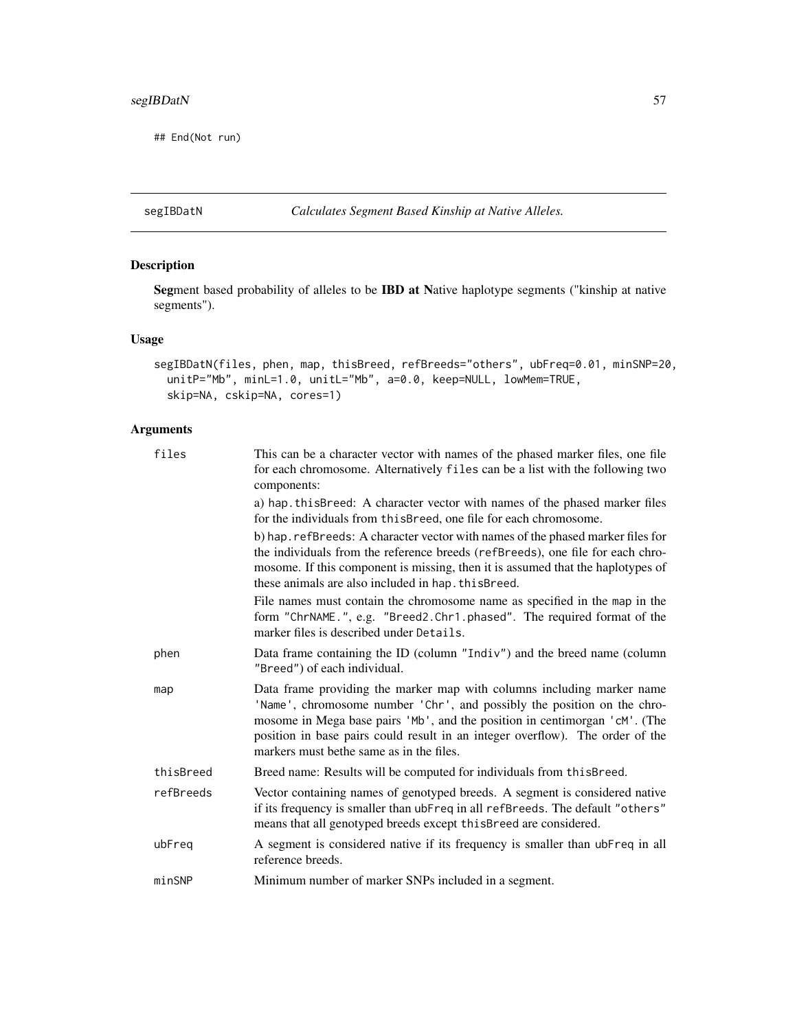```
## End(Not run)
```

---

segIBDatN — *Calculates Segment Based Kinship at Native Alleles.*

---

## Description

**Seg**ment based probability of alleles to be **IBD at N**ative haplotype segments ("kinship at native segments").

## Usage

```
segIBDatN(files, phen, map, thisBreed, refBreeds="others", ubFreq=0.01, minSNP=20,
  unitP="Mb", minL=1.0, unitL="Mb", a=0.0, keep=NULL, lowMem=TRUE,
  skip=NA, cskip=NA, cores=1)
```

## Arguments

| | |
|---|---|
| `files` | This can be a character vector with names of the phased marker files, one file for each chromosome. Alternatively `files` can be a list with the following two components:<br>a) `hap.thisBreed`: A character vector with names of the phased marker files for the individuals from `thisBreed`, one file for each chromosome.<br>b) `hap.refBreeds`: A character vector with names of the phased marker files for the individuals from the reference breeds (`refBreeds`), one file for each chromosome. If this component is missing, then it is assumed that the haplotypes of these animals are also included in `hap.thisBreed`.<br>File names must contain the chromosome name as specified in the `map` in the form `"ChrNAME."`, e.g. `"Breed2.Chr1.phased"`. The required format of the marker files is described under `Details`. |
| `phen` | Data frame containing the ID (column `"Indiv"`) and the breed name (column `"Breed"`) of each individual. |
| `map` | Data frame providing the marker map with columns including marker name `'Name'`, chromosome number `'Chr'`, and possibly the position on the chromosome in Mega base pairs `'Mb'`, and the position in centimorgan `'cM'`. (The position in base pairs could result in an integer overflow). The order of the markers must bethe same as in the files. |
| `thisBreed` | Breed name: Results will be computed for individuals from `thisBreed`. |
| `refBreeds` | Vector containing names of genotyped breeds. A segment is considered native if its frequency is smaller than `ubFreq` in all `refBreeds`. The default `"others"` means that all genotyped breeds except `thisBreed` are considered. |
| `ubFreq` | A segment is considered native if its frequency is smaller than `ubFreq` in all reference breeds. |
| `minSNP` | Minimum number of marker SNPs included in a segment. |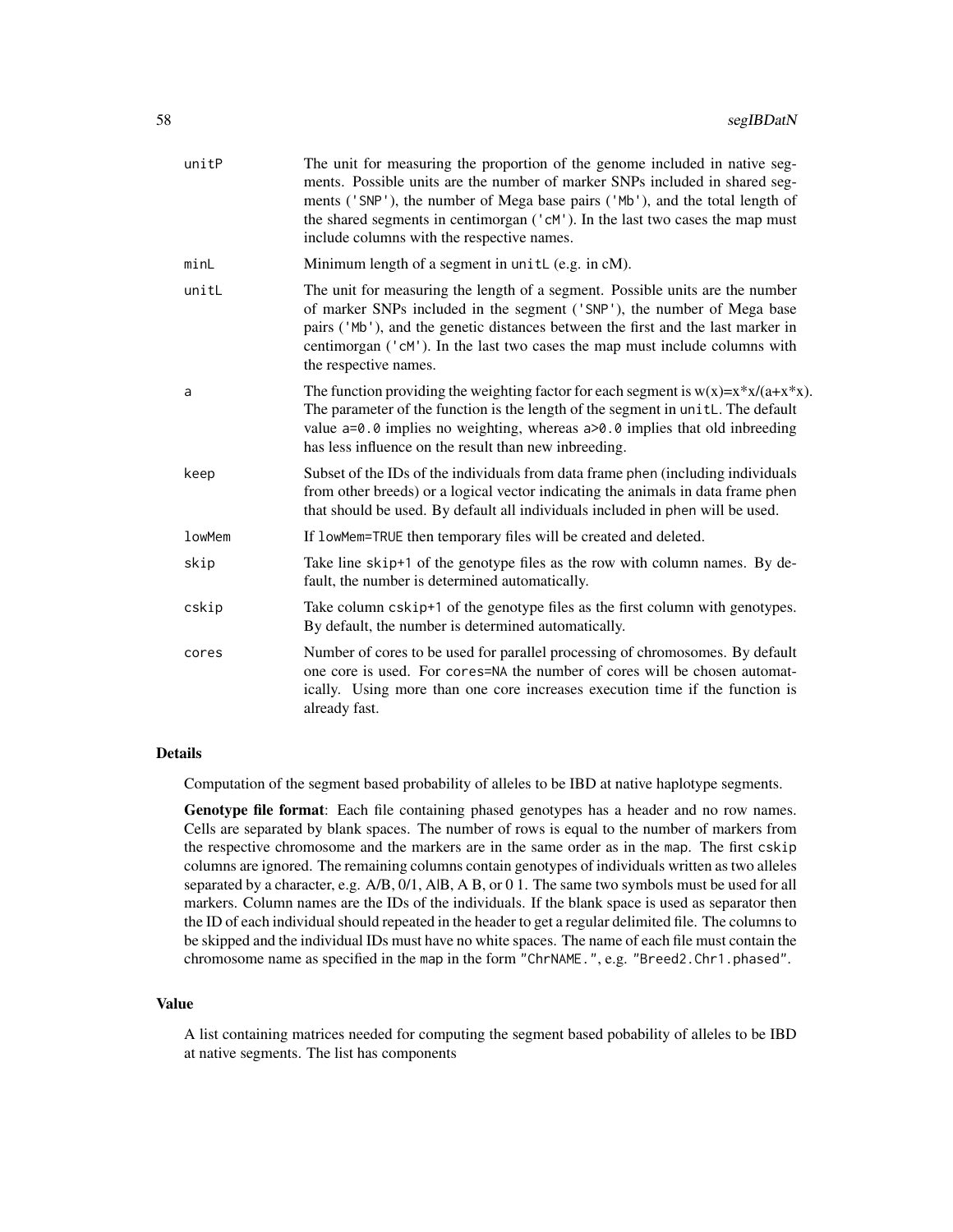| | |
|---|---|
| unitP | The unit for measuring the proportion of the genome included in native segments. Possible units are the number of marker SNPs included in shared segments ('SNP'), the number of Mega base pairs ('Mb'), and the total length of the shared segments in centimorgan ('cM'). In the last two cases the map must include columns with the respective names. |
| minL | Minimum length of a segment in `unitL` (e.g. in cM). |
| unitL | The unit for measuring the length of a segment. Possible units are the number of marker SNPs included in the segment ('SNP'), the number of Mega base pairs ('Mb'), and the genetic distances between the first and the last marker in centimorgan ('cM'). In the last two cases the map must include columns with the respective names. |
| a | The function providing the weighting factor for each segment is w(x)=x*x/(a+x*x). The parameter of the function is the length of the segment in `unitL`. The default value `a=0.0` implies no weighting, whereas `a>0.0` implies that old inbreeding has less influence on the result than new inbreeding. |
| keep | Subset of the IDs of the individuals from data frame `phen` (including individuals from other breeds) or a logical vector indicating the animals in data frame `phen` that should be used. By default all individuals included in `phen` will be used. |
| lowMem | If `lowMem=TRUE` then temporary files will be created and deleted. |
| skip | Take line `skip+1` of the genotype files as the row with column names. By default, the number is determined automatically. |
| cskip | Take column `cskip+1` of the genotype files as the first column with genotypes. By default, the number is determined automatically. |
| cores | Number of cores to be used for parallel processing of chromosomes. By default one core is used. For `cores=NA` the number of cores will be chosen automatically. Using more than one core increases execution time if the function is already fast. |

## Details

Computation of the segment based probability of alleles to be IBD at native haplotype segments.

**Genotype file format**: Each file containing phased genotypes has a header and no row names. Cells are separated by blank spaces. The number of rows is equal to the number of markers from the respective chromosome and the markers are in the same order as in the `map`. The first `cskip` columns are ignored. The remaining columns contain genotypes of individuals written as two alleles separated by a character, e.g. A/B, 0/1, A|B, A B, or 0 1. The same two symbols must be used for all markers. Column names are the IDs of the individuals. If the blank space is used as separator then the ID of each individual should repeated in the header to get a regular delimited file. The columns to be skipped and the individual IDs must have no white spaces. The name of each file must contain the chromosome name as specified in the `map` in the form `"ChrNAME."`, e.g. `"Breed2.Chr1.phased"`.

## Value

A list containing matrices needed for computing the segment based pobability of alleles to be IBD at native segments. The list has components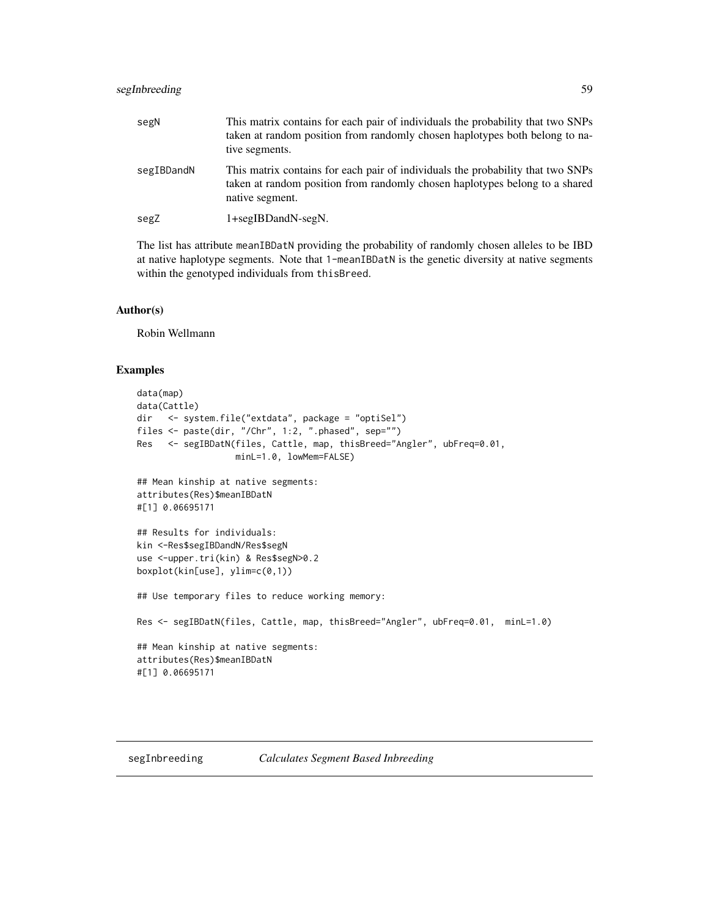| | |
|---|---|
| segN | This matrix contains for each pair of individuals the probability that two SNPs taken at random position from randomly chosen haplotypes both belong to native segments. |
| segIBDandN | This matrix contains for each pair of individuals the probability that two SNPs taken at random position from randomly chosen haplotypes belong to a shared native segment. |
| segZ | 1+segIBDandN-segN. |

The list has attribute meanIBDatN providing the probability of randomly chosen alleles to be IBD at native haplotype segments. Note that 1-meanIBDatN is the genetic diversity at native segments within the genotyped individuals from thisBreed.

## Author(s)

Robin Wellmann

## Examples

```
data(map)
data(Cattle)
dir   <- system.file("extdata", package = "optiSel")
files <- paste(dir, "/Chr", 1:2, ".phased", sep="")
Res   <- segIBDatN(files, Cattle, map, thisBreed="Angler", ubFreq=0.01,
                   minL=1.0, lowMem=FALSE)

## Mean kinship at native segments:
attributes(Res)$meanIBDatN
#[1] 0.06695171

## Results for individuals:
kin <-Res$segIBDandN/Res$segN
use <-upper.tri(kin) & Res$segN>0.2
boxplot(kin[use], ylim=c(0,1))

## Use temporary files to reduce working memory:

Res <- segIBDatN(files, Cattle, map, thisBreed="Angler", ubFreq=0.01,  minL=1.0)

## Mean kinship at native segments:
attributes(Res)$meanIBDatN
#[1] 0.06695171
```

---

# segInbreeding *Calculates Segment Based Inbreeding*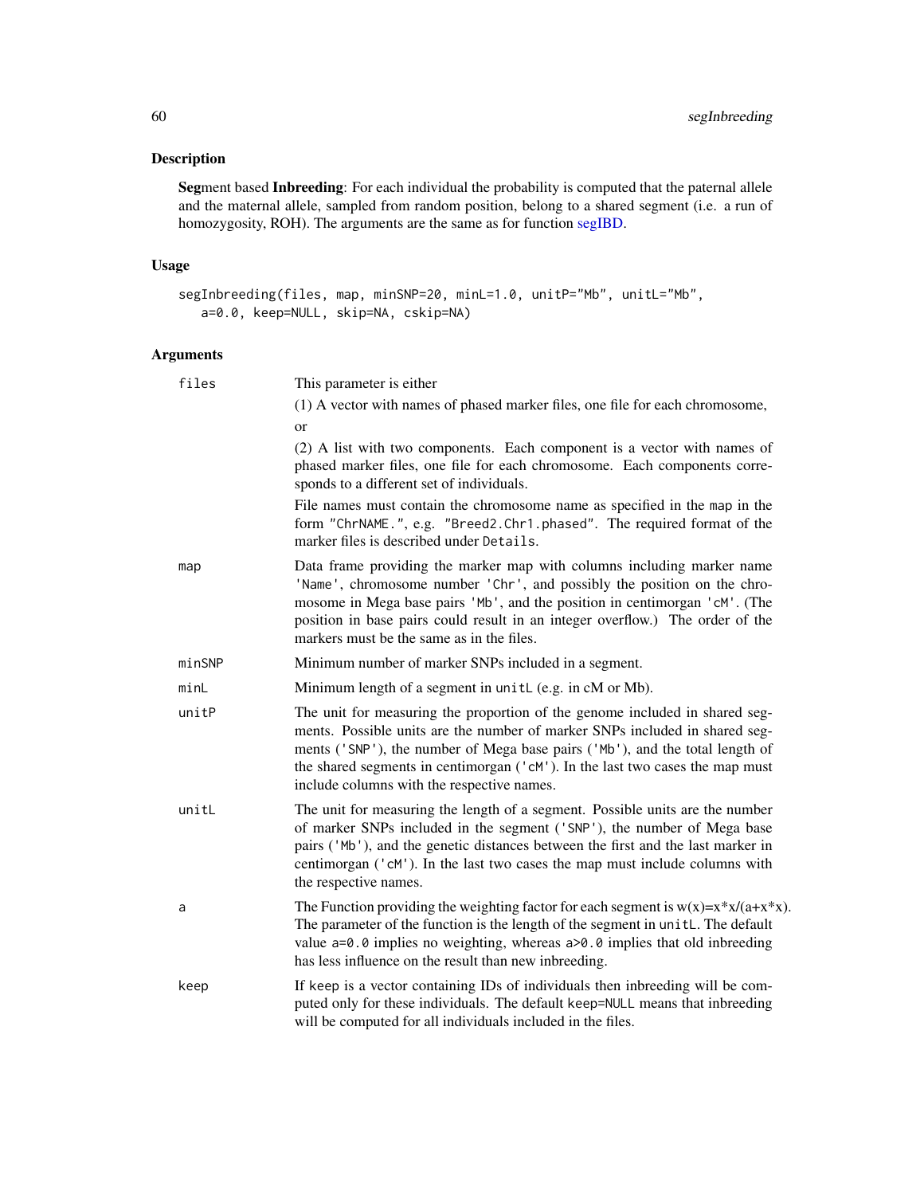## Description

**Seg**ment based **Inbreeding**: For each individual the probability is computed that the paternal allele and the maternal allele, sampled from random position, belong to a shared segment (i.e. a run of homozygosity, ROH). The arguments are the same as for function segIBD.

## Usage

```
segInbreeding(files, map, minSNP=20, minL=1.0, unitP="Mb", unitL="Mb",
   a=0.0, keep=NULL, skip=NA, cskip=NA)
```

## Arguments

| | |
|---|---|
| `files` | This parameter is either<br>(1) A vector with names of phased marker files, one file for each chromosome, or<br>(2) A list with two components. Each component is a vector with names of phased marker files, one file for each chromosome. Each components corresponds to a different set of individuals.<br>File names must contain the chromosome name as specified in the `map` in the form `"ChrNAME."`, e.g. `"Breed2.Chr1.phased"`. The required format of the marker files is described under `Details`. |
| `map` | Data frame providing the marker map with columns including marker name `'Name'`, chromosome number `'Chr'`, and possibly the position on the chromosome in Mega base pairs `'Mb'`, and the position in centimorgan `'cM'`. (The position in base pairs could result in an integer overflow.) The order of the markers must be the same as in the files. |
| `minSNP` | Minimum number of marker SNPs included in a segment. |
| `minL` | Minimum length of a segment in `unitL` (e.g. in cM or Mb). |
| `unitP` | The unit for measuring the proportion of the genome included in shared segments. Possible units are the number of marker SNPs included in shared segments (`'SNP'`), the number of Mega base pairs (`'Mb'`), and the total length of the shared segments in centimorgan (`'cM'`). In the last two cases the map must include columns with the respective names. |
| `unitL` | The unit for measuring the length of a segment. Possible units are the number of marker SNPs included in the segment (`'SNP'`), the number of Mega base pairs (`'Mb'`), and the genetic distances between the first and the last marker in centimorgan (`'cM'`). In the last two cases the map must include columns with the respective names. |
| `a` | The Function providing the weighting factor for each segment is w(x)=x*x/(a+x*x). The parameter of the function is the length of the segment in `unitL`. The default value `a=0.0` implies no weighting, whereas `a>0.0` implies that old inbreeding has less influence on the result than new inbreeding. |
| `keep` | If `keep` is a vector containing IDs of individuals then inbreeding will be computed only for these individuals. The default `keep=NULL` means that inbreeding will be computed for all individuals included in the files. |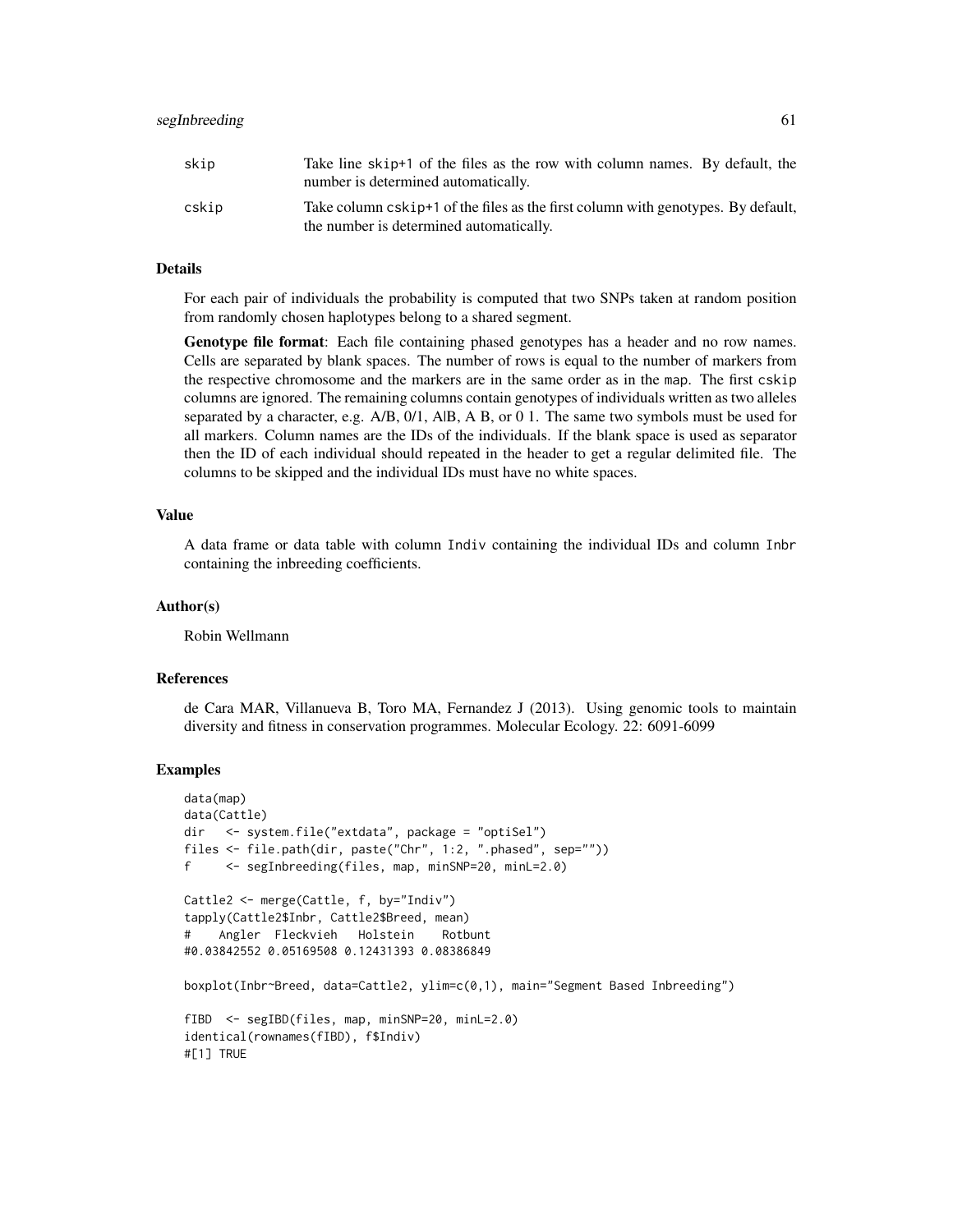| | |
|---|---|
| skip | Take line skip+1 of the files as the row with column names. By default, the number is determined automatically. |
| cskip | Take column cskip+1 of the files as the first column with genotypes. By default, the number is determined automatically. |

## Details

For each pair of individuals the probability is computed that two SNPs taken at random position from randomly chosen haplotypes belong to a shared segment.

**Genotype file format**: Each file containing phased genotypes has a header and no row names. Cells are separated by blank spaces. The number of rows is equal to the number of markers from the respective chromosome and the markers are in the same order as in the map. The first cskip columns are ignored. The remaining columns contain genotypes of individuals written as two alleles separated by a character, e.g. A/B, 0/1, A|B, A B, or 0 1. The same two symbols must be used for all markers. Column names are the IDs of the individuals. If the blank space is used as separator then the ID of each individual should repeated in the header to get a regular delimited file. The columns to be skipped and the individual IDs must have no white spaces.

## Value

A data frame or data table with column Indiv containing the individual IDs and column Inbr containing the inbreeding coefficients.

## Author(s)

Robin Wellmann

## References

de Cara MAR, Villanueva B, Toro MA, Fernandez J (2013). Using genomic tools to maintain diversity and fitness in conservation programmes. Molecular Ecology. 22: 6091-6099

## Examples

```
data(map)
data(Cattle)
dir   <- system.file("extdata", package = "optiSel")
files <- file.path(dir, paste("Chr", 1:2, ".phased", sep=""))
f     <- segInbreeding(files, map, minSNP=20, minL=2.0)

Cattle2 <- merge(Cattle, f, by="Indiv")
tapply(Cattle2$Inbr, Cattle2$Breed, mean)
#    Angler  Fleckvieh   Holstein    Rotbunt
#0.03842552 0.05169508 0.12431393 0.08386849

boxplot(Inbr~Breed, data=Cattle2, ylim=c(0,1), main="Segment Based Inbreeding")

fIBD  <- segIBD(files, map, minSNP=20, minL=2.0)
identical(rownames(fIBD), f$Indiv)
#[1] TRUE
```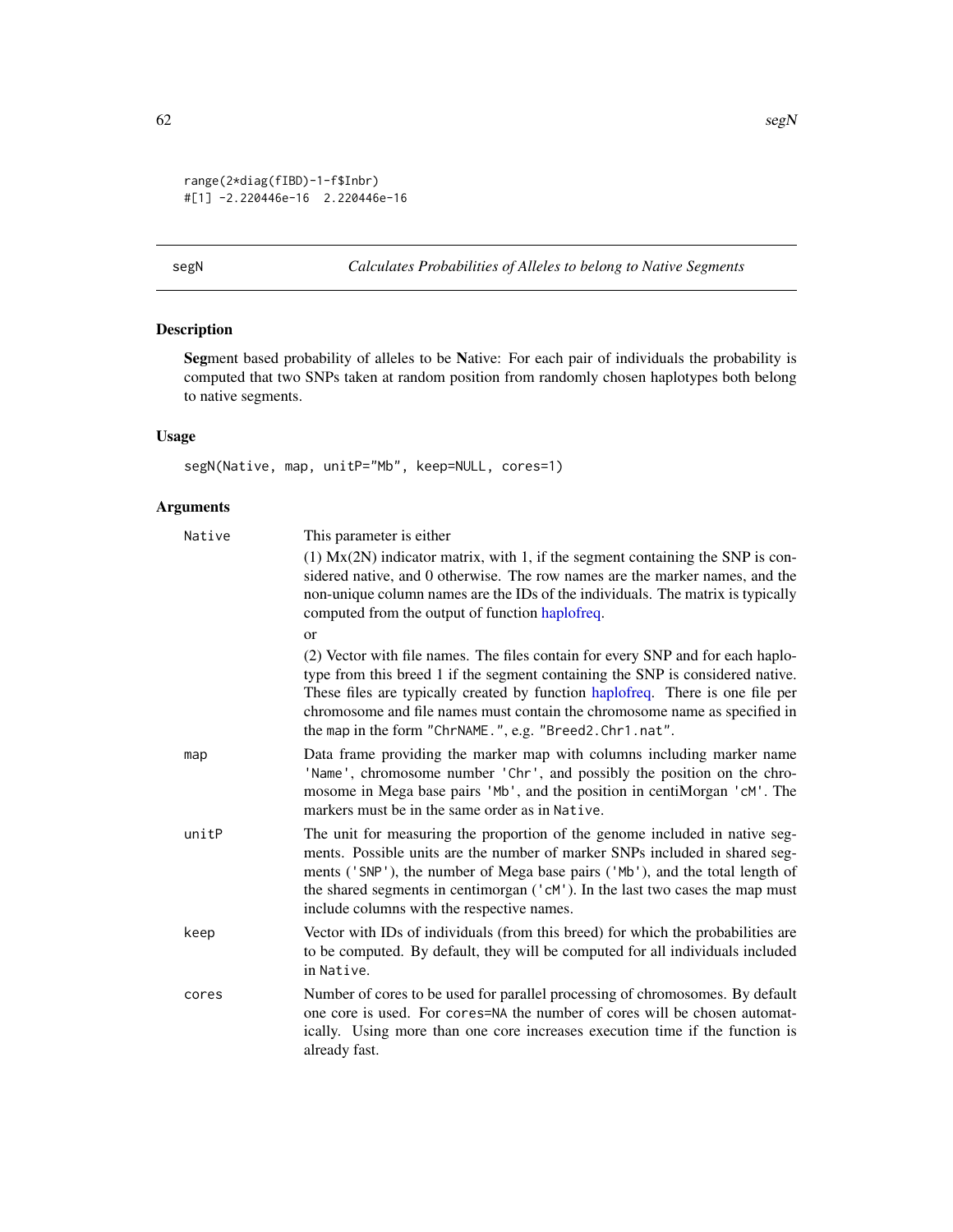```
range(2*diag(fIBD)-1-f$Inbr)
#[1] -2.220446e-16  2.220446e-16
```

## segN — *Calculates Probabilities of Alleles to belong to Native Segments*

### Description

**Seg**ment based probability of alleles to be **N**ative: For each pair of individuals the probability is computed that two SNPs taken at random position from randomly chosen haplotypes both belong to native segments.

### Usage

```
segN(Native, map, unitP="Mb", keep=NULL, cores=1)
```

### Arguments

- **Native**: This parameter is either

  (1) Mx(2N) indicator matrix, with 1, if the segment containing the SNP is considered native, and 0 otherwise. The row names are the marker names, and the non-unique column names are the IDs of the individuals. The matrix is typically computed from the output of function haplofreq.

  or

  (2) Vector with file names. The files contain for every SNP and for each haplotype from this breed 1 if the segment containing the SNP is considered native. These files are typically created by function haplofreq. There is one file per chromosome and file names must contain the chromosome name as specified in the `map` in the form `"ChrNAME."`, e.g. `"Breed2.Chr1.nat"`.

- **map**: Data frame providing the marker map with columns including marker name `'Name'`, chromosome number `'Chr'`, and possibly the position on the chromosome in Mega base pairs `'Mb'`, and the position in centiMorgan `'cM'`. The markers must be in the same order as in `Native`.

- **unitP**: The unit for measuring the proportion of the genome included in native segments. Possible units are the number of marker SNPs included in shared segments (`'SNP'`), the number of Mega base pairs (`'Mb'`), and the total length of the shared segments in centimorgan (`'cM'`). In the last two cases the map must include columns with the respective names.

- **keep**: Vector with IDs of individuals (from this breed) for which the probabilities are to be computed. By default, they will be computed for all individuals included in `Native`.

- **cores**: Number of cores to be used for parallel processing of chromosomes. By default one core is used. For `cores=NA` the number of cores will be chosen automatically. Using more than one core increases execution time if the function is already fast.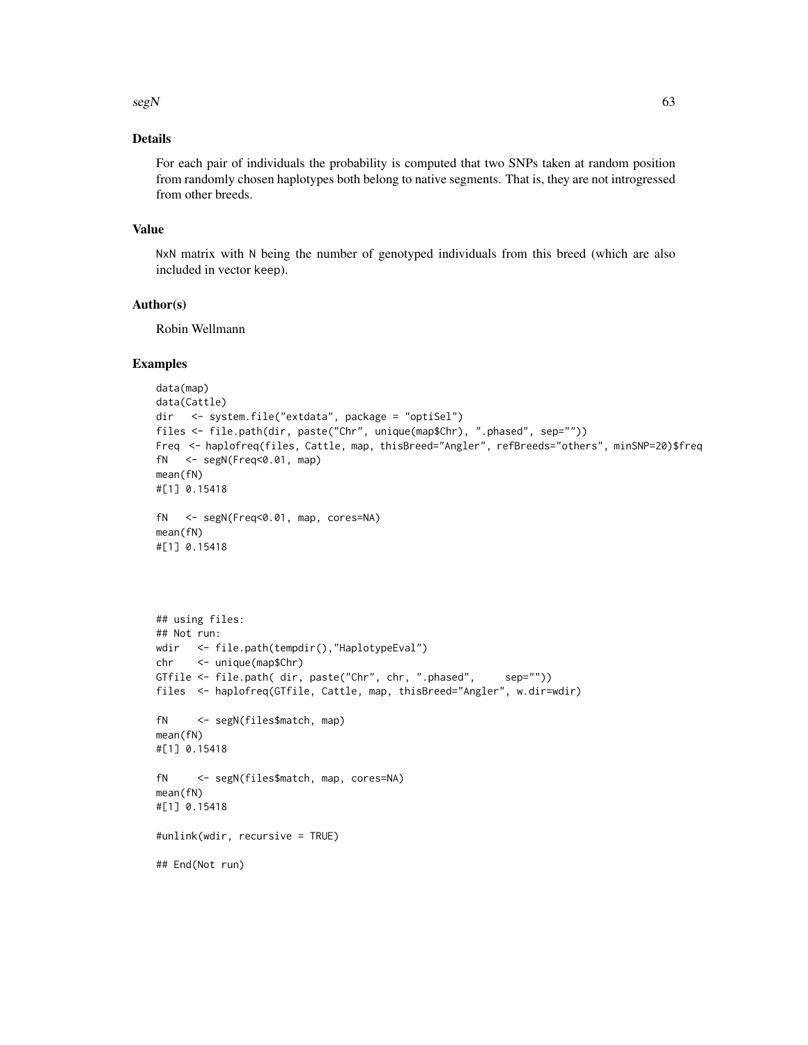## Details

For each pair of individuals the probability is computed that two SNPs taken at random position from randomly chosen haplotypes both belong to native segments. That is, they are not introgressed from other breeds.

## Value

NxN matrix with N being the number of genotyped individuals from this breed (which are also included in vector keep).

## Author(s)

Robin Wellmann

## Examples

```
data(map)
data(Cattle)
dir   <- system.file("extdata", package = "optiSel")
files <- file.path(dir, paste("Chr", unique(map$Chr), ".phased", sep=""))
Freq  <- haplofreq(files, Cattle, map, thisBreed="Angler", refBreeds="others", minSNP=20)$freq
fN   <- segN(Freq<0.01, map)
mean(fN)
#[1] 0.15418

fN   <- segN(Freq<0.01, map, cores=NA)
mean(fN)
#[1] 0.15418




## using files:
## Not run:
wdir   <- file.path(tempdir(),"HaplotypeEval")
chr    <- unique(map$Chr)
GTfile <- file.path( dir, paste("Chr", chr, ".phased",     sep=""))
files  <- haplofreq(GTfile, Cattle, map, thisBreed="Angler", w.dir=wdir)

fN     <- segN(files$match, map)
mean(fN)
#[1] 0.15418

fN     <- segN(files$match, map, cores=NA)
mean(fN)
#[1] 0.15418

#unlink(wdir, recursive = TRUE)

## End(Not run)
```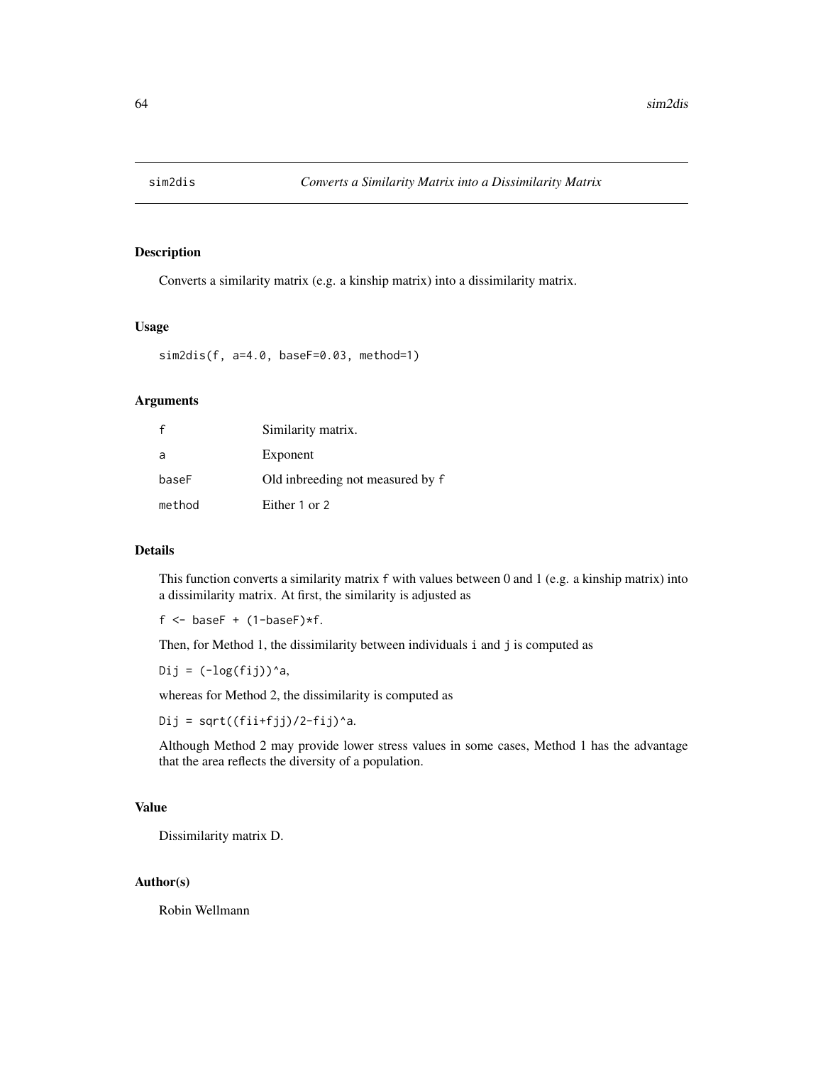# sim2dis    *Converts a Similarity Matrix into a Dissimilarity Matrix*

## Description

Converts a similarity matrix (e.g. a kinship matrix) into a dissimilarity matrix.

## Usage

```
sim2dis(f, a=4.0, baseF=0.03, method=1)
```

## Arguments

| | |
|---|---|
| `f` | Similarity matrix. |
| `a` | Exponent |
| `baseF` | Old inbreeding not measured by `f` |
| `method` | Either `1` or `2` |

## Details

This function converts a similarity matrix `f` with values between 0 and 1 (e.g. a kinship matrix) into a dissimilarity matrix. At first, the similarity is adjusted as

`f <- baseF + (1-baseF)*f`.

Then, for Method 1, the dissimilarity between individuals `i` and `j` is computed as

`Dij = (-log(fij))^a`,

whereas for Method 2, the dissimilarity is computed as

`Dij = sqrt((fii+fjj)/2-fij)^a`.

Although Method 2 may provide lower stress values in some cases, Method 1 has the advantage that the area reflects the diversity of a population.

## Value

Dissimilarity matrix D.

## Author(s)

Robin Wellmann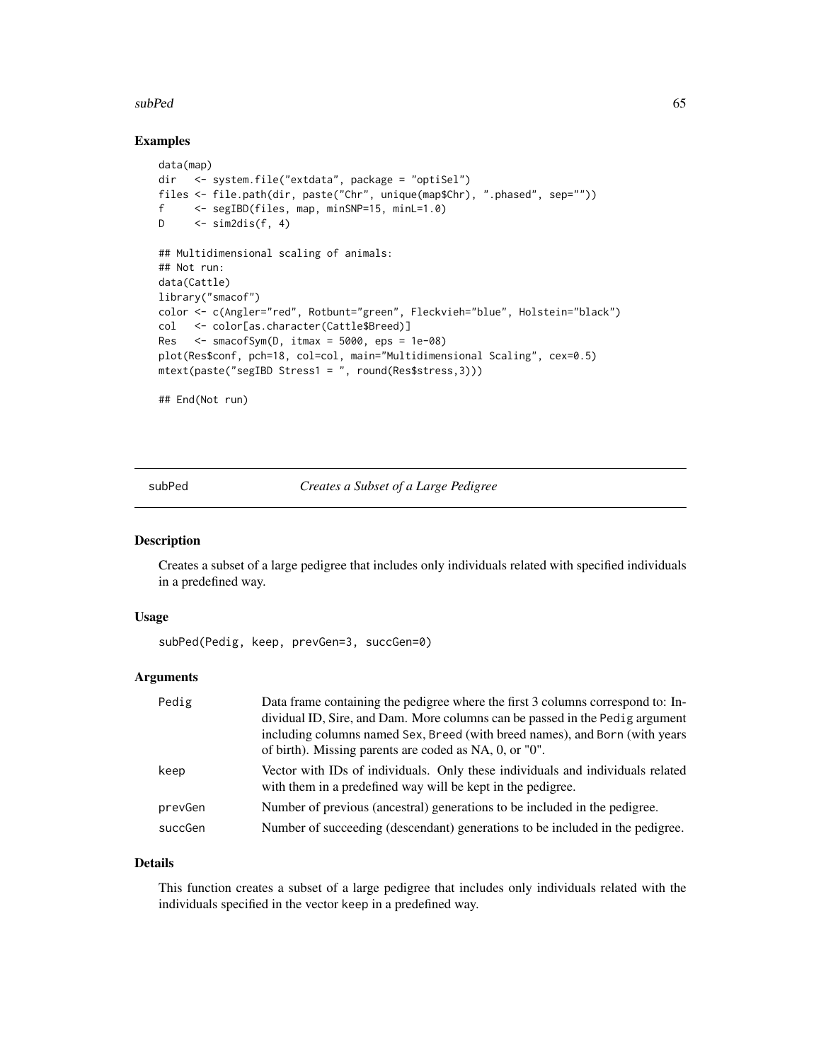## Examples

```
data(map)
dir   <- system.file("extdata", package = "optiSel")
files <- file.path(dir, paste("Chr", unique(map$Chr), ".phased", sep=""))
f     <- segIBD(files, map, minSNP=15, minL=1.0)
D     <- sim2dis(f, 4)

## Multidimensional scaling of animals:
## Not run:
data(Cattle)
library("smacof")
color <- c(Angler="red", Rotbunt="green", Fleckvieh="blue", Holstein="black")
col   <- color[as.character(Cattle$Breed)]
Res   <- smacofSym(D, itmax = 5000, eps = 1e-08)
plot(Res$conf, pch=18, col=col, main="Multidimensional Scaling", cex=0.5)
mtext(paste("segIBD Stress1 = ", round(Res$stress,3)))

## End(Not run)
```

---

# subPed — *Creates a Subset of a Large Pedigree*

## Description

Creates a subset of a large pedigree that includes only individuals related with specified individuals in a predefined way.

## Usage

```
subPed(Pedig, keep, prevGen=3, succGen=0)
```

## Arguments

| | |
|---|---|
| Pedig | Data frame containing the pedigree where the first 3 columns correspond to: Individual ID, Sire, and Dam. More columns can be passed in the Pedig argument including columns named Sex, Breed (with breed names), and Born (with years of birth). Missing parents are coded as NA, 0, or "0". |
| keep | Vector with IDs of individuals. Only these individuals and individuals related with them in a predefined way will be kept in the pedigree. |
| prevGen | Number of previous (ancestral) generations to be included in the pedigree. |
| succGen | Number of succeeding (descendant) generations to be included in the pedigree. |

## Details

This function creates a subset of a large pedigree that includes only individuals related with the individuals specified in the vector keep in a predefined way.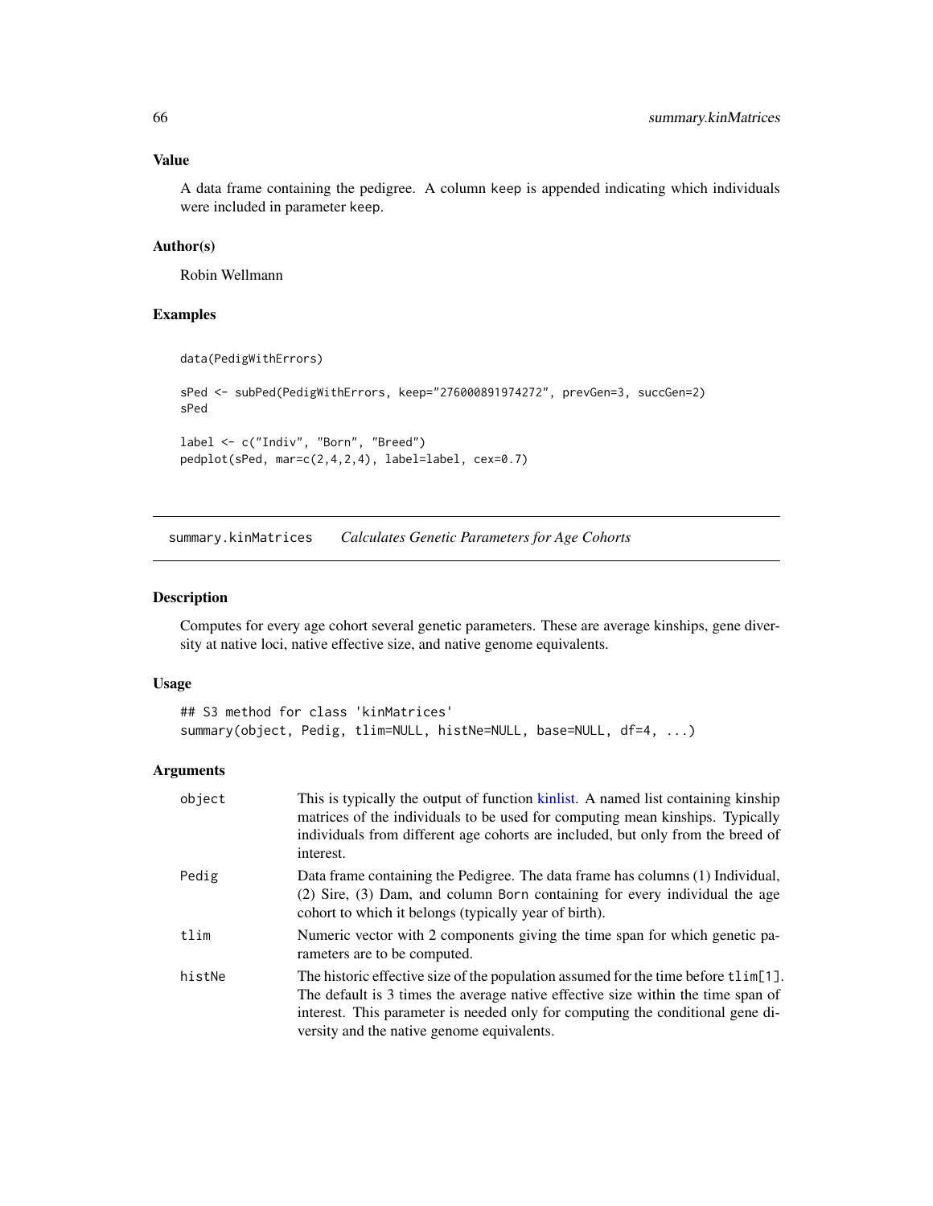### Value

A data frame containing the pedigree. A column keep is appended indicating which individuals were included in parameter keep.

### Author(s)

Robin Wellmann

### Examples

```
data(PedigWithErrors)

sPed <- subPed(PedigWithErrors, keep="276000891974272", prevGen=3, succGen=2)
sPed

label <- c("Indiv", "Born", "Breed")
pedplot(sPed, mar=c(2,4,2,4), label=label, cex=0.7)
```

---

## summary.kinMatrices — *Calculates Genetic Parameters for Age Cohorts*

### Description

Computes for every age cohort several genetic parameters. These are average kinships, gene diversity at native loci, native effective size, and native genome equivalents.

### Usage

```
## S3 method for class 'kinMatrices'
summary(object, Pedig, tlim=NULL, histNe=NULL, base=NULL, df=4, ...)
```

### Arguments

| | |
|---|---|
| object | This is typically the output of function kinlist. A named list containing kinship matrices of the individuals to be used for computing mean kinships. Typically individuals from different age cohorts are included, but only from the breed of interest. |
| Pedig | Data frame containing the Pedigree. The data frame has columns (1) Individual, (2) Sire, (3) Dam, and column Born containing for every individual the age cohort to which it belongs (typically year of birth). |
| tlim | Numeric vector with 2 components giving the time span for which genetic parameters are to be computed. |
| histNe | The historic effective size of the population assumed for the time before tlim[1]. The default is 3 times the average native effective size within the time span of interest. This parameter is needed only for computing the conditional gene diversity and the native genome equivalents. |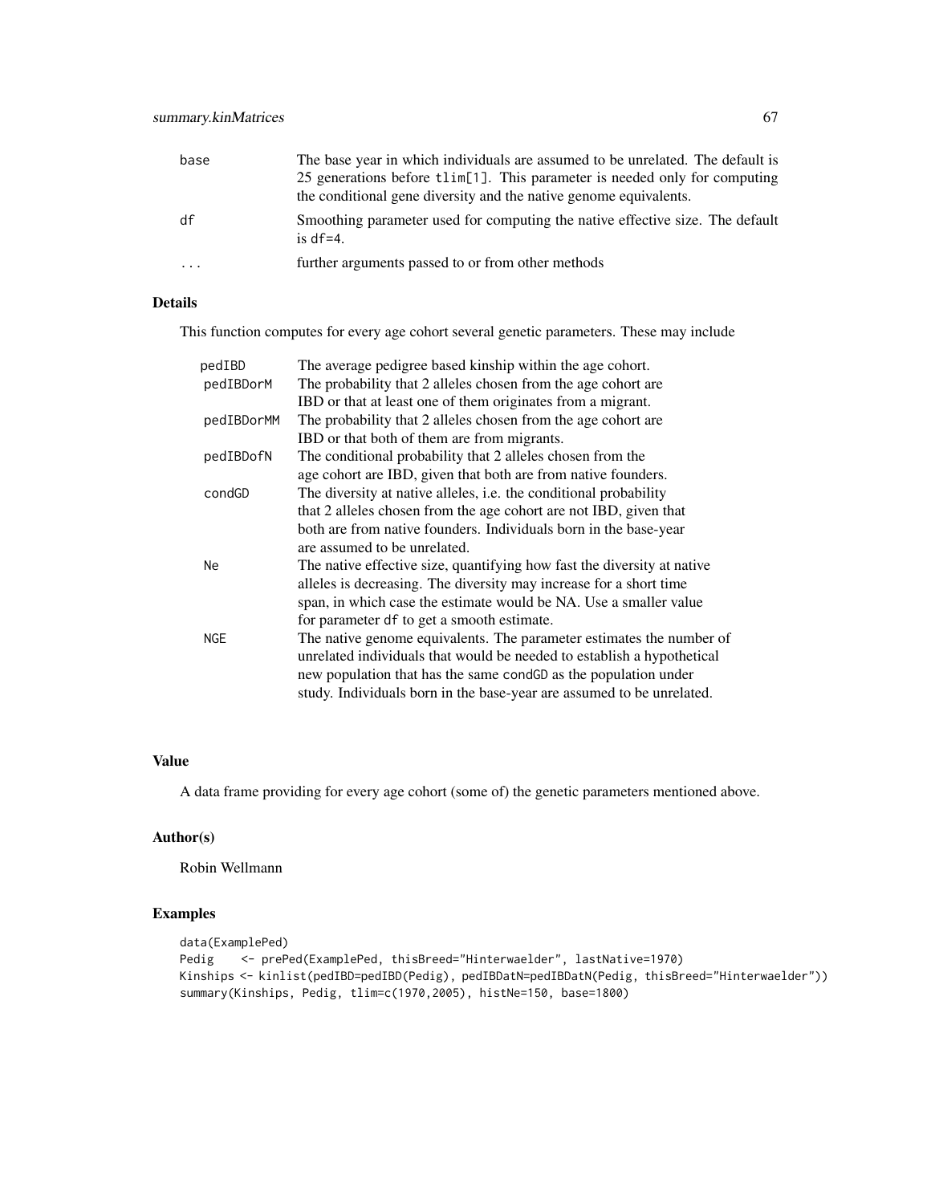| | |
|---|---|
| base | The base year in which individuals are assumed to be unrelated. The default is 25 generations before `tlim[1]`. This parameter is needed only for computing the conditional gene diversity and the native genome equivalents. |
| df | Smoothing parameter used for computing the native effective size. The default is `df=4`. |
| ... | further arguments passed to or from other methods |

## Details

This function computes for every age cohort several genetic parameters. These may include

| | |
|---|---|
| pedIBD | The average pedigree based kinship within the age cohort. |
| pedIBDorM | The probability that 2 alleles chosen from the age cohort are IBD or that at least one of them originates from a migrant. |
| pedIBDorMM | The probability that 2 alleles chosen from the age cohort are IBD or that both of them are from migrants. |
| pedIBDofN | The conditional probability that 2 alleles chosen from the age cohort are IBD, given that both are from native founders. |
| condGD | The diversity at native alleles, i.e. the conditional probability that 2 alleles chosen from the age cohort are not IBD, given that both are from native founders. Individuals born in the base-year are assumed to be unrelated. |
| Ne | The native effective size, quantifying how fast the diversity at native alleles is decreasing. The diversity may increase for a short time span, in which case the estimate would be NA. Use a smaller value for parameter `df` to get a smooth estimate. |
| NGE | The native genome equivalents. The parameter estimates the number of unrelated individuals that would be needed to establish a hypothetical new population that has the same `condGD` as the population under study. Individuals born in the base-year are assumed to be unrelated. |

## Value

A data frame providing for every age cohort (some of) the genetic parameters mentioned above.

## Author(s)

Robin Wellmann

## Examples

```
data(ExamplePed)
Pedig    <- prePed(ExamplePed, thisBreed="Hinterwaelder", lastNative=1970)
Kinships <- kinlist(pedIBD=pedIBD(Pedig), pedIBDatN=pedIBDatN(Pedig, thisBreed="Hinterwaelder"))
summary(Kinships, Pedig, tlim=c(1970,2005), histNe=150, base=1800)
```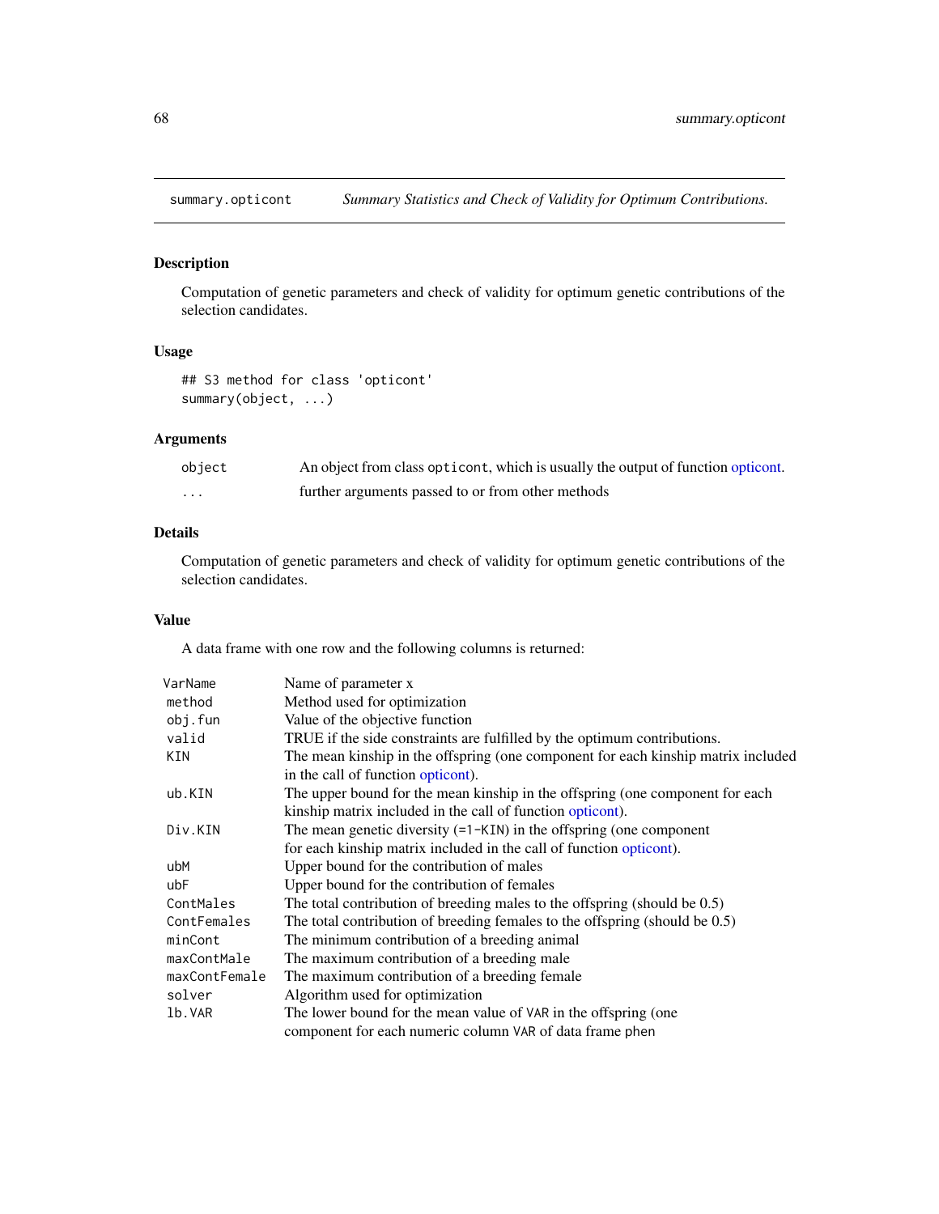## summary.opticont — *Summary Statistics and Check of Validity for Optimum Contributions.*

### Description

Computation of genetic parameters and check of validity for optimum genetic contributions of the selection candidates.

### Usage

```
## S3 method for class 'opticont'
summary(object, ...)
```

### Arguments

| | |
|---|---|
| `object` | An object from class `opticont`, which is usually the output of function opticont. |
| `...` | further arguments passed to or from other methods |

### Details

Computation of genetic parameters and check of validity for optimum genetic contributions of the selection candidates.

### Value

A data frame with one row and the following columns is returned:

| | |
|---|---|
| `VarName` | Name of parameter x |
| `method` | Method used for optimization |
| `obj.fun` | Value of the objective function |
| `valid` | TRUE if the side constraints are fulfilled by the optimum contributions. |
| `KIN` | The mean kinship in the offspring (one component for each kinship matrix included in the call of function opticont). |
| `ub.KIN` | The upper bound for the mean kinship in the offspring (one component for each kinship matrix included in the call of function opticont). |
| `Div.KIN` | The mean genetic diversity (=1-KIN) in the offspring (one component for each kinship matrix included in the call of function opticont). |
| `ubM` | Upper bound for the contribution of males |
| `ubF` | Upper bound for the contribution of females |
| `ContMales` | The total contribution of breeding males to the offspring (should be 0.5) |
| `ContFemales` | The total contribution of breeding females to the offspring (should be 0.5) |
| `minCont` | The minimum contribution of a breeding animal |
| `maxContMale` | The maximum contribution of a breeding male |
| `maxContFemale` | The maximum contribution of a breeding female |
| `solver` | Algorithm used for optimization |
| `lb.VAR` | The lower bound for the mean value of `VAR` in the offspring (one component for each numeric column `VAR` of data frame `phen` |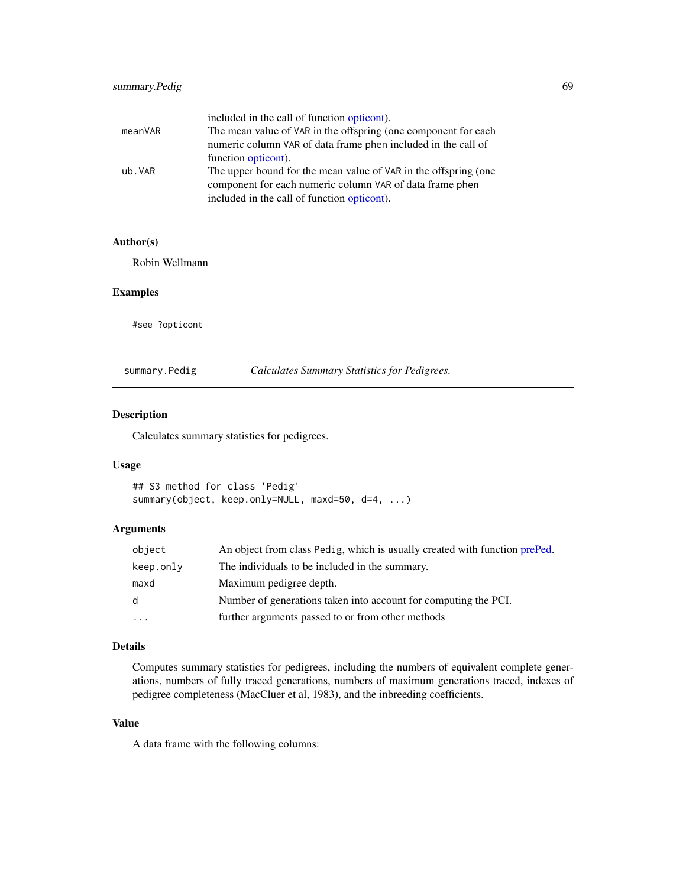included in the call of function opticont).

| | |
|---|---|
| meanVAR | The mean value of VAR in the offspring (one component for each numeric column VAR of data frame phen included in the call of function opticont). |
| ub.VAR | The upper bound for the mean value of VAR in the offspring (one component for each numeric column VAR of data frame phen included in the call of function opticont). |

### Author(s)

Robin Wellmann

### Examples

```
#see ?opticont
```

---

## summary.Pedig — *Calculates Summary Statistics for Pedigrees.*

---

### Description

Calculates summary statistics for pedigrees.

### Usage

```
## S3 method for class 'Pedig'
summary(object, keep.only=NULL, maxd=50, d=4, ...)
```

### Arguments

| | |
|---|---|
| object | An object from class Pedig, which is usually created with function prePed. |
| keep.only | The individuals to be included in the summary. |
| maxd | Maximum pedigree depth. |
| d | Number of generations taken into account for computing the PCI. |
| ... | further arguments passed to or from other methods |

### Details

Computes summary statistics for pedigrees, including the numbers of equivalent complete generations, numbers of fully traced generations, numbers of maximum generations traced, indexes of pedigree completeness (MacCluer et al, 1983), and the inbreeding coefficients.

### Value

A data frame with the following columns: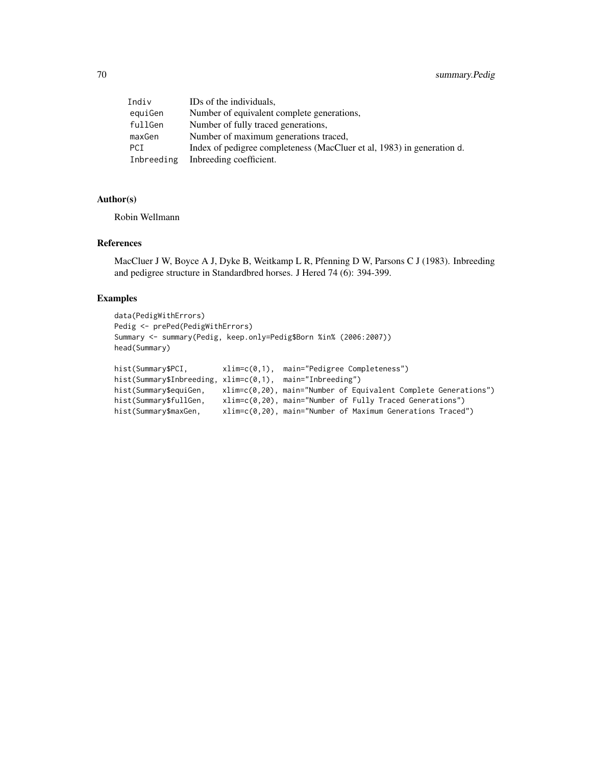| | |
|---|---|
| `Indiv` | IDs of the individuals, |
| `equiGen` | Number of equivalent complete generations, |
| `fullGen` | Number of fully traced generations, |
| `maxGen` | Number of maximum generations traced, |
| `PCI` | Index of pedigree completeness (MacCluer et al, 1983) in generation `d`. |
| `Inbreeding` | Inbreeding coefficient. |

## Author(s)

Robin Wellmann

## References

MacCluer J W, Boyce A J, Dyke B, Weitkamp L R, Pfenning D W, Parsons C J (1983). Inbreeding and pedigree structure in Standardbred horses. J Hered 74 (6): 394-399.

## Examples

```
data(PedigWithErrors)
Pedig <- prePed(PedigWithErrors)
Summary <- summary(Pedig, keep.only=Pedig$Born %in% (2006:2007))
head(Summary)

hist(Summary$PCI,        xlim=c(0,1),  main="Pedigree Completeness")
hist(Summary$Inbreeding, xlim=c(0,1),  main="Inbreeding")
hist(Summary$equiGen,    xlim=c(0,20), main="Number of Equivalent Complete Generations")
hist(Summary$fullGen,    xlim=c(0,20), main="Number of Fully Traced Generations")
hist(Summary$maxGen,     xlim=c(0,20), main="Number of Maximum Generations Traced")
```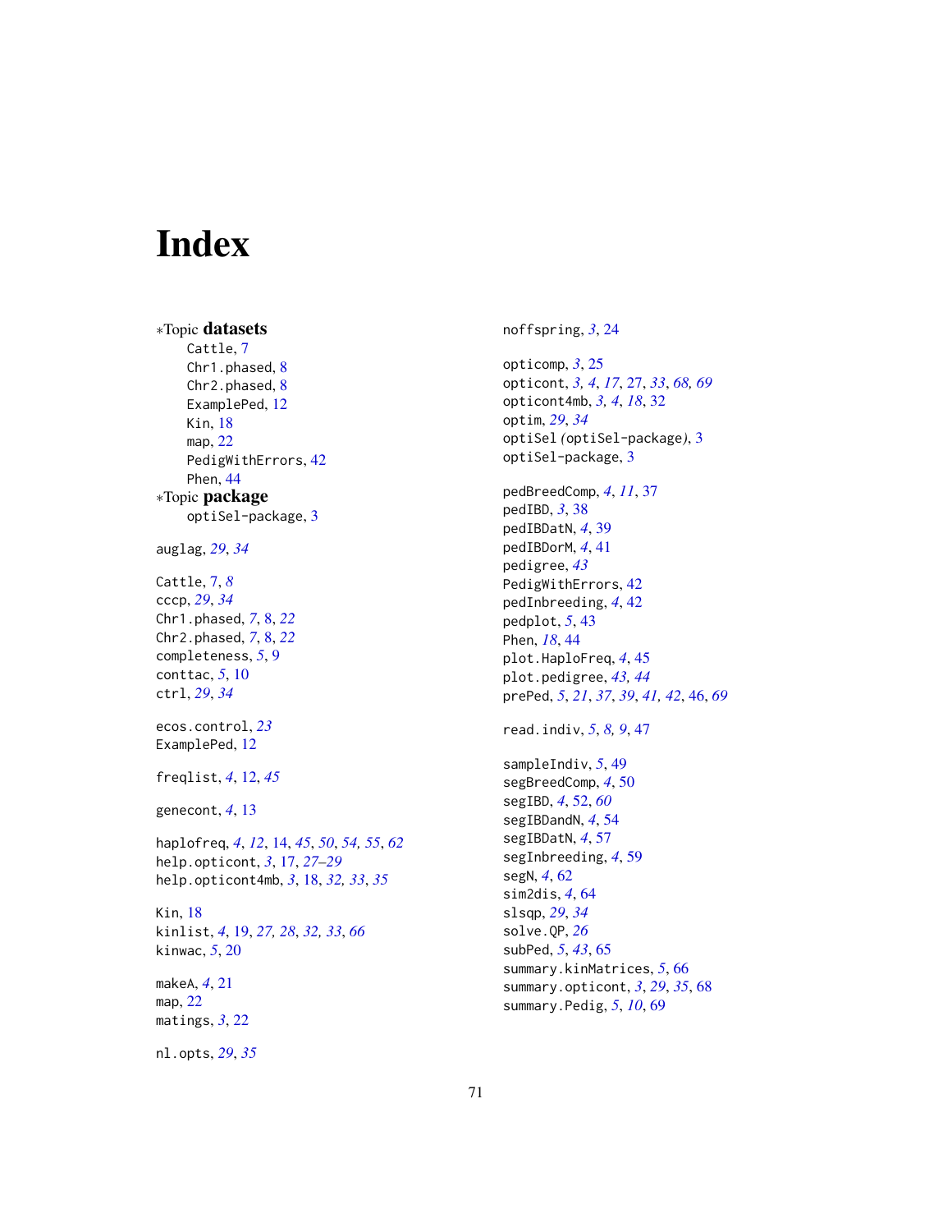# Index

∗Topic **datasets**
- Cattle, 7
- Chr1.phased, 8
- Chr2.phased, 8
- ExamplePed, 12
- Kin, 18
- map, 22
- PedigWithErrors, 42
- Phen, 44

∗Topic **package**
- optiSel-package, 3

auglag, *29*, *34*

Cattle, 7, *8*
cccp, *29*, *34*
Chr1.phased, *7*, 8, *22*
Chr2.phased, *7*, 8, *22*
completeness, *5*, 9
conttac, *5*, 10
ctrl, *29*, *34*

ecos.control, *23*
ExamplePed, 12

freqlist, *4*, 12, *45*

genecont, *4*, 13

haplofreq, *4*, *12*, 14, *45*, *50*, *54, 55*, *62*
help.opticont, *3*, 17, *27–29*
help.opticont4mb, *3*, 18, *32, 33*, *35*

Kin, 18
kinlist, *4*, 19, *27, 28*, *32, 33*, *66*
kinwac, *5*, 20

makeA, *4*, 21
map, 22
matings, *3*, 22

nl.opts, *29*, *35*

noffspring, *3*, 24

opticomp, *3*, 25
opticont, *3, 4*, *17*, 27, *33*, *68, 69*
opticont4mb, *3, 4*, *18*, 32
optim, *29*, *34*
optiSel *(*optiSel-package*)*, 3
optiSel-package, 3

pedBreedComp, *4*, *11*, 37
pedIBD, *3*, 38
pedIBDatN, *4*, 39
pedIBDorM, *4*, 41
pedigree, *43*
PedigWithErrors, 42
pedInbreeding, *4*, 42
pedplot, *5*, 43
Phen, *18*, 44
plot.HaploFreq, *4*, 45
plot.pedigree, *43, 44*
prePed, *5*, *21*, *37*, *39*, *41, 42*, 46, *69*

read.indiv, *5*, *8, 9*, 47

sampleIndiv, *5*, 49
segBreedComp, *4*, 50
segIBD, *4*, 52, *60*
segIBDandN, *4*, 54
segIBDatN, *4*, 57
segInbreeding, *4*, 59
segN, *4*, 62
sim2dis, *4*, 64
slsqp, *29*, *34*
solve.QP, *26*
subPed, *5*, *43*, 65
summary.kinMatrices, *5*, 66
summary.opticont, *3*, *29*, *35*, 68
summary.Pedig, *5*, *10*, 69